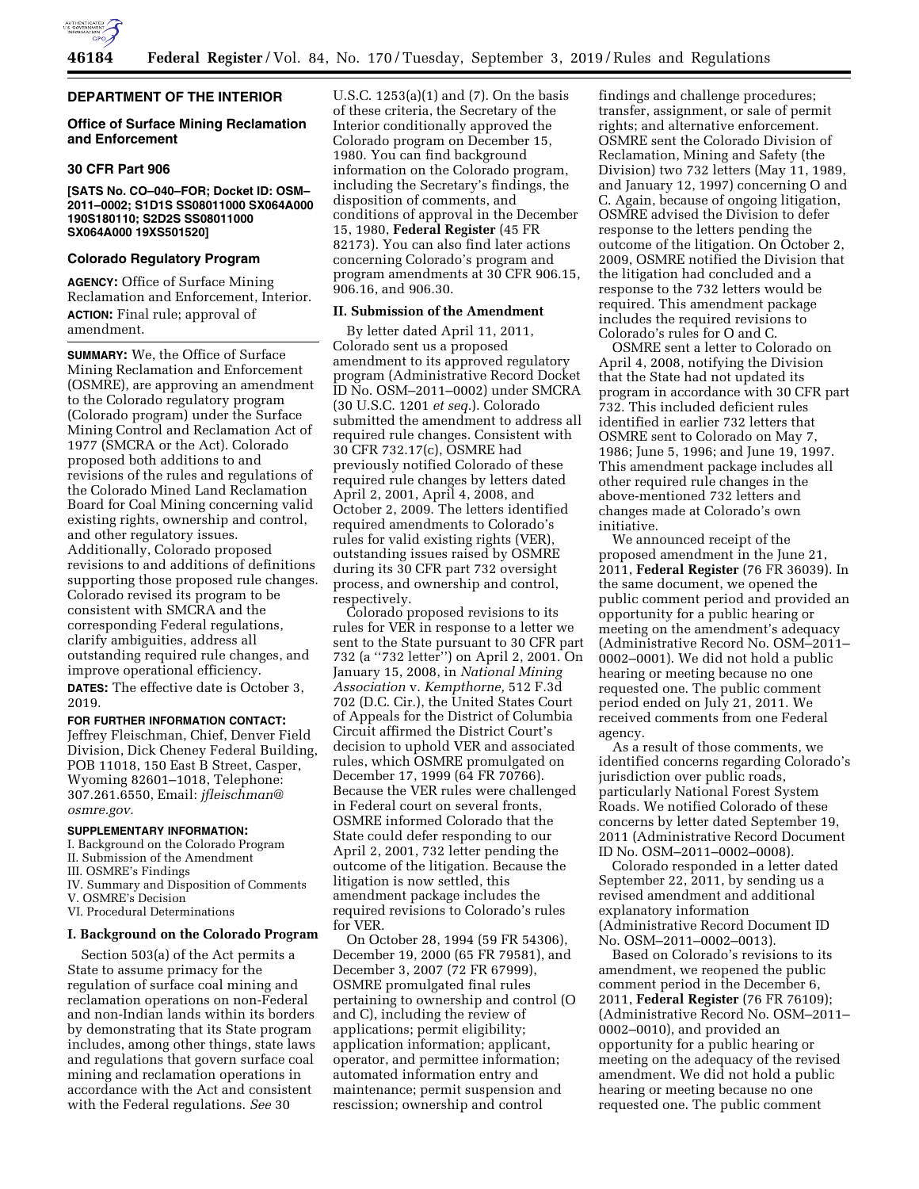**DEPARTMENT OF THE INTERIOR**

**Office of Surface Mining Reclamation and Enforcement**

**30 CFR Part 906**

**[SATS No. CO–040–FOR; Docket ID: OSM–2011–0002; S1D1S SS08011000 SX064A000 190S180110; S2D2S SS08011000 SX064A000 19XS501520]**

**Colorado Regulatory Program**

**AGENCY:** Office of Surface Mining Reclamation and Enforcement, Interior.

**ACTION:** Final rule; approval of amendment.

**SUMMARY:** We, the Office of Surface Mining Reclamation and Enforcement (OSMRE), are approving an amendment to the Colorado regulatory program (Colorado program) under the Surface Mining Control and Reclamation Act of 1977 (SMCRA or the Act). Colorado proposed both additions to and revisions of the rules and regulations of the Colorado Mined Land Reclamation Board for Coal Mining concerning valid existing rights, ownership and control, and other regulatory issues. Additionally, Colorado proposed revisions to and additions of definitions supporting those proposed rule changes. Colorado revised its program to be consistent with SMCRA and the corresponding Federal regulations, clarify ambiguities, address all outstanding required rule changes, and improve operational efficiency.

**DATES:** The effective date is October 3, 2019.

**FOR FURTHER INFORMATION CONTACT:** Jeffrey Fleischman, Chief, Denver Field Division, Dick Cheney Federal Building, POB 11018, 150 East B Street, Casper, Wyoming 82601–1018, Telephone: 307.261.6550, Email: *jfleischman@osmre.gov.*

**SUPPLEMENTARY INFORMATION:**

I. Background on the Colorado Program
II. Submission of the Amendment
III. OSMRE's Findings
IV. Summary and Disposition of Comments
V. OSMRE's Decision
VI. Procedural Determinations

**I. Background on the Colorado Program**

Section 503(a) of the Act permits a State to assume primacy for the regulation of surface coal mining and reclamation operations on non-Federal and non-Indian lands within its borders by demonstrating that its State program includes, among other things, state laws and regulations that govern surface coal mining and reclamation operations in accordance with the Act and consistent with the Federal regulations. *See* 30 U.S.C. 1253(a)(1) and (7). On the basis of these criteria, the Secretary of the Interior conditionally approved the Colorado program on December 15, 1980. You can find background information on the Colorado program, including the Secretary's findings, the disposition of comments, and conditions of approval in the December 15, 1980, **Federal Register** (45 FR 82173). You can also find later actions concerning Colorado's program and program amendments at 30 CFR 906.15, 906.16, and 906.30.

**II. Submission of the Amendment**

By letter dated April 11, 2011, Colorado sent us a proposed amendment to its approved regulatory program (Administrative Record Docket ID No. OSM–2011–0002) under SMCRA (30 U.S.C. 1201 *et seq.*). Colorado submitted the amendment to address all required rule changes. Consistent with 30 CFR 732.17(c), OSMRE had previously notified Colorado of these required rule changes by letters dated April 2, 2001, April 4, 2008, and October 2, 2009. The letters identified required amendments to Colorado's rules for valid existing rights (VER), outstanding issues raised by OSMRE during its 30 CFR part 732 oversight process, and ownership and control, respectively.

Colorado proposed revisions to its rules for VER in response to a letter we sent to the State pursuant to 30 CFR part 732 (a ''732 letter'') on April 2, 2001. On January 15, 2008, in *National Mining Association* v. *Kempthorne,* 512 F.3d 702 (D.C. Cir.), the United States Court of Appeals for the District of Columbia Circuit affirmed the District Court's decision to uphold VER and associated rules, which OSMRE promulgated on December 17, 1999 (64 FR 70766). Because the VER rules were challenged in Federal court on several fronts, OSMRE informed Colorado that the State could defer responding to our April 2, 2001, 732 letter pending the outcome of the litigation. Because the litigation is now settled, this amendment package includes the required revisions to Colorado's rules for VER.

On October 28, 1994 (59 FR 54306), December 19, 2000 (65 FR 79581), and December 3, 2007 (72 FR 67999), OSMRE promulgated final rules pertaining to ownership and control (O and C), including the review of applications; permit eligibility; application information; applicant, operator, and permittee information; automated information entry and maintenance; permit suspension and rescission; ownership and control findings and challenge procedures; transfer, assignment, or sale of permit rights; and alternative enforcement. OSMRE sent the Colorado Division of Reclamation, Mining and Safety (the Division) two 732 letters (May 11, 1989, and January 12, 1997) concerning O and C. Again, because of ongoing litigation, OSMRE advised the Division to defer response to the letters pending the outcome of the litigation. On October 2, 2009, OSMRE notified the Division that the litigation had concluded and a response to the 732 letters would be required. This amendment package includes the required revisions to Colorado's rules for O and C.

OSMRE sent a letter to Colorado on April 4, 2008, notifying the Division that the State had not updated its program in accordance with 30 CFR part 732. This included deficient rules identified in earlier 732 letters that OSMRE sent to Colorado on May 7, 1986; June 5, 1996; and June 19, 1997. This amendment package includes all other required rule changes in the above-mentioned 732 letters and changes made at Colorado's own initiative.

We announced receipt of the proposed amendment in the June 21, 2011, **Federal Register** (76 FR 36039). In the same document, we opened the public comment period and provided an opportunity for a public hearing or meeting on the amendment's adequacy (Administrative Record No. OSM–2011–0002–0001). We did not hold a public hearing or meeting because no one requested one. The public comment period ended on July 21, 2011. We received comments from one Federal agency.

As a result of those comments, we identified concerns regarding Colorado's jurisdiction over public roads, particularly National Forest System Roads. We notified Colorado of these concerns by letter dated September 19, 2011 (Administrative Record Document ID No. OSM–2011–0002–0008).

Colorado responded in a letter dated September 22, 2011, by sending us a revised amendment and additional explanatory information (Administrative Record Document ID No. OSM–2011–0002–0013).

Based on Colorado's revisions to its amendment, we reopened the public comment period in the December 6, 2011, **Federal Register** (76 FR 76109); (Administrative Record No. OSM–2011–0002–0010), and provided an opportunity for a public hearing or meeting on the adequacy of the revised amendment. We did not hold a public hearing or meeting because no one requested one. The public comment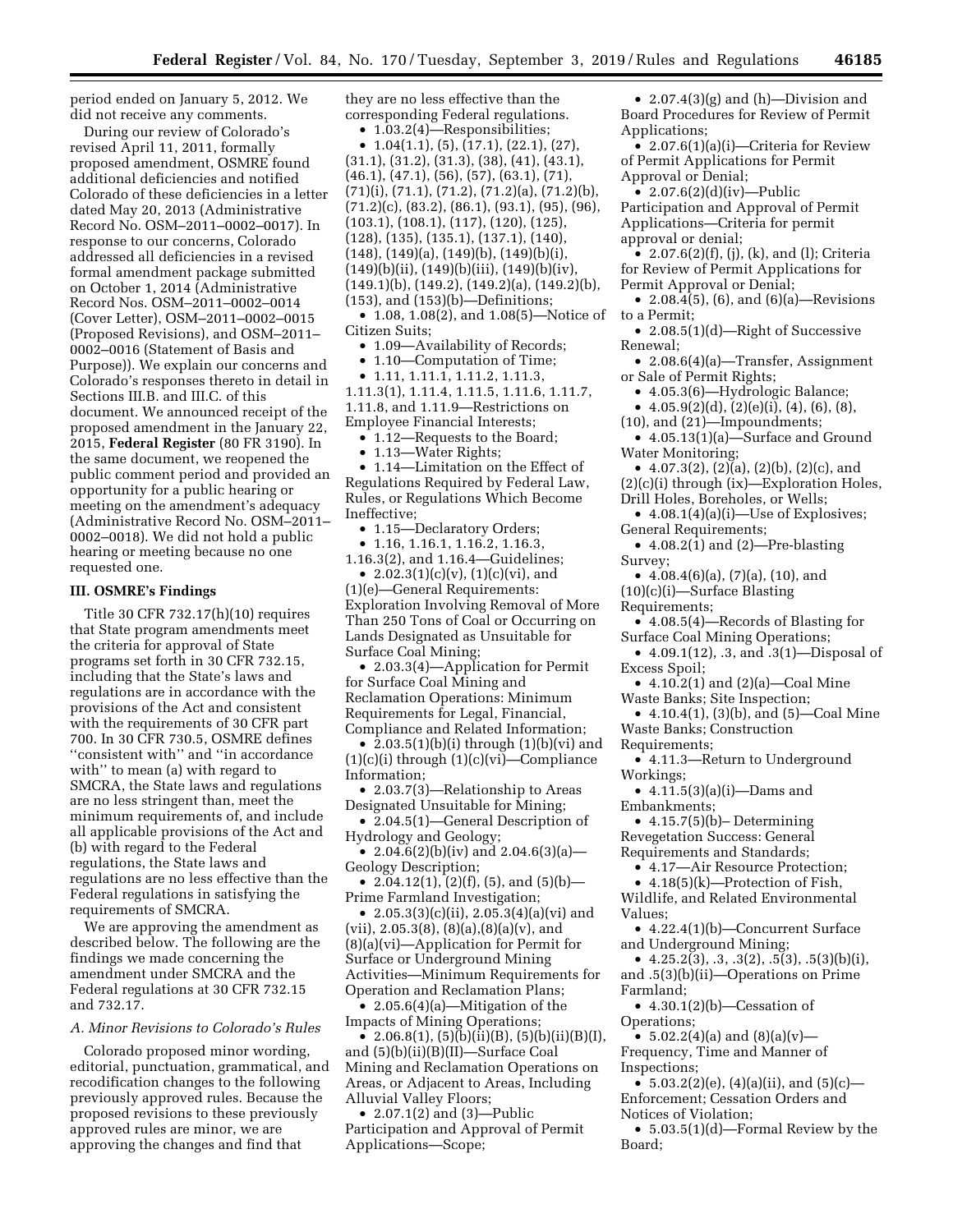period ended on January 5, 2012. We did not receive any comments.

During our review of Colorado's revised April 11, 2011, formally proposed amendment, OSMRE found additional deficiencies and notified Colorado of these deficiencies in a letter dated May 20, 2013 (Administrative Record No. OSM–2011–0002–0017). In response to our concerns, Colorado addressed all deficiencies in a revised formal amendment package submitted on October 1, 2014 (Administrative Record Nos. OSM–2011–0002–0014 (Cover Letter), OSM–2011–0002–0015 (Proposed Revisions), and OSM–2011–0002–0016 (Statement of Basis and Purpose)). We explain our concerns and Colorado's responses thereto in detail in Sections III.B. and III.C. of this document. We announced receipt of the proposed amendment in the January 22, 2015, **Federal Register** (80 FR 3190). In the same document, we reopened the public comment period and provided an opportunity for a public hearing or meeting on the amendment's adequacy (Administrative Record No. OSM–2011–0002–0018). We did not hold a public hearing or meeting because no one requested one.

## III. OSMRE's Findings

Title 30 CFR 732.17(h)(10) requires that State program amendments meet the criteria for approval of State programs set forth in 30 CFR 732.15, including that the State's laws and regulations are in accordance with the provisions of the Act and consistent with the requirements of 30 CFR part 700. In 30 CFR 730.5, OSMRE defines ''consistent with'' and ''in accordance with'' to mean (a) with regard to SMCRA, the State laws and regulations are no less stringent than, meet the minimum requirements of, and include all applicable provisions of the Act and (b) with regard to the Federal regulations, the State laws and regulations are no less effective than the Federal regulations in satisfying the requirements of SMCRA.

We are approving the amendment as described below. The following are the findings we made concerning the amendment under SMCRA and the Federal regulations at 30 CFR 732.15 and 732.17.

### *A. Minor Revisions to Colorado's Rules*

Colorado proposed minor wording, editorial, punctuation, grammatical, and recodification changes to the following previously approved rules. Because the proposed revisions to these previously approved rules are minor, we are approving the changes and find that they are no less effective than the corresponding Federal regulations.

- 1.03.2(4)—Responsibilities;
- 1.04(1.1), (5), (17.1), (22.1), (27), (31.1), (31.2), (31.3), (38), (41), (43.1), (46.1), (47.1), (56), (57), (63.1), (71), (71)(i), (71.1), (71.2), (71.2)(a), (71.2)(b), (71.2)(c), (83.2), (86.1), (93.1), (95), (96), (103.1), (108.1), (117), (120), (125), (128), (135), (135.1), (137.1), (140), (148), (149)(a), (149)(b), (149)(b)(i), (149)(b)(ii), (149)(b)(iii), (149)(b)(iv), (149.1)(b), (149.2), (149.2)(a), (149.2)(b), (153), and (153)(b)—Definitions;
- 1.08, 1.08(2), and 1.08(5)—Notice of Citizen Suits;
- 1.09—Availability of Records;
- 1.10—Computation of Time;
- 1.11, 1.11.1, 1.11.2, 1.11.3, 1.11.3(1), 1.11.4, 1.11.5, 1.11.6, 1.11.7, 1.11.8, and 1.11.9—Restrictions on Employee Financial Interests;
- 1.12—Requests to the Board;
- 1.13—Water Rights;
- 1.14—Limitation on the Effect of Regulations Required by Federal Law, Rules, or Regulations Which Become Ineffective;
- 1.15—Declaratory Orders;
- 1.16, 1.16.1, 1.16.2, 1.16.3, 1.16.3(2), and 1.16.4—Guidelines;
- 2.02.3(1)(c)(v), (1)(c)(vi), and (1)(e)—General Requirements: Exploration Involving Removal of More Than 250 Tons of Coal or Occurring on Lands Designated as Unsuitable for Surface Coal Mining;
- 2.03.3(4)—Application for Permit for Surface Coal Mining and Reclamation Operations: Minimum Requirements for Legal, Financial, Compliance and Related Information;
- 2.03.5(1)(b)(i) through (1)(b)(vi) and (1)(c)(i) through (1)(c)(vi)—Compliance Information;
- 2.03.7(3)—Relationship to Areas Designated Unsuitable for Mining;
- 2.04.5(1)—General Description of Hydrology and Geology;
- 2.04.6(2)(b)(iv) and 2.04.6(3)(a)—Geology Description;
- 2.04.12(1), (2)(f), (5), and (5)(b)—Prime Farmland Investigation;
- 2.05.3(3)(c)(ii), 2.05.3(4)(a)(vi) and (vii), 2.05.3(8), (8)(a),(8)(a)(v), and (8)(a)(vi)—Application for Permit for Surface or Underground Mining Activities—Minimum Requirements for Operation and Reclamation Plans;
- 2.05.6(4)(a)—Mitigation of the Impacts of Mining Operations;
- 2.06.8(1), (5)(b)(ii)(B), (5)(b)(ii)(B)(I), and (5)(b)(ii)(B)(II)—Surface Coal Mining and Reclamation Operations on Areas, or Adjacent to Areas, Including Alluvial Valley Floors;
- 2.07.1(2) and (3)—Public Participation and Approval of Permit Applications—Scope;
- 2.07.4(3)(g) and (h)—Division and Board Procedures for Review of Permit Applications;
- 2.07.6(1)(a)(i)—Criteria for Review of Permit Applications for Permit Approval or Denial;
- 2.07.6(2)(d)(iv)—Public Participation and Approval of Permit Applications—Criteria for permit approval or denial;
- 2.07.6(2)(f), (j), (k), and (l); Criteria for Review of Permit Applications for Permit Approval or Denial;
- 2.08.4(5), (6), and (6)(a)—Revisions to a Permit;
- 2.08.5(1)(d)—Right of Successive Renewal;
- 2.08.6(4)(a)—Transfer, Assignment or Sale of Permit Rights;
- 4.05.3(6)—Hydrologic Balance;
- 4.05.9(2)(d), (2)(e)(i), (4), (6), (8), (10), and (21)—Impoundments;
- 4.05.13(1)(a)—Surface and Ground Water Monitoring;
- 4.07.3(2), (2)(a), (2)(b), (2)(c), and (2)(c)(i) through (ix)—Exploration Holes, Drill Holes, Boreholes, or Wells;
- 4.08.1(4)(a)(i)—Use of Explosives; General Requirements;
- 4.08.2(1) and (2)—Pre-blasting Survey;
- 4.08.4(6)(a), (7)(a), (10), and (10)(c)(i)—Surface Blasting Requirements;
- 4.08.5(4)—Records of Blasting for Surface Coal Mining Operations;
- 4.09.1(12), .3, and .3(1)—Disposal of Excess Spoil;
- 4.10.2(1) and (2)(a)—Coal Mine Waste Banks; Site Inspection;
- 4.10.4(1), (3)(b), and (5)—Coal Mine Waste Banks; Construction Requirements;
- 4.11.3—Return to Underground Workings;
- 4.11.5(3)(a)(i)—Dams and Embankments;
- 4.15.7(5)(b)– Determining Revegetation Success: General Requirements and Standards;
- 4.17—Air Resource Protection;
- 4.18(5)(k)—Protection of Fish, Wildlife, and Related Environmental Values;
- 4.22.4(1)(b)—Concurrent Surface and Underground Mining;
- 4.25.2(3), .3, .3(2), .5(3), .5(3)(b)(i), and .5(3)(b)(ii)—Operations on Prime Farmland;
- 4.30.1(2)(b)—Cessation of Operations;
- 5.02.2(4)(a) and (8)(a)(v)—Frequency, Time and Manner of Inspections;
- 5.03.2(2)(e), (4)(a)(ii), and (5)(c)—Enforcement; Cessation Orders and Notices of Violation;
- 5.03.5(1)(d)—Formal Review by the Board;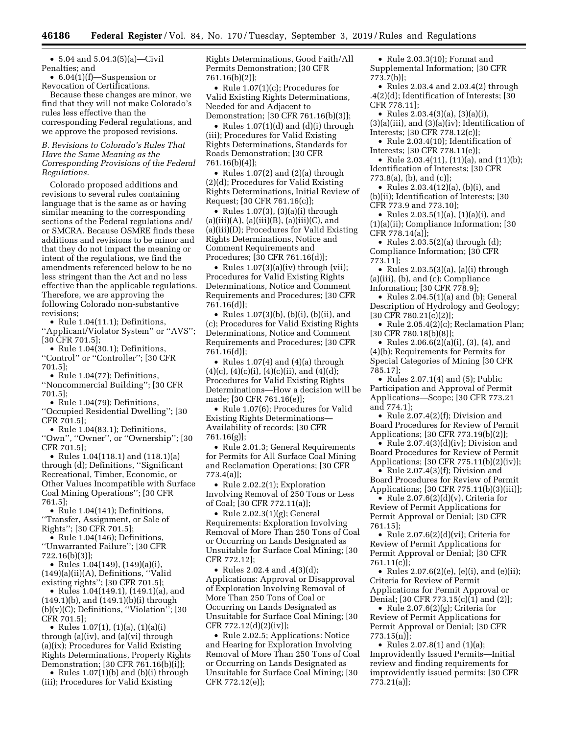- 5.04 and 5.04.3(5)(a)—Civil Penalties; and
- 6.04(1)(f)—Suspension or Revocation of Certifications.

Because these changes are minor, we find that they will not make Colorado's rules less effective than the corresponding Federal regulations, and we approve the proposed revisions.

*B. Revisions to Colorado's Rules That Have the Same Meaning as the Corresponding Provisions of the Federal Regulations.*

Colorado proposed additions and revisions to several rules containing language that is the same as or having similar meaning to the corresponding sections of the Federal regulations and/or SMCRA. Because OSMRE finds these additions and revisions to be minor and that they do not impact the meaning or intent of the regulations, we find the amendments referenced below to be no less stringent than the Act and no less effective than the applicable regulations. Therefore, we are approving the following Colorado non-substantive revisions;

- Rule 1.04(11.1); Definitions, ''Applicant/Violator System'' or ''AVS''; [30 CFR 701.5];
- Rule 1.04(30.1); Definitions, ''Control'' or ''Controller''; [30 CFR 701.5];
- Rule 1.04(77); Definitions, ''Noncommercial Building''; [30 CFR 701.5];
- Rule 1.04(79); Definitions, ''Occupied Residential Dwelling''; [30 CFR 701.5];
- Rule 1.04(83.1); Definitions, ''Own'', ''Owner'', or ''Ownership''; [30 CFR 701.5];
- Rules 1.04(118.1) and (118.1)(a) through (d); Definitions, ''Significant Recreational, Timber, Economic, or Other Values Incompatible with Surface Coal Mining Operations''; [30 CFR 761.5];
- Rule 1.04(141); Definitions, ''Transfer, Assignment, or Sale of Rights''; [30 CFR 701.5];
- Rule 1.04(146); Definitions, ''Unwarranted Failure''; [30 CFR 722.16(b)(3)];
- Rules 1.04(149), (149)(a)(i), (149)(a)(ii)(A), Definitions, ''Valid existing rights''; [30 CFR 701.5];
- Rules 1.04(149.1), (149.1)(a), and (149.1)(b), and (149.1)(b)(i) through (b)(v)(C); Definitions, ''Violation''; [30 CFR 701.5];
- Rules 1.07(1), (1)(a), (1)(a)(i) through (a)(iv), and (a)(vi) through (a)(ix); Procedures for Valid Existing Rights Determinations, Property Rights Demonstration; [30 CFR 761.16(b)(i)];
- Rules 1.07(1)(b) and (b)(i) through (iii); Procedures for Valid Existing Rights Determinations, Good Faith/All Permits Demonstration; [30 CFR 761.16(b)(2)];
- Rule 1.07(1)(c); Procedures for Valid Existing Rights Determinations, Needed for and Adjacent to Demonstration; [30 CFR 761.16(b)(3)];
- Rules 1.07(1)(d) and (d)(i) through (iii); Procedures for Valid Existing Rights Determinations, Standards for Roads Demonstration; [30 CFR 761.16(b)(4)];
- Rules 1.07(2) and (2)(a) through (2)(d); Procedures for Valid Existing Rights Determinations, Initial Review of Request; [30 CFR 761.16(c)];
- Rules 1.07(3), (3)(a)(i) through (a)(iii)(A), (a)(iii)(B), (a)(iii)(C), and (a)(iii)(D); Procedures for Valid Existing Rights Determinations, Notice and Comment Requirements and Procedures; [30 CFR 761.16(d)];
- Rules 1.07(3)(a)(iv) through (vii); Procedures for Valid Existing Rights Determinations, Notice and Comment Requirements and Procedures; [30 CFR 761.16(d)];
- Rules 1.07(3)(b), (b)(i), (b)(ii), and (c); Procedures for Valid Existing Rights Determinations, Notice and Comment Requirements and Procedures; [30 CFR 761.16(d)];
- Rules 1.07(4) and (4)(a) through (4)(c), (4)(c)(i), (4)(c)(ii), and (4)(d); Procedures for Valid Existing Rights Determinations—How a decision will be made; [30 CFR 761.16(e)];
- Rule 1.07(6); Procedures for Valid Existing Rights Determinations—Availability of records; [30 CFR 761.16(g)];
- Rule 2.01.3; General Requirements for Permits for All Surface Coal Mining and Reclamation Operations; [30 CFR 773.4(a)];
- Rule 2.02.2(1); Exploration Involving Removal of 250 Tons or Less of Coal; [30 CFR 772.11(a)];
- Rule 2.02.3(1)(g); General Requirements: Exploration Involving Removal of More Than 250 Tons of Coal or Occurring on Lands Designated as Unsuitable for Surface Coal Mining; [30 CFR 772.12];
- Rules 2.02.4 and .4(3)(d); Applications: Approval or Disapproval of Exploration Involving Removal of More Than 250 Tons of Coal or Occurring on Lands Designated as Unsuitable for Surface Coal Mining; [30 CFR 772.12(d)(2)(iv)];
- Rule 2.02.5; Applications: Notice and Hearing for Exploration Involving Removal of More Than 250 Tons of Coal or Occurring on Lands Designated as Unsuitable for Surface Coal Mining; [30 CFR 772.12(e)];
- Rule 2.03.3(10); Format and Supplemental Information; [30 CFR 773.7(b)];
- Rules 2.03.4 and 2.03.4(2) through .4(2)(d); Identification of Interests; [30 CFR 778.11];
- Rules 2.03.4(3)(a), (3)(a)(i), (3)(a)(iii), and (3)(a)(iv); Identification of Interests; [30 CFR 778.12(c)];
- Rule 2.03.4(10); Identification of Interests; [30 CFR 778.11(e)];
- Rule 2.03.4(11), (11)(a), and (11)(b); Identification of Interests; [30 CFR 773.8(a), (b), and (c)];
- Rules 2.03.4(12)(a), (b)(i), and (b)(ii); Identification of Interests; [30 CFR 773.9 and 773.10];
- Rules 2.03.5(1)(a), (1)(a)(i), and (1)(a)(ii); Compliance Information; [30 CFR 778.14(a)];
- Rules 2.03.5(2)(a) through (d); Compliance Information; [30 CFR 773.11];
- Rules 2.03.5(3)(a), (a)(i) through (a)(iii), (b), and (c); Compliance Information; [30 CFR 778.9];
- Rules 2.04.5(1)(a) and (b); General Description of Hydrology and Geology; [30 CFR 780.21(c)(2)];
- Rule 2.05.4(2)(c); Reclamation Plan; [30 CFR 780.18(b)(8)];
- Rules 2.06.6(2)(a)(i), (3), (4), and (4)(b); Requirements for Permits for Special Categories of Mining [30 CFR 785.17];
- Rules 2.07.1(4) and (5); Public Participation and Approval of Permit Applications—Scope; [30 CFR 773.21 and 774.1];
- Rule 2.07.4(2)(f); Division and Board Procedures for Review of Permit Applications; [30 CFR 773.19(b)(2)];
- Rule 2.07.4(3)(d)(iv); Division and Board Procedures for Review of Permit Applications; [30 CFR 775.11(b)(2)(iv)];
- Rule 2.07.4(3)(f); Division and Board Procedures for Review of Permit Applications; [30 CFR 775.11(b)(3)(iii)];
- Rule 2.07.6(2)(d)(v), Criteria for Review of Permit Applications for Permit Approval or Denial; [30 CFR 761.15];
- Rule 2.07.6(2)(d)(vi); Criteria for Review of Permit Applications for Permit Approval or Denial; [30 CFR 761.11(c)];
- Rules 2.07.6(2)(e), (e)(i), and (e)(ii); Criteria for Review of Permit Applications for Permit Approval or Denial; [30 CFR 773.15(c)(1) and (2)];
- Rule 2.07.6(2)(g); Criteria for Review of Permit Applications for Permit Approval or Denial; [30 CFR 773.15(n)];
- Rules 2.07.8(1) and (1)(a); Improvidently Issued Permits—Initial review and finding requirements for improvidently issued permits; [30 CFR 773.21(a)];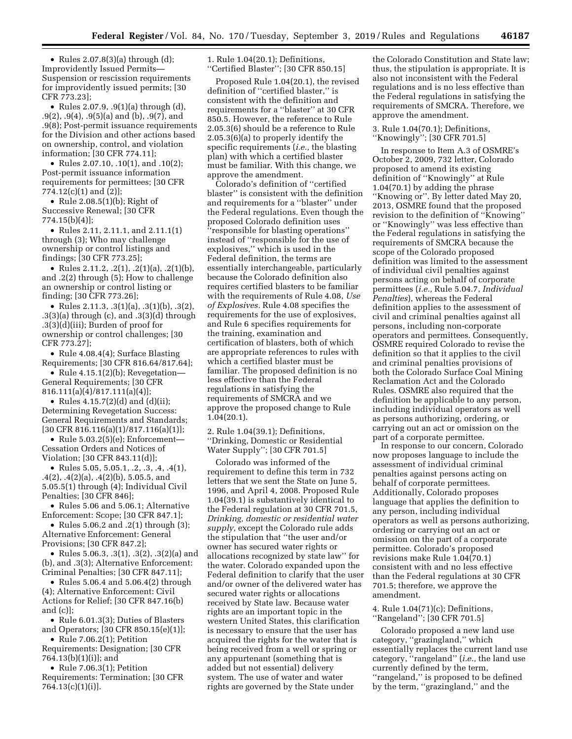- Rules 2.07.8(3)(a) through (d); Improvidently Issued Permits—Suspension or rescission requirements for improvidently issued permits; [30 CFR 773.23];
- Rules 2.07.9, .9(1)(a) through (d), .9(2), .9(4), .9(5)(a) and (b), .9(7), and .9(8); Post-permit issuance requirements for the Division and other actions based on ownership, control, and violation information; [30 CFR 774.11];
- Rules 2.07.10, .10(1), and .10(2); Post-permit issuance information requirements for permittees; [30 CFR 774.12(c)(1) and (2)];
- Rule 2.08.5(1)(b); Right of Successive Renewal; [30 CFR 774.15(b)(4)];
- Rules 2.11, 2.11.1, and 2.11.1(1) through (3); Who may challenge ownership or control listings and findings; [30 CFR 773.25];
- Rules 2.11.2, .2(1), .2(1)(a), .2(1)(b), and .2(2) through (5); How to challenge an ownership or control listing or finding; [30 CFR 773.26];
- Rules 2.11.3, .3(1)(a), .3(1)(b), .3(2), .3(3)(a) through (c), and .3(3)(d) through .3(3)(d)(iii); Burden of proof for ownership or control challenges; [30 CFR 773.27];
- Rule 4.08.4(4); Surface Blasting Requirements; [30 CFR 816.64/817.64];
- Rule 4.15.1(2)(b); Revegetation—General Requirements; [30 CFR 816.111(a)(4)/817.111(a)(4)];
- Rules 4.15.7(2)(d) and (d)(ii); Determining Revegetation Success: General Requirements and Standards; [30 CFR 816.116(a)(1)/817.116(a)(1)];
- Rule 5.03.2(5)(e); Enforcement—Cessation Orders and Notices of Violation; [30 CFR 843.11(d)];
- Rules 5.05, 5.05.1, .2, .3, .4, .4(1), .4(2), .4(2)(a), .4(2)(b), 5.05.5, and 5.05.5(1) through (4); Individual Civil Penalties; [30 CFR 846];
- Rules 5.06 and 5.06.1; Alternative Enforcement: Scope; [30 CFR 847.1];
- Rules 5.06.2 and .2(1) through (3); Alternative Enforcement: General Provisions; [30 CFR 847.2];
- Rules 5.06.3, .3(1), .3(2), .3(2)(a) and (b), and .3(3); Alternative Enforcement: Criminal Penalties; [30 CFR 847.11];
- Rules 5.06.4 and 5.06.4(2) through (4); Alternative Enforcement: Civil Actions for Relief; [30 CFR 847.16(b) and (c)];
- Rule 6.01.3(3); Duties of Blasters and Operators; [30 CFR 850.15(e)(1)];
- Rule 7.06.2(1); Petition Requirements: Designation; [30 CFR 764.13(b)(1)(i)]; and
- Rule 7.06.3(1); Petition Requirements: Termination; [30 CFR 764.13(c)(1)(i)].

1. Rule 1.04(20.1); Definitions, "Certified Blaster"; [30 CFR 850.15]

Proposed Rule 1.04(20.1), the revised definition of "certified blaster," is consistent with the definition and requirements for a "blaster" at 30 CFR 850.5. However, the reference to Rule 2.05.3(6) should be a reference to Rule 2.05.3(6)(a) to properly identify the specific requirements (*i.e.,* the blasting plan) with which a certified blaster must be familiar. With this change, we approve the amendment.

Colorado's definition of "certified blaster" is consistent with the definition and requirements for a "blaster" under the Federal regulations. Even though the proposed Colorado definition uses "responsible for blasting operations" instead of "responsible for the use of explosives," which is used in the Federal definition, the terms are essentially interchangeable, particularly because the Colorado definition also requires certified blasters to be familiar with the requirements of Rule 4.08, *Use of Explosives.* Rule 4.08 specifies the requirements for the use of explosives, and Rule 6 specifies requirements for the training, examination and certification of blasters, both of which are appropriate references to rules with which a certified blaster must be familiar. The proposed definition is no less effective than the Federal regulations in satisfying the requirements of SMCRA and we approve the proposed change to Rule 1.04(20.1).

2. Rule 1.04(39.1); Definitions, "Drinking, Domestic or Residential Water Supply"; [30 CFR 701.5]

Colorado was informed of the requirement to define this term in 732 letters that we sent the State on June 5, 1996, and April 4, 2008. Proposed Rule 1.04(39.1) is substantively identical to the Federal regulation at 30 CFR 701.5, *Drinking, domestic or residential water supply,* except the Colorado rule adds the stipulation that "the user and/or owner has secured water rights or allocations recognized by state law" for the water. Colorado expanded upon the Federal definition to clarify that the user and/or owner of the delivered water has secured water rights or allocations received by State law. Because water rights are an important topic in the western United States, this clarification is necessary to ensure that the user has acquired the rights for the water that is being received from a well or spring or any appurtenant (something that is added but not essential) delivery system. The use of water and water rights are governed by the State under the Colorado Constitution and State law; thus, the stipulation is appropriate. It is also not inconsistent with the Federal regulations and is no less effective than the Federal regulations in satisfying the requirements of SMCRA. Therefore, we approve the amendment.

3. Rule 1.04(70.1); Definitions, "Knowingly"; [30 CFR 701.5]

In response to Item A.3 of OSMRE's October 2, 2009, 732 letter, Colorado proposed to amend its existing definition of "Knowingly" at Rule 1.04(70.1) by adding the phrase "Knowing or". By letter dated May 20, 2013, OSMRE found that the proposed revision to the definition of "Knowing" or "Knowingly" was less effective than the Federal regulations in satisfying the requirements of SMCRA because the scope of the Colorado proposed definition was limited to the assessment of individual civil penalties against persons acting on behalf of corporate permittees (*i.e.,* Rule 5.04.7, *Individual Penalties*), whereas the Federal definition applies to the assessment of civil and criminal penalties against all persons, including non-corporate operators and permittees. Consequently, OSMRE required Colorado to revise the definition so that it applies to the civil and criminal penalties provisions of both the Colorado Surface Coal Mining Reclamation Act and the Colorado Rules. OSMRE also required that the definition be applicable to any person, including individual operators as well as persons authorizing, ordering, or carrying out an act or omission on the part of a corporate permittee.

In response to our concern, Colorado now proposes language to include the assessment of individual criminal penalties against persons acting on behalf of corporate permittees. Additionally, Colorado proposes language that applies the definition to any person, including individual operators as well as persons authorizing, ordering or carrying out an act or omission on the part of a corporate permittee. Colorado's proposed revisions make Rule 1.04(70.1) consistent with and no less effective than the Federal regulations at 30 CFR 701.5; therefore, we approve the amendment.

4. Rule 1.04(71)(c); Definitions, "Rangeland"; [30 CFR 701.5]

Colorado proposed a new land use category, "grazingland," which essentially replaces the current land use category, "rangeland" (*i.e.,* the land use currently defined by the term, "rangeland," is proposed to be defined by the term, "grazingland," and the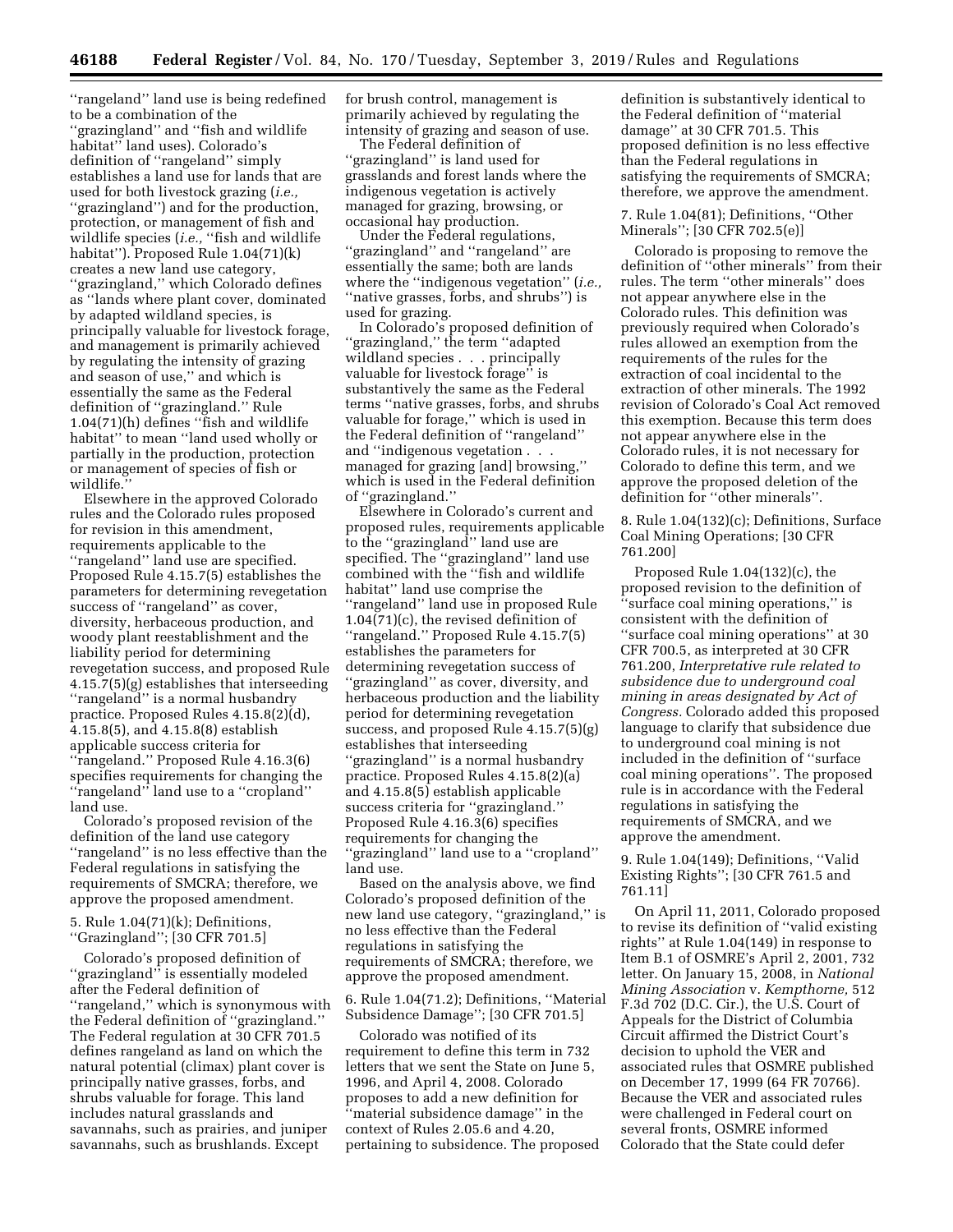"rangeland" land use is being redefined to be a combination of the "grazingland" and "fish and wildlife habitat" land uses). Colorado's definition of "rangeland" simply establishes a land use for lands that are used for both livestock grazing (*i.e.,* "grazingland") and for the production, protection, or management of fish and wildlife species (*i.e.,* "fish and wildlife habitat"). Proposed Rule 1.04(71)(k) creates a new land use category, "grazingland," which Colorado defines as "lands where plant cover, dominated by adapted wildland species, is principally valuable for livestock forage, and management is primarily achieved by regulating the intensity of grazing and season of use," and which is essentially the same as the Federal definition of "grazingland." Rule 1.04(71)(h) defines "fish and wildlife habitat" to mean "land used wholly or partially in the production, protection or management of species of fish or wildlife."

Elsewhere in the approved Colorado rules and the Colorado rules proposed for revision in this amendment, requirements applicable to the "rangeland" land use are specified. Proposed Rule 4.15.7(5) establishes the parameters for determining revegetation success of "rangeland" as cover, diversity, herbaceous production, and woody plant reestablishment and the liability period for determining revegetation success, and proposed Rule 4.15.7(5)(g) establishes that interseeding "rangeland" is a normal husbandry practice. Proposed Rules 4.15.8(2)(d), 4.15.8(5), and 4.15.8(8) establish applicable success criteria for "rangeland." Proposed Rule 4.16.3(6) specifies requirements for changing the "rangeland" land use to a "cropland" land use.

Colorado's proposed revision of the definition of the land use category "rangeland" is no less effective than the Federal regulations in satisfying the requirements of SMCRA; therefore, we approve the proposed amendment.

5. Rule 1.04(71)(k); Definitions, "Grazingland"; [30 CFR 701.5]

Colorado's proposed definition of "grazingland" is essentially modeled after the Federal definition of "rangeland," which is synonymous with the Federal definition of "grazingland." The Federal regulation at 30 CFR 701.5 defines rangeland as land on which the natural potential (climax) plant cover is principally native grasses, forbs, and shrubs valuable for forage. This land includes natural grasslands and savannahs, such as prairies, and juniper savannahs, such as brushlands. Except for brush control, management is primarily achieved by regulating the intensity of grazing and season of use.

The Federal definition of "grazingland" is land used for grasslands and forest lands where the indigenous vegetation is actively managed for grazing, browsing, or occasional hay production.

Under the Federal regulations, "grazingland" and "rangeland" are essentially the same; both are lands where the "indigenous vegetation" (*i.e.,* "native grasses, forbs, and shrubs") is used for grazing.

In Colorado's proposed definition of "grazingland," the term "adapted wildland species . . . principally valuable for livestock forage" is substantively the same as the Federal terms "native grasses, forbs, and shrubs valuable for forage," which is used in the Federal definition of "rangeland" and "indigenous vegetation . . . managed for grazing [and] browsing," which is used in the Federal definition of "grazingland."

Elsewhere in Colorado's current and proposed rules, requirements applicable to the "grazingland" land use are specified. The "grazingland" land use combined with the "fish and wildlife habitat" land use comprise the "rangeland" land use in proposed Rule 1.04(71)(c), the revised definition of "rangeland." Proposed Rule 4.15.7(5) establishes the parameters for determining revegetation success of "grazingland" as cover, diversity, and herbaceous production and the liability period for determining revegetation success, and proposed Rule 4.15.7(5)(g) establishes that interseeding "grazingland" is a normal husbandry practice. Proposed Rules 4.15.8(2)(a) and 4.15.8(5) establish applicable success criteria for "grazingland." Proposed Rule 4.16.3(6) specifies requirements for changing the "grazingland" land use to a "cropland" land use.

Based on the analysis above, we find Colorado's proposed definition of the new land use category, "grazingland," is no less effective than the Federal regulations in satisfying the requirements of SMCRA; therefore, we approve the proposed amendment.

6. Rule 1.04(71.2); Definitions, "Material Subsidence Damage"; [30 CFR 701.5]

Colorado was notified of its requirement to define this term in 732 letters that we sent the State on June 5, 1996, and April 4, 2008. Colorado proposes to add a new definition for "material subsidence damage" in the context of Rules 2.05.6 and 4.20, pertaining to subsidence. The proposed definition is substantively identical to the Federal definition of "material damage" at 30 CFR 701.5. This proposed definition is no less effective than the Federal regulations in satisfying the requirements of SMCRA; therefore, we approve the amendment.

7. Rule 1.04(81); Definitions, "Other Minerals"; [30 CFR 702.5(e)]

Colorado is proposing to remove the definition of "other minerals" from their rules. The term "other minerals" does not appear anywhere else in the Colorado rules. This definition was previously required when Colorado's rules allowed an exemption from the requirements of the rules for the extraction of coal incidental to the extraction of other minerals. The 1992 revision of Colorado's Coal Act removed this exemption. Because this term does not appear anywhere else in the Colorado rules, it is not necessary for Colorado to define this term, and we approve the proposed deletion of the definition for "other minerals".

8. Rule 1.04(132)(c); Definitions, Surface Coal Mining Operations; [30 CFR 761.200]

Proposed Rule 1.04(132)(c), the proposed revision to the definition of "surface coal mining operations," is consistent with the definition of "surface coal mining operations" at 30 CFR 700.5, as interpreted at 30 CFR 761.200, *Interpretative rule related to subsidence due to underground coal mining in areas designated by Act of Congress.* Colorado added this proposed language to clarify that subsidence due to underground coal mining is not included in the definition of "surface coal mining operations". The proposed rule is in accordance with the Federal regulations in satisfying the requirements of SMCRA, and we approve the amendment.

9. Rule 1.04(149); Definitions, "Valid Existing Rights"; [30 CFR 761.5 and 761.11]

On April 11, 2011, Colorado proposed to revise its definition of "valid existing rights" at Rule 1.04(149) in response to Item B.1 of OSMRE's April 2, 2001, 732 letter. On January 15, 2008, in *National Mining Association* v. *Kempthorne,* 512 F.3d 702 (D.C. Cir.), the U.S. Court of Appeals for the District of Columbia Circuit affirmed the District Court's decision to uphold the VER and associated rules that OSMRE published on December 17, 1999 (64 FR 70766). Because the VER and associated rules were challenged in Federal court on several fronts, OSMRE informed Colorado that the State could defer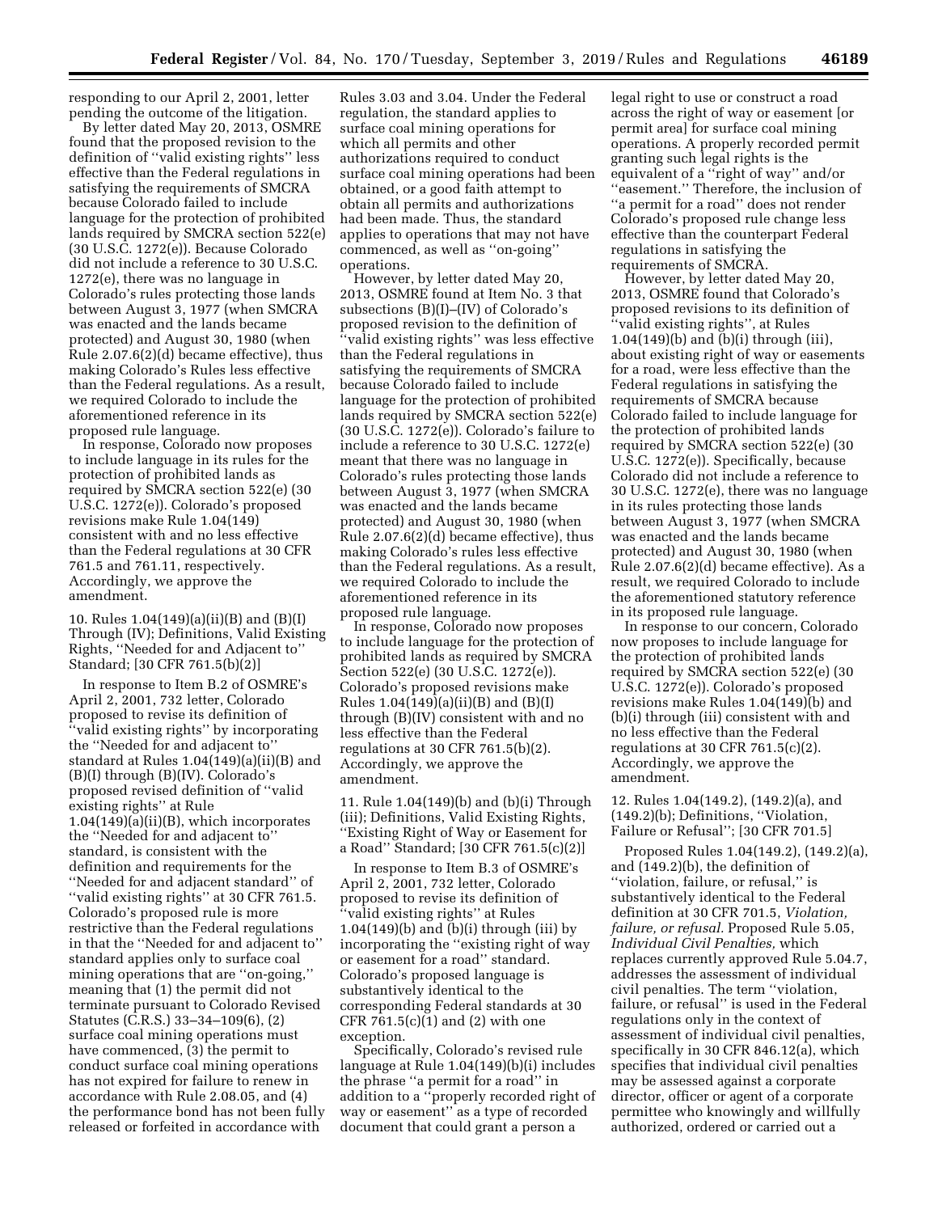responding to our April 2, 2001, letter pending the outcome of the litigation.

By letter dated May 20, 2013, OSMRE found that the proposed revision to the definition of ''valid existing rights'' less effective than the Federal regulations in satisfying the requirements of SMCRA because Colorado failed to include language for the protection of prohibited lands required by SMCRA section 522(e) (30 U.S.C. 1272(e)). Because Colorado did not include a reference to 30 U.S.C. 1272(e), there was no language in Colorado's rules protecting those lands between August 3, 1977 (when SMCRA was enacted and the lands became protected) and August 30, 1980 (when Rule 2.07.6(2)(d) became effective), thus making Colorado's Rules less effective than the Federal regulations. As a result, we required Colorado to include the aforementioned reference in its proposed rule language.

In response, Colorado now proposes to include language in its rules for the protection of prohibited lands as required by SMCRA section 522(e) (30 U.S.C. 1272(e)). Colorado's proposed revisions make Rule 1.04(149) consistent with and no less effective than the Federal regulations at 30 CFR 761.5 and 761.11, respectively. Accordingly, we approve the amendment.

10. Rules 1.04(149)(a)(ii)(B) and (B)(I) Through (IV); Definitions, Valid Existing Rights, ''Needed for and Adjacent to'' Standard; [30 CFR 761.5(b)(2)]

In response to Item B.2 of OSMRE's April 2, 2001, 732 letter, Colorado proposed to revise its definition of ''valid existing rights'' by incorporating the ''Needed for and adjacent to'' standard at Rules 1.04(149)(a)(ii)(B) and (B)(I) through (B)(IV). Colorado's proposed revised definition of ''valid existing rights'' at Rule 1.04(149)(a)(ii)(B), which incorporates the ''Needed for and adjacent to'' standard, is consistent with the definition and requirements for the ''Needed for and adjacent standard'' of ''valid existing rights'' at 30 CFR 761.5. Colorado's proposed rule is more restrictive than the Federal regulations in that the ''Needed for and adjacent to'' standard applies only to surface coal mining operations that are ''on-going,'' meaning that (1) the permit did not terminate pursuant to Colorado Revised Statutes (C.R.S.) 33–34–109(6), (2) surface coal mining operations must have commenced, (3) the permit to conduct surface coal mining operations has not expired for failure to renew in accordance with Rule 2.08.05, and (4) the performance bond has not been fully released or forfeited in accordance with Rules 3.03 and 3.04. Under the Federal regulation, the standard applies to surface coal mining operations for which all permits and other authorizations required to conduct surface coal mining operations had been obtained, or a good faith attempt to obtain all permits and authorizations had been made. Thus, the standard applies to operations that may not have commenced, as well as ''on-going'' operations.

However, by letter dated May 20, 2013, OSMRE found at Item No. 3 that subsections (B)(I)–(IV) of Colorado's proposed revision to the definition of ''valid existing rights'' was less effective than the Federal regulations in satisfying the requirements of SMCRA because Colorado failed to include language for the protection of prohibited lands required by SMCRA section 522(e) (30 U.S.C. 1272(e)). Colorado's failure to include a reference to 30 U.S.C. 1272(e) meant that there was no language in Colorado's rules protecting those lands between August 3, 1977 (when SMCRA was enacted and the lands became protected) and August 30, 1980 (when Rule 2.07.6(2)(d) became effective), thus making Colorado's rules less effective than the Federal regulations. As a result, we required Colorado to include the aforementioned reference in its proposed rule language.

In response, Colorado now proposes to include language for the protection of prohibited lands as required by SMCRA Section 522(e) (30 U.S.C. 1272(e)). Colorado's proposed revisions make Rules 1.04(149)(a)(ii)(B) and (B)(I) through (B)(IV) consistent with and no less effective than the Federal regulations at 30 CFR 761.5(b)(2). Accordingly, we approve the amendment.

11. Rule 1.04(149)(b) and (b)(i) Through (iii); Definitions, Valid Existing Rights, ''Existing Right of Way or Easement for a Road'' Standard; [30 CFR 761.5(c)(2)]

In response to Item B.3 of OSMRE's April 2, 2001, 732 letter, Colorado proposed to revise its definition of ''valid existing rights'' at Rules 1.04(149)(b) and (b)(i) through (iii) by incorporating the ''existing right of way or easement for a road'' standard. Colorado's proposed language is substantively identical to the corresponding Federal standards at 30 CFR 761.5(c)(1) and (2) with one exception.

Specifically, Colorado's revised rule language at Rule 1.04(149)(b)(i) includes the phrase ''a permit for a road'' in addition to a ''properly recorded right of way or easement'' as a type of recorded document that could grant a person a legal right to use or construct a road across the right of way or easement [or permit area] for surface coal mining operations. A properly recorded permit granting such legal rights is the equivalent of a ''right of way'' and/or ''easement.'' Therefore, the inclusion of ''a permit for a road'' does not render Colorado's proposed rule change less effective than the counterpart Federal regulations in satisfying the requirements of SMCRA.

However, by letter dated May 20, 2013, OSMRE found that Colorado's proposed revisions to its definition of ''valid existing rights'', at Rules 1.04(149)(b) and (b)(i) through (iii), about existing right of way or easements for a road, were less effective than the Federal regulations in satisfying the requirements of SMCRA because Colorado failed to include language for the protection of prohibited lands required by SMCRA section 522(e) (30 U.S.C. 1272(e)). Specifically, because Colorado did not include a reference to 30 U.S.C. 1272(e), there was no language in its rules protecting those lands between August 3, 1977 (when SMCRA was enacted and the lands became protected) and August 30, 1980 (when Rule 2.07.6(2)(d) became effective). As a result, we required Colorado to include the aforementioned statutory reference in its proposed rule language.

In response to our concern, Colorado now proposes to include language for the protection of prohibited lands required by SMCRA section 522(e) (30 U.S.C. 1272(e)). Colorado's proposed revisions make Rules 1.04(149)(b) and (b)(i) through (iii) consistent with and no less effective than the Federal regulations at 30 CFR 761.5(c)(2). Accordingly, we approve the amendment.

12. Rules 1.04(149.2), (149.2)(a), and (149.2)(b); Definitions, ''Violation, Failure or Refusal''; [30 CFR 701.5]

Proposed Rules 1.04(149.2), (149.2)(a), and (149.2)(b), the definition of ''violation, failure, or refusal,'' is substantively identical to the Federal definition at 30 CFR 701.5, *Violation, failure, or refusal.* Proposed Rule 5.05, *Individual Civil Penalties,* which replaces currently approved Rule 5.04.7, addresses the assessment of individual civil penalties. The term ''violation, failure, or refusal'' is used in the Federal regulations only in the context of assessment of individual civil penalties, specifically in 30 CFR 846.12(a), which specifies that individual civil penalties may be assessed against a corporate director, officer or agent of a corporate permittee who knowingly and willfully authorized, ordered or carried out a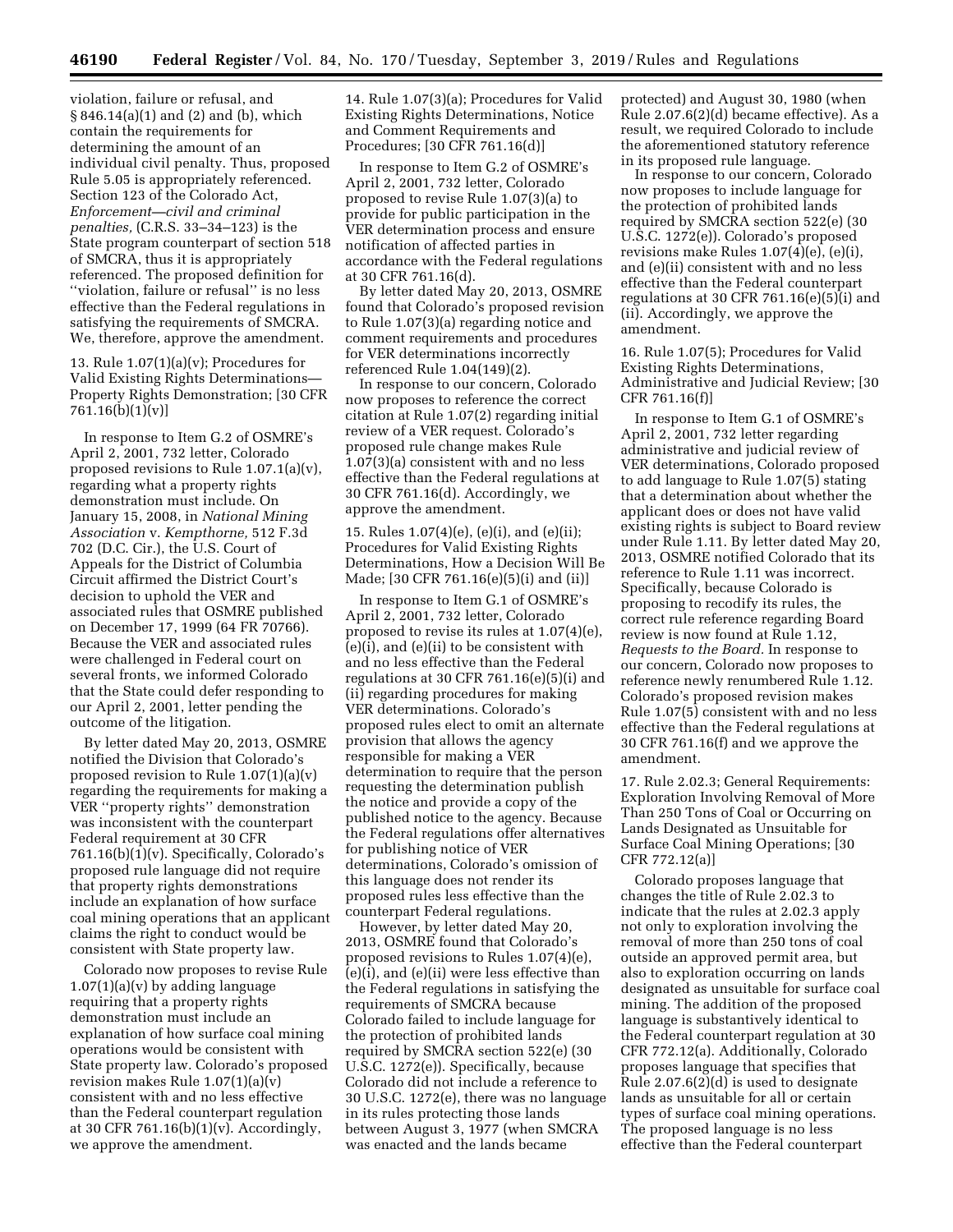violation, failure or refusal, and § 846.14(a)(1) and (2) and (b), which contain the requirements for determining the amount of an individual civil penalty. Thus, proposed Rule 5.05 is appropriately referenced. Section 123 of the Colorado Act, *Enforcement—civil and criminal penalties,* (C.R.S. 33–34–123) is the State program counterpart of section 518 of SMCRA, thus it is appropriately referenced. The proposed definition for ''violation, failure or refusal'' is no less effective than the Federal regulations in satisfying the requirements of SMCRA. We, therefore, approve the amendment.

13. Rule 1.07(1)(a)(v); Procedures for Valid Existing Rights Determinations—Property Rights Demonstration; [30 CFR 761.16(b)(1)(v)]

In response to Item G.2 of OSMRE's April 2, 2001, 732 letter, Colorado proposed revisions to Rule 1.07.1(a)(v), regarding what a property rights demonstration must include. On January 15, 2008, in *National Mining Association* v. *Kempthorne,* 512 F.3d 702 (D.C. Cir.), the U.S. Court of Appeals for the District of Columbia Circuit affirmed the District Court's decision to uphold the VER and associated rules that OSMRE published on December 17, 1999 (64 FR 70766). Because the VER and associated rules were challenged in Federal court on several fronts, we informed Colorado that the State could defer responding to our April 2, 2001, letter pending the outcome of the litigation.

By letter dated May 20, 2013, OSMRE notified the Division that Colorado's proposed revision to Rule 1.07(1)(a)(v) regarding the requirements for making a VER ''property rights'' demonstration was inconsistent with the counterpart Federal requirement at 30 CFR 761.16(b)(1)(v). Specifically, Colorado's proposed rule language did not require that property rights demonstrations include an explanation of how surface coal mining operations that an applicant claims the right to conduct would be consistent with State property law.

Colorado now proposes to revise Rule 1.07(1)(a)(v) by adding language requiring that a property rights demonstration must include an explanation of how surface coal mining operations would be consistent with State property law. Colorado's proposed revision makes Rule 1.07(1)(a)(v) consistent with and no less effective than the Federal counterpart regulation at 30 CFR 761.16(b)(1)(v). Accordingly, we approve the amendment.

14. Rule 1.07(3)(a); Procedures for Valid Existing Rights Determinations, Notice and Comment Requirements and Procedures; [30 CFR 761.16(d)]

In response to Item G.2 of OSMRE's April 2, 2001, 732 letter, Colorado proposed to revise Rule 1.07(3)(a) to provide for public participation in the VER determination process and ensure notification of affected parties in accordance with the Federal regulations at 30 CFR 761.16(d).

By letter dated May 20, 2013, OSMRE found that Colorado's proposed revision to Rule 1.07(3)(a) regarding notice and comment requirements and procedures for VER determinations incorrectly referenced Rule 1.04(149)(2).

In response to our concern, Colorado now proposes to reference the correct citation at Rule 1.07(2) regarding initial review of a VER request. Colorado's proposed rule change makes Rule 1.07(3)(a) consistent with and no less effective than the Federal regulations at 30 CFR 761.16(d). Accordingly, we approve the amendment.

15. Rules 1.07(4)(e), (e)(i), and (e)(ii); Procedures for Valid Existing Rights Determinations, How a Decision Will Be Made; [30 CFR 761.16(e)(5)(i) and (ii)]

In response to Item G.1 of OSMRE's April 2, 2001, 732 letter, Colorado proposed to revise its rules at 1.07(4)(e), (e)(i), and (e)(ii) to be consistent with and no less effective than the Federal regulations at 30 CFR 761.16(e)(5)(i) and (ii) regarding procedures for making VER determinations. Colorado's proposed rules elect to omit an alternate provision that allows the agency responsible for making a VER determination to require that the person requesting the determination publish the notice and provide a copy of the published notice to the agency. Because the Federal regulations offer alternatives for publishing notice of VER determinations, Colorado's omission of this language does not render its proposed rules less effective than the counterpart Federal regulations.

However, by letter dated May 20, 2013, OSMRE found that Colorado's proposed revisions to Rules 1.07(4)(e), (e)(i), and (e)(ii) were less effective than the Federal regulations in satisfying the requirements of SMCRA because Colorado failed to include language for the protection of prohibited lands required by SMCRA section 522(e) (30 U.S.C. 1272(e)). Specifically, because Colorado did not include a reference to 30 U.S.C. 1272(e), there was no language in its rules protecting those lands between August 3, 1977 (when SMCRA was enacted and the lands became protected) and August 30, 1980 (when Rule 2.07.6(2)(d) became effective). As a result, we required Colorado to include the aforementioned statutory reference in its proposed rule language.

In response to our concern, Colorado now proposes to include language for the protection of prohibited lands required by SMCRA section 522(e) (30 U.S.C. 1272(e)). Colorado's proposed revisions make Rules 1.07(4)(e), (e)(i), and (e)(ii) consistent with and no less effective than the Federal counterpart regulations at 30 CFR 761.16(e)(5)(i) and (ii). Accordingly, we approve the amendment.

16. Rule 1.07(5); Procedures for Valid Existing Rights Determinations, Administrative and Judicial Review; [30 CFR 761.16(f)]

In response to Item G.1 of OSMRE's April 2, 2001, 732 letter regarding administrative and judicial review of VER determinations, Colorado proposed to add language to Rule 1.07(5) stating that a determination about whether the applicant does or does not have valid existing rights is subject to Board review under Rule 1.11. By letter dated May 20, 2013, OSMRE notified Colorado that its reference to Rule 1.11 was incorrect. Specifically, because Colorado is proposing to recodify its rules, the correct rule reference regarding Board review is now found at Rule 1.12, *Requests to the Board.* In response to our concern, Colorado now proposes to reference newly renumbered Rule 1.12. Colorado's proposed revision makes Rule 1.07(5) consistent with and no less effective than the Federal regulations at 30 CFR 761.16(f) and we approve the amendment.

17. Rule 2.02.3; General Requirements: Exploration Involving Removal of More Than 250 Tons of Coal or Occurring on Lands Designated as Unsuitable for Surface Coal Mining Operations; [30 CFR 772.12(a)]

Colorado proposes language that changes the title of Rule 2.02.3 to indicate that the rules at 2.02.3 apply not only to exploration involving the removal of more than 250 tons of coal outside an approved permit area, but also to exploration occurring on lands designated as unsuitable for surface coal mining. The addition of the proposed language is substantively identical to the Federal counterpart regulation at 30 CFR 772.12(a). Additionally, Colorado proposes language that specifies that Rule 2.07.6(2)(d) is used to designate lands as unsuitable for all or certain types of surface coal mining operations. The proposed language is no less effective than the Federal counterpart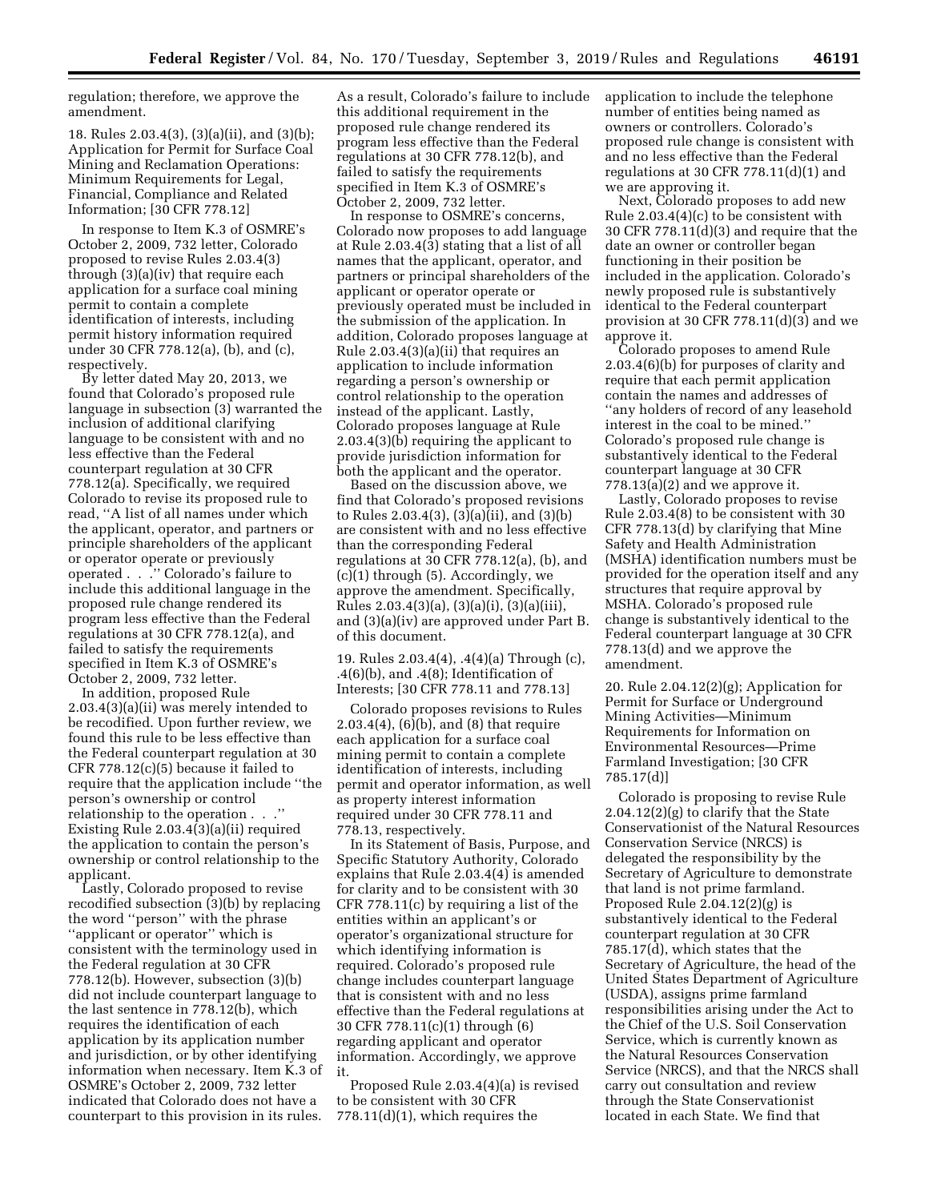regulation; therefore, we approve the amendment.

18. Rules 2.03.4(3), (3)(a)(ii), and (3)(b); Application for Permit for Surface Coal Mining and Reclamation Operations: Minimum Requirements for Legal, Financial, Compliance and Related Information; [30 CFR 778.12]

In response to Item K.3 of OSMRE's October 2, 2009, 732 letter, Colorado proposed to revise Rules 2.03.4(3) through (3)(a)(iv) that require each application for a surface coal mining permit to contain a complete identification of interests, including permit history information required under 30 CFR 778.12(a), (b), and (c), respectively.

By letter dated May 20, 2013, we found that Colorado's proposed rule language in subsection (3) warranted the inclusion of additional clarifying language to be consistent with and no less effective than the Federal counterpart regulation at 30 CFR 778.12(a). Specifically, we required Colorado to revise its proposed rule to read, ''A list of all names under which the applicant, operator, and partners or principle shareholders of the applicant or operator operate or previously operated . . .'' Colorado's failure to include this additional language in the proposed rule change rendered its program less effective than the Federal regulations at 30 CFR 778.12(a), and failed to satisfy the requirements specified in Item K.3 of OSMRE's October 2, 2009, 732 letter.

In addition, proposed Rule 2.03.4(3)(a)(ii) was merely intended to be recodified. Upon further review, we found this rule to be less effective than the Federal counterpart regulation at 30 CFR 778.12(c)(5) because it failed to require that the application include ''the person's ownership or control relationship to the operation . . .'' Existing Rule 2.03.4(3)(a)(ii) required the application to contain the person's ownership or control relationship to the applicant.

Lastly, Colorado proposed to revise recodified subsection (3)(b) by replacing the word ''person'' with the phrase ''applicant or operator'' which is consistent with the terminology used in the Federal regulation at 30 CFR 778.12(b). However, subsection (3)(b) did not include counterpart language to the last sentence in 778.12(b), which requires the identification of each application by its application number and jurisdiction, or by other identifying information when necessary. Item K.3 of OSMRE's October 2, 2009, 732 letter indicated that Colorado does not have a counterpart to this provision in its rules. As a result, Colorado's failure to include this additional requirement in the proposed rule change rendered its program less effective than the Federal regulations at 30 CFR 778.12(b), and failed to satisfy the requirements specified in Item K.3 of OSMRE's October 2, 2009, 732 letter.

In response to OSMRE's concerns, Colorado now proposes to add language at Rule 2.03.4(3) stating that a list of all names that the applicant, operator, and partners or principal shareholders of the applicant or operator operate or previously operated must be included in the submission of the application. In addition, Colorado proposes language at Rule 2.03.4(3)(a)(ii) that requires an application to include information regarding a person's ownership or control relationship to the operation instead of the applicant. Lastly, Colorado proposes language at Rule 2.03.4(3)(b) requiring the applicant to provide jurisdiction information for both the applicant and the operator.

Based on the discussion above, we find that Colorado's proposed revisions to Rules 2.03.4(3), (3)(a)(ii), and (3)(b) are consistent with and no less effective than the corresponding Federal regulations at 30 CFR 778.12(a), (b), and (c)(1) through (5). Accordingly, we approve the amendment. Specifically, Rules 2.03.4(3)(a), (3)(a)(i), (3)(a)(iii), and (3)(a)(iv) are approved under Part B. of this document.

19. Rules 2.03.4(4), .4(4)(a) Through (c), .4(6)(b), and .4(8); Identification of Interests; [30 CFR 778.11 and 778.13]

Colorado proposes revisions to Rules 2.03.4(4), (6)(b), and (8) that require each application for a surface coal mining permit to contain a complete identification of interests, including permit and operator information, as well as property interest information required under 30 CFR 778.11 and 778.13, respectively.

In its Statement of Basis, Purpose, and Specific Statutory Authority, Colorado explains that Rule 2.03.4(4) is amended for clarity and to be consistent with 30 CFR 778.11(c) by requiring a list of the entities within an applicant's or operator's organizational structure for which identifying information is required. Colorado's proposed rule change includes counterpart language that is consistent with and no less effective than the Federal regulations at 30 CFR 778.11(c)(1) through (6) regarding applicant and operator information. Accordingly, we approve it.

Proposed Rule 2.03.4(4)(a) is revised to be consistent with 30 CFR 778.11(d)(1), which requires the application to include the telephone number of entities being named as owners or controllers. Colorado's proposed rule change is consistent with and no less effective than the Federal regulations at 30 CFR 778.11(d)(1) and we are approving it.

Next, Colorado proposes to add new Rule 2.03.4(4)(c) to be consistent with 30 CFR 778.11(d)(3) and require that the date an owner or controller began functioning in their position be included in the application. Colorado's newly proposed rule is substantively identical to the Federal counterpart provision at 30 CFR 778.11(d)(3) and we approve it.

Colorado proposes to amend Rule 2.03.4(6)(b) for purposes of clarity and require that each permit application contain the names and addresses of ''any holders of record of any leasehold interest in the coal to be mined.'' Colorado's proposed rule change is substantively identical to the Federal counterpart language at 30 CFR 778.13(a)(2) and we approve it.

Lastly, Colorado proposes to revise Rule 2.03.4(8) to be consistent with 30 CFR 778.13(d) by clarifying that Mine Safety and Health Administration (MSHA) identification numbers must be provided for the operation itself and any structures that require approval by MSHA. Colorado's proposed rule change is substantively identical to the Federal counterpart language at 30 CFR 778.13(d) and we approve the amendment.

20. Rule 2.04.12(2)(g); Application for Permit for Surface or Underground Mining Activities—Minimum Requirements for Information on Environmental Resources—Prime Farmland Investigation; [30 CFR 785.17(d)]

Colorado is proposing to revise Rule 2.04.12(2)(g) to clarify that the State Conservationist of the Natural Resources Conservation Service (NRCS) is delegated the responsibility by the Secretary of Agriculture to demonstrate that land is not prime farmland. Proposed Rule 2.04.12(2)(g) is substantively identical to the Federal counterpart regulation at 30 CFR 785.17(d), which states that the Secretary of Agriculture, the head of the United States Department of Agriculture (USDA), assigns prime farmland responsibilities arising under the Act to the Chief of the U.S. Soil Conservation Service, which is currently known as the Natural Resources Conservation Service (NRCS), and that the NRCS shall carry out consultation and review through the State Conservationist located in each State. We find that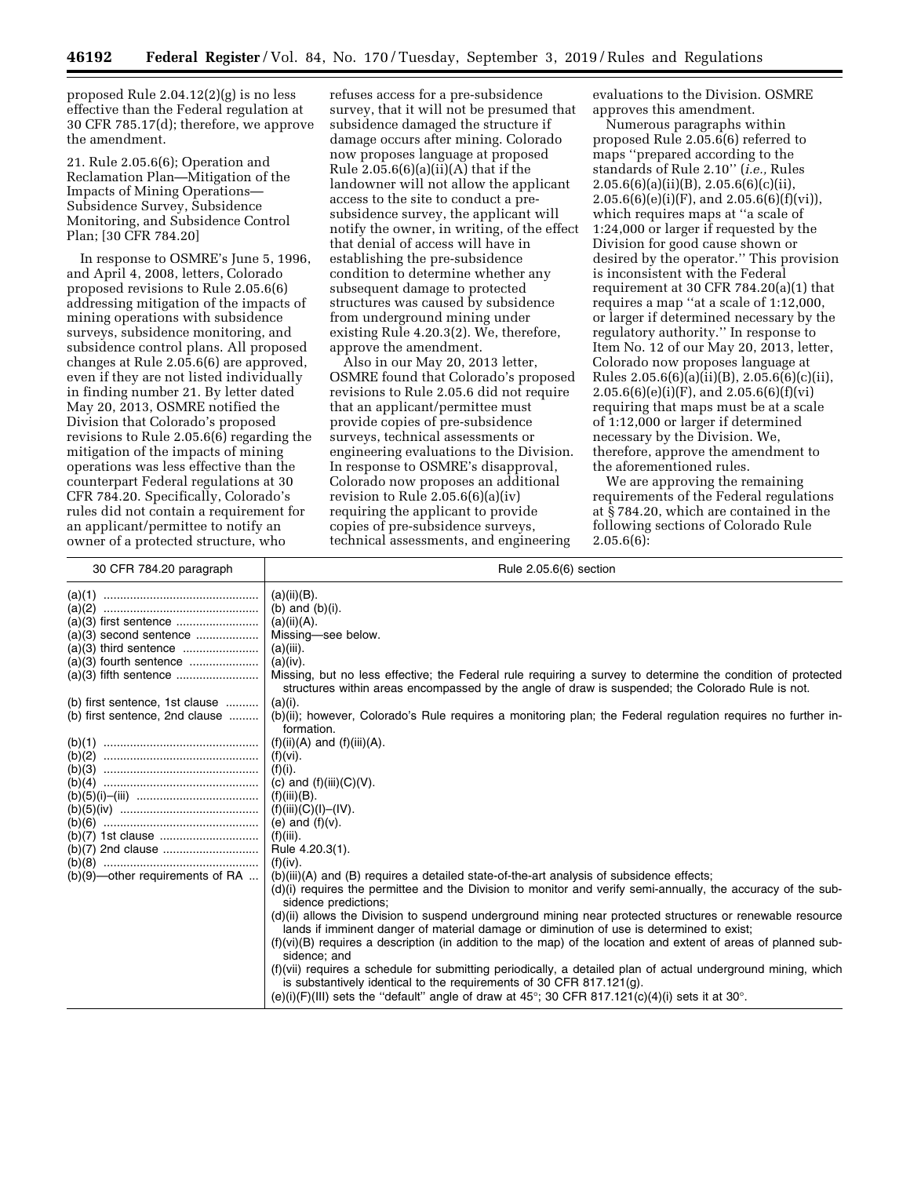proposed Rule 2.04.12(2)(g) is no less effective than the Federal regulation at 30 CFR 785.17(d); therefore, we approve the amendment.

21. Rule 2.05.6(6); Operation and Reclamation Plan—Mitigation of the Impacts of Mining Operations—Subsidence Survey, Subsidence Monitoring, and Subsidence Control Plan; [30 CFR 784.20]

In response to OSMRE's June 5, 1996, and April 4, 2008, letters, Colorado proposed revisions to Rule 2.05.6(6) addressing mitigation of the impacts of mining operations with subsidence surveys, subsidence monitoring, and subsidence control plans. All proposed changes at Rule 2.05.6(6) are approved, even if they are not listed individually in finding number 21. By letter dated May 20, 2013, OSMRE notified the Division that Colorado's proposed revisions to Rule 2.05.6(6) regarding the mitigation of the impacts of mining operations was less effective than the counterpart Federal regulations at 30 CFR 784.20. Specifically, Colorado's rules did not contain a requirement for an applicant/permittee to notify an owner of a protected structure, who refuses access for a pre-subsidence survey, that it will not be presumed that subsidence damaged the structure if damage occurs after mining. Colorado now proposes language at proposed Rule 2.05.6(6)(a)(ii)(A) that if the landowner will not allow the applicant access to the site to conduct a pre-subsidence survey, the applicant will notify the owner, in writing, of the effect that denial of access will have in establishing the pre-subsidence condition to determine whether any subsequent damage to protected structures was caused by subsidence from underground mining under existing Rule 4.20.3(2). We, therefore, approve the amendment.

Also in our May 20, 2013 letter, OSMRE found that Colorado's proposed revisions to Rule 2.05.6 did not require that an applicant/permittee must provide copies of pre-subsidence surveys, technical assessments or engineering evaluations to the Division. In response to OSMRE's disapproval, Colorado now proposes an additional revision to Rule 2.05.6(6)(a)(iv) requiring the applicant to provide copies of pre-subsidence surveys, technical assessments, and engineering evaluations to the Division. OSMRE approves this amendment.

Numerous paragraphs within proposed Rule 2.05.6(6) referred to maps "prepared according to the standards of Rule 2.10" (*i.e.,* Rules 2.05.6(6)(a)(ii)(B), 2.05.6(6)(c)(ii), 2.05.6(6)(e)(i)(F), and 2.05.6(6)(f)(vi)), which requires maps at "a scale of 1:24,000 or larger if requested by the Division for good cause shown or desired by the operator." This provision is inconsistent with the Federal requirement at 30 CFR 784.20(a)(1) that requires a map "at a scale of 1:12,000, or larger if determined necessary by the regulatory authority." In response to Item No. 12 of our May 20, 2013, letter, Colorado now proposes language at Rules 2.05.6(6)(a)(ii)(B), 2.05.6(6)(c)(ii), 2.05.6(6)(e)(i)(F), and 2.05.6(6)(f)(vi) requiring that maps must be at a scale of 1:12,000 or larger if determined necessary by the Division. We, therefore, approve the amendment to the aforementioned rules.

We are approving the remaining requirements of the Federal regulations at § 784.20, which are contained in the following sections of Colorado Rule 2.05.6(6):

| 30 CFR 784.20 paragraph | Rule 2.05.6(6) section |
|---|---|
| (a)(1) | (a)(ii)(B). |
| (a)(2) | (b) and (b)(i). |
| (a)(3) first sentence | (a)(ii)(A). |
| (a)(3) second sentence | Missing—see below. |
| (a)(3) third sentence | (a)(iii). |
| (a)(3) fourth sentence | (a)(iv). |
| (a)(3) fifth sentence | Missing, but no less effective; the Federal rule requiring a survey to determine the condition of protected structures within areas encompassed by the angle of draw is suspended; the Colorado Rule is not. |
| (b) first sentence, 1st clause | (a)(i). |
| (b) first sentence, 2nd clause | (b)(ii); however, Colorado's Rule requires a monitoring plan; the Federal regulation requires no further information. |
| (b)(1) | (f)(ii)(A) and (f)(iii)(A). |
| (b)(2) | (f)(vi). |
| (b)(3) | (f)(i). |
| (b)(4) | (c) and (f)(iii)(C)(V). |
| (b)(5)(i)–(iii) | (f)(iii)(B). |
| (b)(5)(iv) | (f)(iii)(C)(I)–(IV). |
| (b)(6) | (e) and (f)(v). |
| (b)(7) 1st clause | (f)(iii). |
| (b)(7) 2nd clause | Rule 4.20.3(1). |
| (b)(8) | (f)(iv). |
| (b)(9)—other requirements of RA | (b)(iii)(A) and (B) requires a detailed state-of-the-art analysis of subsidence effects;<br>(d)(i) requires the permittee and the Division to monitor and verify semi-annually, the accuracy of the subsidence predictions;<br>(d)(ii) allows the Division to suspend underground mining near protected structures or renewable resource lands if imminent danger of material damage or diminution of use is determined to exist;<br>(f)(vi)(B) requires a description (in addition to the map) of the location and extent of areas of planned subsidence; and<br>(f)(vii) requires a schedule for submitting periodically, a detailed plan of actual underground mining, which is substantively identical to the requirements of 30 CFR 817.121(g).<br>(e)(i)(F)(III) sets the "default" angle of draw at 45°; 30 CFR 817.121(c)(4)(i) sets it at 30°. |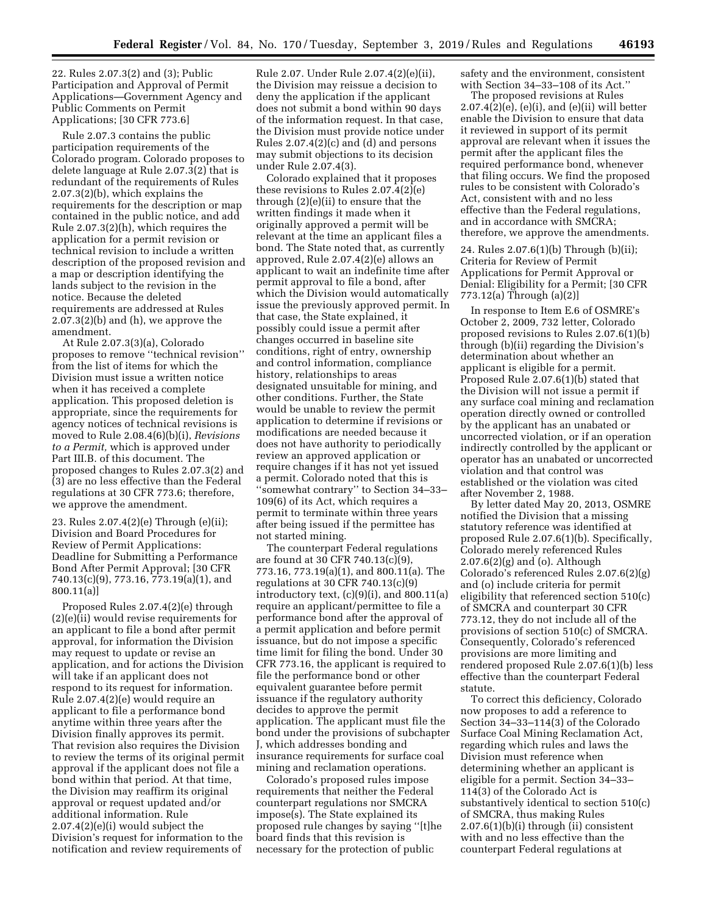22. Rules 2.07.3(2) and (3); Public Participation and Approval of Permit Applications—Government Agency and Public Comments on Permit Applications; [30 CFR 773.6]

Rule 2.07.3 contains the public participation requirements of the Colorado program. Colorado proposes to delete language at Rule 2.07.3(2) that is redundant of the requirements of Rules 2.07.3(2)(b), which explains the requirements for the description or map contained in the public notice, and add Rule 2.07.3(2)(h), which requires the application for a permit revision or technical revision to include a written description of the proposed revision and a map or description identifying the lands subject to the revision in the notice. Because the deleted requirements are addressed at Rules 2.07.3(2)(b) and (h), we approve the amendment.

At Rule 2.07.3(3)(a), Colorado proposes to remove ''technical revision'' from the list of items for which the Division must issue a written notice when it has received a complete application. This proposed deletion is appropriate, since the requirements for agency notices of technical revisions is moved to Rule 2.08.4(6)(b)(i), *Revisions to a Permit,* which is approved under Part III.B. of this document. The proposed changes to Rules 2.07.3(2) and (3) are no less effective than the Federal regulations at 30 CFR 773.6; therefore, we approve the amendment.

23. Rules 2.07.4(2)(e) Through (e)(ii); Division and Board Procedures for Review of Permit Applications: Deadline for Submitting a Performance Bond After Permit Approval; [30 CFR 740.13(c)(9), 773.16, 773.19(a)(1), and 800.11(a)]

Proposed Rules 2.07.4(2)(e) through (2)(e)(ii) would revise requirements for an applicant to file a bond after permit approval, for information the Division may request to update or revise an application, and for actions the Division will take if an applicant does not respond to its request for information. Rule 2.07.4(2)(e) would require an applicant to file a performance bond anytime within three years after the Division finally approves its permit. That revision also requires the Division to review the terms of its original permit approval if the applicant does not file a bond within that period. At that time, the Division may reaffirm its original approval or request updated and/or additional information. Rule 2.07.4(2)(e)(i) would subject the Division's request for information to the notification and review requirements of Rule 2.07. Under Rule 2.07.4(2)(e)(ii), the Division may reissue a decision to deny the application if the applicant does not submit a bond within 90 days of the information request. In that case, the Division must provide notice under Rules 2.07.4(2)(c) and (d) and persons may submit objections to its decision under Rule 2.07.4(3).

Colorado explained that it proposes these revisions to Rules 2.07.4(2)(e) through (2)(e)(ii) to ensure that the written findings it made when it originally approved a permit will be relevant at the time an applicant files a bond. The State noted that, as currently approved, Rule 2.07.4(2)(e) allows an applicant to wait an indefinite time after permit approval to file a bond, after which the Division would automatically issue the previously approved permit. In that case, the State explained, it possibly could issue a permit after changes occurred in baseline site conditions, right of entry, ownership and control information, compliance history, relationships to areas designated unsuitable for mining, and other conditions. Further, the State would be unable to review the permit application to determine if revisions or modifications are needed because it does not have authority to periodically review an approved application or require changes if it has not yet issued a permit. Colorado noted that this is ''somewhat contrary'' to Section 34–33–109(6) of its Act, which requires a permit to terminate within three years after being issued if the permittee has not started mining.

The counterpart Federal regulations are found at 30 CFR 740.13(c)(9), 773.16, 773.19(a)(1), and 800.11(a). The regulations at 30 CFR 740.13(c)(9) introductory text, (c)(9)(i), and 800.11(a) require an applicant/permittee to file a performance bond after the approval of a permit application and before permit issuance, but do not impose a specific time limit for filing the bond. Under 30 CFR 773.16, the applicant is required to file the performance bond or other equivalent guarantee before permit issuance if the regulatory authority decides to approve the permit application. The applicant must file the bond under the provisions of subchapter J, which addresses bonding and insurance requirements for surface coal mining and reclamation operations.

Colorado's proposed rules impose requirements that neither the Federal counterpart regulations nor SMCRA impose(s). The State explained its proposed rule changes by saying ''[t]he board finds that this revision is necessary for the protection of public safety and the environment, consistent with Section 34–33–108 of its Act.''

The proposed revisions at Rules 2.07.4(2)(e), (e)(i), and (e)(ii) will better enable the Division to ensure that data it reviewed in support of its permit approval are relevant when it issues the permit after the applicant files the required performance bond, whenever that filing occurs. We find the proposed rules to be consistent with Colorado's Act, consistent with and no less effective than the Federal regulations, and in accordance with SMCRA; therefore, we approve the amendments.

24. Rules 2.07.6(1)(b) Through (b)(ii); Criteria for Review of Permit Applications for Permit Approval or Denial: Eligibility for a Permit; [30 CFR 773.12(a) Through (a)(2)]

In response to Item E.6 of OSMRE's October 2, 2009, 732 letter, Colorado proposed revisions to Rules 2.07.6(1)(b) through (b)(ii) regarding the Division's determination about whether an applicant is eligible for a permit. Proposed Rule 2.07.6(1)(b) stated that the Division will not issue a permit if any surface coal mining and reclamation operation directly owned or controlled by the applicant has an unabated or uncorrected violation, or if an operation indirectly controlled by the applicant or operator has an unabated or uncorrected violation and that control was established or the violation was cited after November 2, 1988.

By letter dated May 20, 2013, OSMRE notified the Division that a missing statutory reference was identified at proposed Rule 2.07.6(1)(b). Specifically, Colorado merely referenced Rules 2.07.6(2)(g) and (o). Although Colorado's referenced Rules 2.07.6(2)(g) and (o) include criteria for permit eligibility that referenced section 510(c) of SMCRA and counterpart 30 CFR 773.12, they do not include all of the provisions of section 510(c) of SMCRA. Consequently, Colorado's referenced provisions are more limiting and rendered proposed Rule 2.07.6(1)(b) less effective than the counterpart Federal statute.

To correct this deficiency, Colorado now proposes to add a reference to Section 34–33–114(3) of the Colorado Surface Coal Mining Reclamation Act, regarding which rules and laws the Division must reference when determining whether an applicant is eligible for a permit. Section 34–33–114(3) of the Colorado Act is substantively identical to section 510(c) of SMCRA, thus making Rules 2.07.6(1)(b)(i) through (ii) consistent with and no less effective than the counterpart Federal regulations at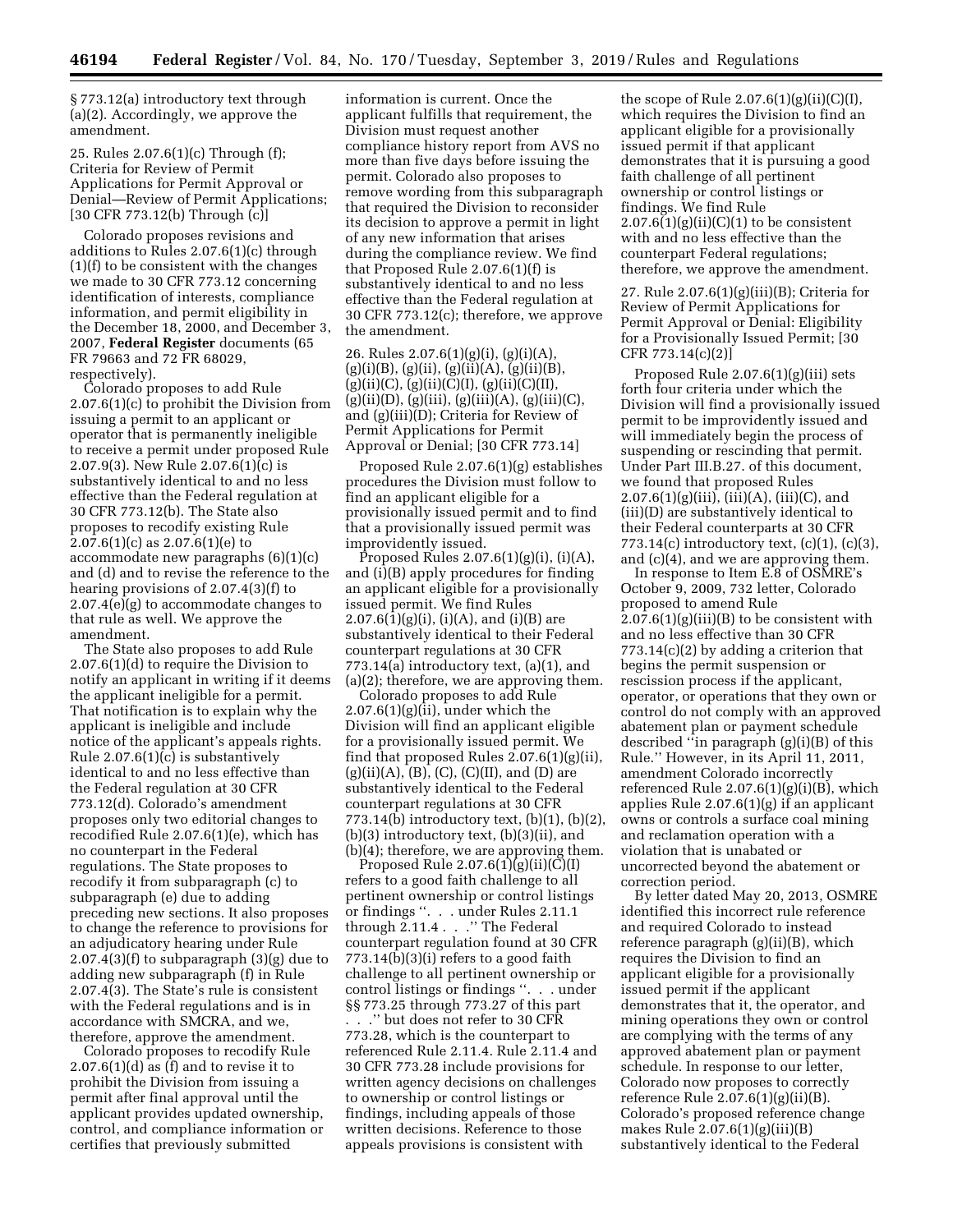§ 773.12(a) introductory text through (a)(2). Accordingly, we approve the amendment.

25. Rules 2.07.6(1)(c) Through (f); Criteria for Review of Permit Applications for Permit Approval or Denial—Review of Permit Applications; [30 CFR 773.12(b) Through (c)]

Colorado proposes revisions and additions to Rules 2.07.6(1)(c) through (1)(f) to be consistent with the changes we made to 30 CFR 773.12 concerning identification of interests, compliance information, and permit eligibility in the December 18, 2000, and December 3, 2007, **Federal Register** documents (65 FR 79663 and 72 FR 68029, respectively).

Colorado proposes to add Rule 2.07.6(1)(c) to prohibit the Division from issuing a permit to an applicant or operator that is permanently ineligible to receive a permit under proposed Rule 2.07.9(3). New Rule 2.07.6(1)(c) is substantively identical to and no less effective than the Federal regulation at 30 CFR 773.12(b). The State also proposes to recodify existing Rule 2.07.6(1)(c) as 2.07.6(1)(e) to accommodate new paragraphs (6)(1)(c) and (d) and to revise the reference to the hearing provisions of 2.07.4(3)(f) to 2.07.4(e)(g) to accommodate changes to that rule as well. We approve the amendment.

The State also proposes to add Rule 2.07.6(1)(d) to require the Division to notify an applicant in writing if it deems the applicant ineligible for a permit. That notification is to explain why the applicant is ineligible and include notice of the applicant's appeals rights. Rule 2.07.6(1)(c) is substantively identical to and no less effective than the Federal regulation at 30 CFR 773.12(d). Colorado's amendment proposes only two editorial changes to recodified Rule 2.07.6(1)(e), which has no counterpart in the Federal regulations. The State proposes to recodify it from subparagraph (c) to subparagraph (e) due to adding preceding new sections. It also proposes to change the reference to provisions for an adjudicatory hearing under Rule 2.07.4(3)(f) to subparagraph (3)(g) due to adding new subparagraph (f) in Rule 2.07.4(3). The State's rule is consistent with the Federal regulations and is in accordance with SMCRA, and we, therefore, approve the amendment.

Colorado proposes to recodify Rule 2.07.6(1)(d) as (f) and to revise it to prohibit the Division from issuing a permit after final approval until the applicant provides updated ownership, control, and compliance information or certifies that previously submitted information is current. Once the applicant fulfills that requirement, the Division must request another compliance history report from AVS no more than five days before issuing the permit. Colorado also proposes to remove wording from this subparagraph that required the Division to reconsider its decision to approve a permit in light of any new information that arises during the compliance review. We find that Proposed Rule 2.07.6(1)(f) is substantively identical to and no less effective than the Federal regulation at 30 CFR 773.12(c); therefore, we approve the amendment.

26. Rules 2.07.6(1)(g)(i), (g)(i)(A), (g)(i)(B), (g)(ii), (g)(ii)(A), (g)(ii)(B), (g)(ii)(C), (g)(ii)(C)(I), (g)(ii)(C)(II), (g)(ii)(D), (g)(iii), (g)(iii)(A), (g)(iii)(C), and (g)(iii)(D); Criteria for Review of Permit Applications for Permit Approval or Denial; [30 CFR 773.14]

Proposed Rule 2.07.6(1)(g) establishes procedures the Division must follow to find an applicant eligible for a provisionally issued permit and to find that a provisionally issued permit was improvidently issued.

Proposed Rules 2.07.6(1)(g)(i), (i)(A), and (i)(B) apply procedures for finding an applicant eligible for a provisionally issued permit. We find Rules 2.07.6(1)(g)(i), (i)(A), and (i)(B) are substantively identical to their Federal counterpart regulations at 30 CFR 773.14(a) introductory text, (a)(1), and (a)(2); therefore, we are approving them.

Colorado proposes to add Rule 2.07.6(1)(g)(ii), under which the Division will find an applicant eligible for a provisionally issued permit. We find that proposed Rules 2.07.6(1)(g)(ii), (g)(ii)(A), (B), (C), (C)(II), and (D) are substantively identical to the Federal counterpart regulations at 30 CFR 773.14(b) introductory text, (b)(1), (b)(2), (b)(3) introductory text, (b)(3)(ii), and (b)(4); therefore, we are approving them.

Proposed Rule 2.07.6(1)(g)(ii)(C)(I) refers to a good faith challenge to all pertinent ownership or control listings or findings ''. . . under Rules 2.11.1 through 2.11.4 . . .'' The Federal counterpart regulation found at 30 CFR 773.14(b)(3)(i) refers to a good faith challenge to all pertinent ownership or control listings or findings ''. . . under §§ 773.25 through 773.27 of this part . . .'' but does not refer to 30 CFR 773.28, which is the counterpart to referenced Rule 2.11.4. Rule 2.11.4 and 30 CFR 773.28 include provisions for written agency decisions on challenges to ownership or control listings or findings, including appeals of those written decisions. Reference to those appeals provisions is consistent with the scope of Rule 2.07.6(1)(g)(ii)(C)(I), which requires the Division to find an applicant eligible for a provisionally issued permit if that applicant demonstrates that it is pursuing a good faith challenge of all pertinent ownership or control listings or findings. We find Rule 2.07.6(1)(g)(ii)(C)(1) to be consistent with and no less effective than the counterpart Federal regulations; therefore, we approve the amendment.

27. Rule 2.07.6(1)(g)(iii)(B); Criteria for Review of Permit Applications for Permit Approval or Denial: Eligibility for a Provisionally Issued Permit; [30 CFR 773.14(c)(2)]

Proposed Rule 2.07.6(1)(g)(iii) sets forth four criteria under which the Division will find a provisionally issued permit to be improvidently issued and will immediately begin the process of suspending or rescinding that permit. Under Part III.B.27. of this document, we found that proposed Rules 2.07.6(1)(g)(iii), (iii)(A), (iii)(C), and (iii)(D) are substantively identical to their Federal counterparts at 30 CFR 773.14(c) introductory text, (c)(1), (c)(3), and (c)(4), and we are approving them.

In response to Item E.8 of OSMRE's October 9, 2009, 732 letter, Colorado proposed to amend Rule 2.07.6(1)(g)(iii)(B) to be consistent with and no less effective than 30 CFR 773.14(c)(2) by adding a criterion that begins the permit suspension or rescission process if the applicant, operator, or operations that they own or control do not comply with an approved abatement plan or payment schedule described ''in paragraph (g)(i)(B) of this Rule.'' However, in its April 11, 2011, amendment Colorado incorrectly referenced Rule 2.07.6(1)(g)(i)(B), which applies Rule 2.07.6(1)(g) if an applicant owns or controls a surface coal mining and reclamation operation with a violation that is unabated or uncorrected beyond the abatement or correction period.

By letter dated May 20, 2013, OSMRE identified this incorrect rule reference and required Colorado to instead reference paragraph (g)(ii)(B), which requires the Division to find an applicant eligible for a provisionally issued permit if the applicant demonstrates that it, the operator, and mining operations they own or control are complying with the terms of any approved abatement plan or payment schedule. In response to our letter, Colorado now proposes to correctly reference Rule 2.07.6(1)(g)(ii)(B). Colorado's proposed reference change makes Rule 2.07.6(1)(g)(iii)(B) substantively identical to the Federal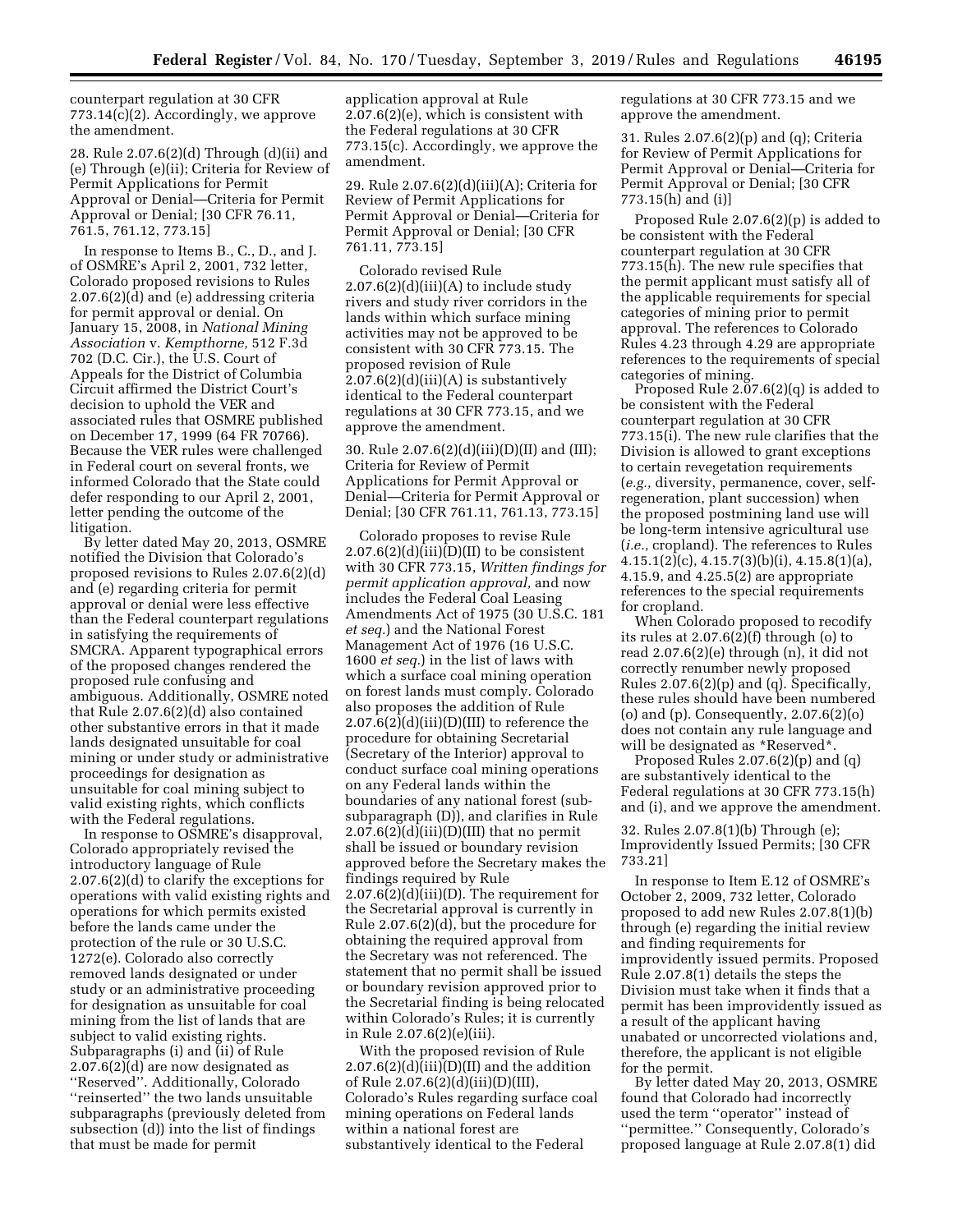counterpart regulation at 30 CFR 773.14(c)(2). Accordingly, we approve the amendment.

28. Rule 2.07.6(2)(d) Through (d)(ii) and (e) Through (e)(ii); Criteria for Review of Permit Applications for Permit Approval or Denial—Criteria for Permit Approval or Denial; [30 CFR 76.11, 761.5, 761.12, 773.15]

In response to Items B., C., D., and J. of OSMRE's April 2, 2001, 732 letter, Colorado proposed revisions to Rules 2.07.6(2)(d) and (e) addressing criteria for permit approval or denial. On January 15, 2008, in *National Mining Association* v. *Kempthorne,* 512 F.3d 702 (D.C. Cir.), the U.S. Court of Appeals for the District of Columbia Circuit affirmed the District Court's decision to uphold the VER and associated rules that OSMRE published on December 17, 1999 (64 FR 70766). Because the VER rules were challenged in Federal court on several fronts, we informed Colorado that the State could defer responding to our April 2, 2001, letter pending the outcome of the litigation.

By letter dated May 20, 2013, OSMRE notified the Division that Colorado's proposed revisions to Rules 2.07.6(2)(d) and (e) regarding criteria for permit approval or denial were less effective than the Federal counterpart regulations in satisfying the requirements of SMCRA. Apparent typographical errors of the proposed changes rendered the proposed rule confusing and ambiguous. Additionally, OSMRE noted that Rule 2.07.6(2)(d) also contained other substantive errors in that it made lands designated unsuitable for coal mining or under study or administrative proceedings for designation as unsuitable for coal mining subject to valid existing rights, which conflicts with the Federal regulations.

In response to OSMRE's disapproval, Colorado appropriately revised the introductory language of Rule 2.07.6(2)(d) to clarify the exceptions for operations with valid existing rights and operations for which permits existed before the lands came under the protection of the rule or 30 U.S.C. 1272(e). Colorado also correctly removed lands designated or under study or an administrative proceeding for designation as unsuitable for coal mining from the list of lands that are subject to valid existing rights. Subparagraphs (i) and (ii) of Rule 2.07.6(2)(d) are now designated as ''Reserved''. Additionally, Colorado ''reinserted'' the two lands unsuitable subparagraphs (previously deleted from subsection (d)) into the list of findings that must be made for permit application approval at Rule 2.07.6(2)(e), which is consistent with the Federal regulations at 30 CFR 773.15(c). Accordingly, we approve the amendment.

29. Rule 2.07.6(2)(d)(iii)(A); Criteria for Review of Permit Applications for Permit Approval or Denial—Criteria for Permit Approval or Denial; [30 CFR 761.11, 773.15]

Colorado revised Rule 2.07.6(2)(d)(iii)(A) to include study rivers and study river corridors in the lands within which surface mining activities may not be approved to be consistent with 30 CFR 773.15. The proposed revision of Rule 2.07.6(2)(d)(iii)(A) is substantively identical to the Federal counterpart regulations at 30 CFR 773.15, and we approve the amendment.

30. Rule 2.07.6(2)(d)(iii)(D)(II) and (III); Criteria for Review of Permit Applications for Permit Approval or Denial—Criteria for Permit Approval or Denial; [30 CFR 761.11, 761.13, 773.15]

Colorado proposes to revise Rule 2.07.6(2)(d)(iii)(D)(II) to be consistent with 30 CFR 773.15, *Written findings for permit application approval,* and now includes the Federal Coal Leasing Amendments Act of 1975 (30 U.S.C. 181 *et seq.*) and the National Forest Management Act of 1976 (16 U.S.C. 1600 *et seq.*) in the list of laws with which a surface coal mining operation on forest lands must comply. Colorado also proposes the addition of Rule 2.07.6(2)(d)(iii)(D)(III) to reference the procedure for obtaining Secretarial (Secretary of the Interior) approval to conduct surface coal mining operations on any Federal lands within the boundaries of any national forest (sub-subparagraph (D)), and clarifies in Rule 2.07.6(2)(d)(iii)(D)(III) that no permit shall be issued or boundary revision approved before the Secretary makes the findings required by Rule 2.07.6(2)(d)(iii)(D). The requirement for the Secretarial approval is currently in Rule 2.07.6(2)(d), but the procedure for obtaining the required approval from the Secretary was not referenced. The statement that no permit shall be issued or boundary revision approved prior to the Secretarial finding is being relocated within Colorado's Rules; it is currently in Rule 2.07.6(2)(e)(iii).

With the proposed revision of Rule 2.07.6(2)(d)(iii)(D)(II) and the addition of Rule 2.07.6(2)(d)(iii)(D)(III), Colorado's Rules regarding surface coal mining operations on Federal lands within a national forest are substantively identical to the Federal regulations at 30 CFR 773.15 and we approve the amendment.

31. Rules 2.07.6(2)(p) and (q); Criteria for Review of Permit Applications for Permit Approval or Denial—Criteria for Permit Approval or Denial; [30 CFR 773.15(h) and (i)]

Proposed Rule 2.07.6(2)(p) is added to be consistent with the Federal counterpart regulation at 30 CFR 773.15(h). The new rule specifies that the permit applicant must satisfy all of the applicable requirements for special categories of mining prior to permit approval. The references to Colorado Rules 4.23 through 4.29 are appropriate references to the requirements of special categories of mining.

Proposed Rule 2.07.6(2)(q) is added to be consistent with the Federal counterpart regulation at 30 CFR 773.15(i). The new rule clarifies that the Division is allowed to grant exceptions to certain revegetation requirements (*e.g.,* diversity, permanence, cover, self-regeneration, plant succession) when the proposed postmining land use will be long-term intensive agricultural use (*i.e.,* cropland). The references to Rules 4.15.1(2)(c), 4.15.7(3)(b)(i), 4.15.8(1)(a), 4.15.9, and 4.25.5(2) are appropriate references to the special requirements for cropland.

When Colorado proposed to recodify its rules at 2.07.6(2)(f) through (o) to read 2.07.6(2)(e) through (n), it did not correctly renumber newly proposed Rules 2.07.6(2)(p) and (q). Specifically, these rules should have been numbered (o) and (p). Consequently, 2.07.6(2)(o) does not contain any rule language and will be designated as *Reserved*.

Proposed Rules 2.07.6(2)(p) and (q) are substantively identical to the Federal regulations at 30 CFR 773.15(h) and (i), and we approve the amendment.

32. Rules 2.07.8(1)(b) Through (e); Improvidently Issued Permits; [30 CFR 733.21]

In response to Item E.12 of OSMRE's October 2, 2009, 732 letter, Colorado proposed to add new Rules 2.07.8(1)(b) through (e) regarding the initial review and finding requirements for improvidently issued permits. Proposed Rule 2.07.8(1) details the steps the Division must take when it finds that a permit has been improvidently issued as a result of the applicant having unabated or uncorrected violations and, therefore, the applicant is not eligible for the permit.

By letter dated May 20, 2013, OSMRE found that Colorado had incorrectly used the term ''operator'' instead of ''permittee.'' Consequently, Colorado's proposed language at Rule 2.07.8(1) did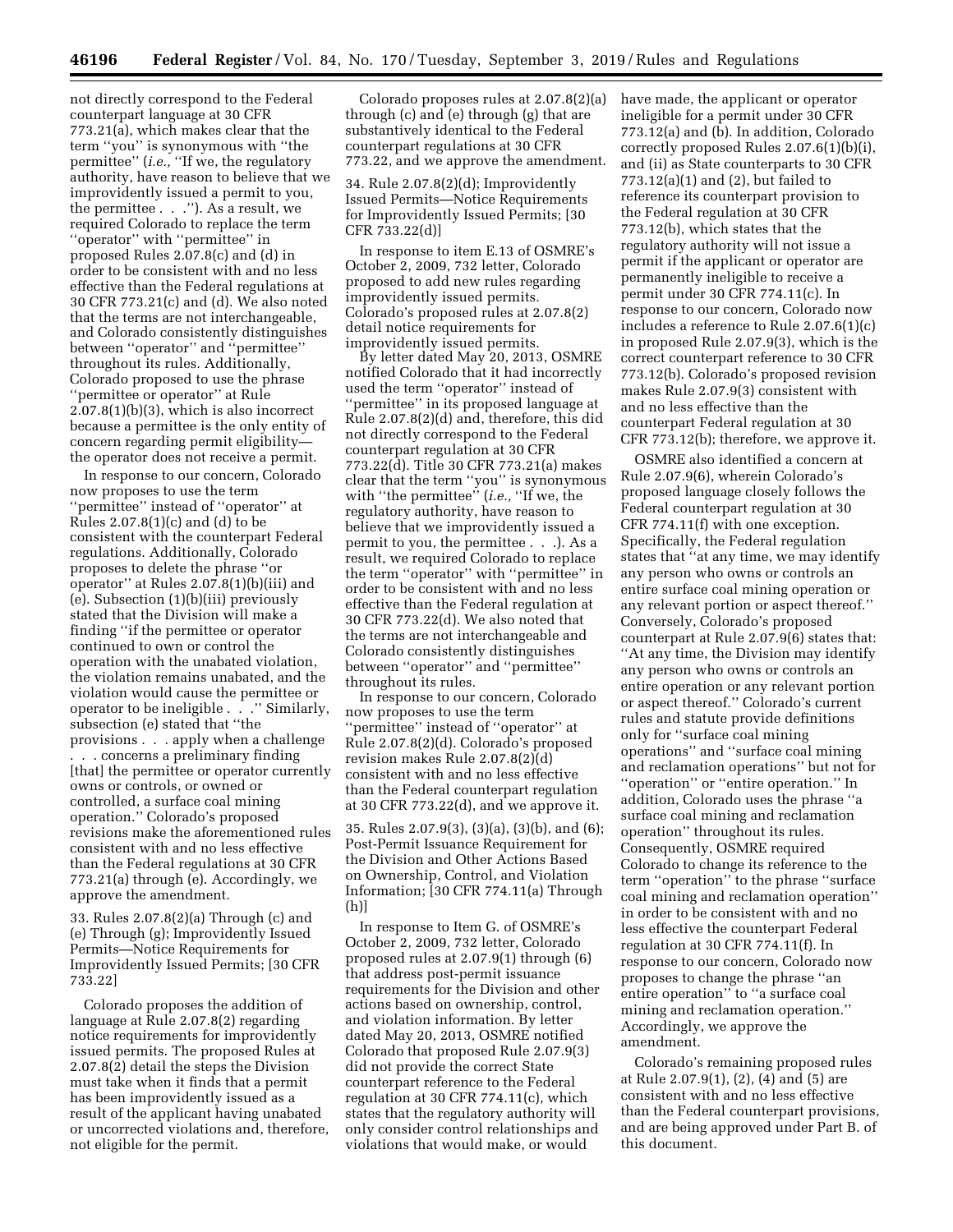not directly correspond to the Federal counterpart language at 30 CFR 773.21(a), which makes clear that the term ''you'' is synonymous with ''the permittee'' (*i.e.,* ''If we, the regulatory authority, have reason to believe that we improvidently issued a permit to you, the permittee . . .''). As a result, we required Colorado to replace the term ''operator'' with ''permittee'' in proposed Rules 2.07.8(c) and (d) in order to be consistent with and no less effective than the Federal regulations at 30 CFR 773.21(c) and (d). We also noted that the terms are not interchangeable, and Colorado consistently distinguishes between ''operator'' and ''permittee'' throughout its rules. Additionally, Colorado proposed to use the phrase ''permittee or operator'' at Rule 2.07.8(1)(b)(3), which is also incorrect because a permittee is the only entity of concern regarding permit eligibility—the operator does not receive a permit.

In response to our concern, Colorado now proposes to use the term ''permittee'' instead of ''operator'' at Rules 2.07.8(1)(c) and (d) to be consistent with the counterpart Federal regulations. Additionally, Colorado proposes to delete the phrase ''or operator'' at Rules 2.07.8(1)(b)(iii) and (e). Subsection (1)(b)(iii) previously stated that the Division will make a finding ''if the permittee or operator continued to own or control the operation with the unabated violation, the violation remains unabated, and the violation would cause the permittee or operator to be ineligible . . .'' Similarly, subsection (e) stated that ''the provisions . . . apply when a challenge . . . concerns a preliminary finding [that] the permittee or operator currently owns or controls, or owned or controlled, a surface coal mining operation.'' Colorado's proposed revisions make the aforementioned rules consistent with and no less effective than the Federal regulations at 30 CFR 773.21(a) through (e). Accordingly, we approve the amendment.

33. Rules 2.07.8(2)(a) Through (c) and (e) Through (g); Improvidently Issued Permits—Notice Requirements for Improvidently Issued Permits; [30 CFR 733.22]

Colorado proposes the addition of language at Rule 2.07.8(2) regarding notice requirements for improvidently issued permits. The proposed Rules at 2.07.8(2) detail the steps the Division must take when it finds that a permit has been improvidently issued as a result of the applicant having unabated or uncorrected violations and, therefore, not eligible for the permit.

Colorado proposes rules at 2.07.8(2)(a) through (c) and (e) through (g) that are substantively identical to the Federal counterpart regulations at 30 CFR 773.22, and we approve the amendment.

34. Rule 2.07.8(2)(d); Improvidently Issued Permits—Notice Requirements for Improvidently Issued Permits; [30 CFR 733.22(d)]

In response to item E.13 of OSMRE's October 2, 2009, 732 letter, Colorado proposed to add new rules regarding improvidently issued permits. Colorado's proposed rules at 2.07.8(2) detail notice requirements for improvidently issued permits.

By letter dated May 20, 2013, OSMRE notified Colorado that it had incorrectly used the term ''operator'' instead of ''permittee'' in its proposed language at Rule 2.07.8(2)(d) and, therefore, this did not directly correspond to the Federal counterpart regulation at 30 CFR 773.22(d). Title 30 CFR 773.21(a) makes clear that the term ''you'' is synonymous with ''the permittee'' (*i.e.,* ''If we, the regulatory authority, have reason to believe that we improvidently issued a permit to you, the permittee . . .). As a result, we required Colorado to replace the term ''operator'' with ''permittee'' in order to be consistent with and no less effective than the Federal regulation at 30 CFR 773.22(d). We also noted that the terms are not interchangeable and Colorado consistently distinguishes between ''operator'' and ''permittee'' throughout its rules.

In response to our concern, Colorado now proposes to use the term ''permittee'' instead of ''operator'' at Rule 2.07.8(2)(d). Colorado's proposed revision makes Rule 2.07.8(2)(d) consistent with and no less effective than the Federal counterpart regulation at 30 CFR 773.22(d), and we approve it.

35. Rules 2.07.9(3), (3)(a), (3)(b), and (6); Post-Permit Issuance Requirement for the Division and Other Actions Based on Ownership, Control, and Violation Information; [30 CFR 774.11(a) Through (h)]

In response to Item G. of OSMRE's October 2, 2009, 732 letter, Colorado proposed rules at 2.07.9(1) through (6) that address post-permit issuance requirements for the Division and other actions based on ownership, control, and violation information. By letter dated May 20, 2013, OSMRE notified Colorado that proposed Rule 2.07.9(3) did not provide the correct State counterpart reference to the Federal regulation at 30 CFR 774.11(c), which states that the regulatory authority will only consider control relationships and violations that would make, or would have made, the applicant or operator ineligible for a permit under 30 CFR 773.12(a) and (b). In addition, Colorado correctly proposed Rules 2.07.6(1)(b)(i), and (ii) as State counterparts to 30 CFR 773.12(a)(1) and (2), but failed to reference its counterpart provision to the Federal regulation at 30 CFR 773.12(b), which states that the regulatory authority will not issue a permit if the applicant or operator are permanently ineligible to receive a permit under 30 CFR 774.11(c). In response to our concern, Colorado now includes a reference to Rule 2.07.6(1)(c) in proposed Rule 2.07.9(3), which is the correct counterpart reference to 30 CFR 773.12(b). Colorado's proposed revision makes Rule 2.07.9(3) consistent with and no less effective than the counterpart Federal regulation at 30 CFR 773.12(b); therefore, we approve it.

OSMRE also identified a concern at Rule 2.07.9(6), wherein Colorado's proposed language closely follows the Federal counterpart regulation at 30 CFR 774.11(f) with one exception. Specifically, the Federal regulation states that ''at any time, we may identify any person who owns or controls an entire surface coal mining operation or any relevant portion or aspect thereof.'' Conversely, Colorado's proposed counterpart at Rule 2.07.9(6) states that: ''At any time, the Division may identify any person who owns or controls an entire operation or any relevant portion or aspect thereof.'' Colorado's current rules and statute provide definitions only for ''surface coal mining operations'' and ''surface coal mining and reclamation operations'' but not for ''operation'' or ''entire operation.'' In addition, Colorado uses the phrase ''a surface coal mining and reclamation operation'' throughout its rules. Consequently, OSMRE required Colorado to change its reference to the term ''operation'' to the phrase ''surface coal mining and reclamation operation'' in order to be consistent with and no less effective the counterpart Federal regulation at 30 CFR 774.11(f). In response to our concern, Colorado now proposes to change the phrase ''an entire operation'' to ''a surface coal mining and reclamation operation.'' Accordingly, we approve the amendment.

Colorado's remaining proposed rules at Rule 2.07.9(1), (2), (4) and (5) are consistent with and no less effective than the Federal counterpart provisions, and are being approved under Part B. of this document.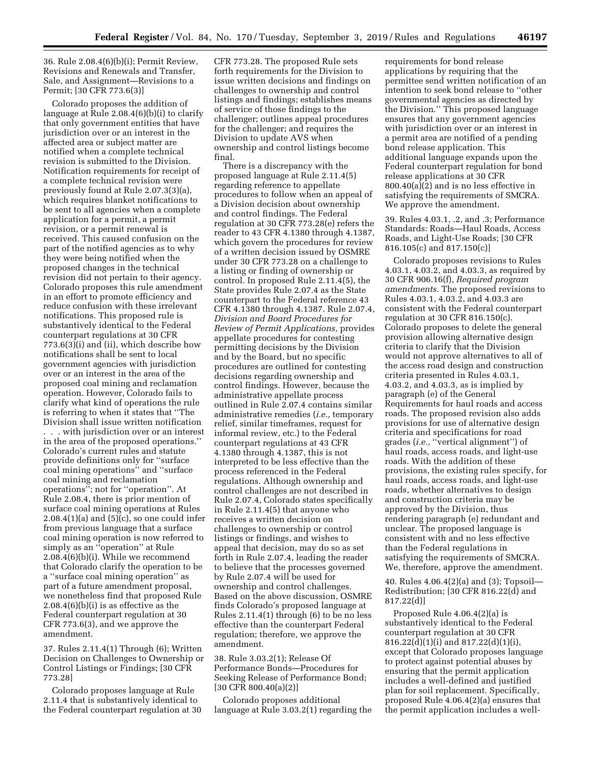36. Rule 2.08.4(6)(b)(i); Permit Review, Revisions and Renewals and Transfer, Sale, and Assignment—Revisions to a Permit; [30 CFR 773.6(3)]

Colorado proposes the addition of language at Rule 2.08.4(6)(b)(i) to clarify that only government entities that have jurisdiction over or an interest in the affected area or subject matter are notified when a complete technical revision is submitted to the Division. Notification requirements for receipt of a complete technical revision were previously found at Rule 2.07.3(3)(a), which requires blanket notifications to be sent to all agencies when a complete application for a permit, a permit revision, or a permit renewal is received. This caused confusion on the part of the notified agencies as to why they were being notified when the proposed changes in the technical revision did not pertain to their agency. Colorado proposes this rule amendment in an effort to promote efficiency and reduce confusion with these irrelevant notifications. This proposed rule is substantively identical to the Federal counterpart regulations at 30 CFR 773.6(3)(i) and (ii), which describe how notifications shall be sent to local government agencies with jurisdiction over or an interest in the area of the proposed coal mining and reclamation operation. However, Colorado fails to clarify what kind of operations the rule is referring to when it states that ''The Division shall issue written notification . . . with jurisdiction over or an interest in the area of the proposed operations.'' Colorado's current rules and statute provide definitions only for ''surface coal mining operations'' and ''surface coal mining and reclamation operations''; not for ''operation''. At Rule 2.08.4, there is prior mention of surface coal mining operations at Rules 2.08.4(1)(a) and (5)(c), so one could infer from previous language that a surface coal mining operation is now referred to simply as an ''operation'' at Rule 2.08.4(6)(b)(i). While we recommend that Colorado clarify the operation to be a ''surface coal mining operation'' as part of a future amendment proposal, we nonetheless find that proposed Rule 2.08.4(6)(b)(i) is as effective as the Federal counterpart regulation at 30 CFR 773.6(3), and we approve the amendment.

37. Rules 2.11.4(1) Through (6); Written Decision on Challenges to Ownership or Control Listings or Findings; [30 CFR 773.28]

Colorado proposes language at Rule 2.11.4 that is substantively identical to the Federal counterpart regulation at 30 CFR 773.28. The proposed Rule sets forth requirements for the Division to issue written decisions and findings on challenges to ownership and control listings and findings; establishes means of service of those findings to the challenger; outlines appeal procedures for the challenger; and requires the Division to update AVS when ownership and control listings become final.

There is a discrepancy with the proposed language at Rule 2.11.4(5) regarding reference to appellate procedures to follow when an appeal of a Division decision about ownership and control findings. The Federal regulation at 30 CFR 773.28(e) refers the reader to 43 CFR 4.1380 through 4.1387, which govern the procedures for review of a written decision issued by OSMRE under 30 CFR 773.28 on a challenge to a listing or finding of ownership or control. In proposed Rule 2.11.4(5), the State provides Rule 2.07.4 as the State counterpart to the Federal reference 43 CFR 4.1380 through 4.1387. Rule 2.07.4, *Division and Board Procedures for Review of Permit Applications,* provides appellate procedures for contesting permitting decisions by the Division and by the Board, but no specific procedures are outlined for contesting decisions regarding ownership and control findings. However, because the administrative appellate process outlined in Rule 2.07.4 contains similar administrative remedies (*i.e.,* temporary relief, similar timeframes, request for informal review, etc.) to the Federal counterpart regulations at 43 CFR 4.1380 through 4.1387, this is not interpreted to be less effective than the process referenced in the Federal regulations. Although ownership and control challenges are not described in Rule 2.07.4, Colorado states specifically in Rule 2.11.4(5) that anyone who receives a written decision on challenges to ownership or control listings or findings, and wishes to appeal that decision, may do so as set forth in Rule 2.07.4, leading the reader to believe that the processes governed by Rule 2.07.4 will be used for ownership and control challenges. Based on the above discussion, OSMRE finds Colorado's proposed language at Rules 2.11.4(1) through (6) to be no less effective than the counterpart Federal regulation; therefore, we approve the amendment.

38. Rule 3.03.2(1); Release Of Performance Bonds—Procedures for Seeking Release of Performance Bond; [30 CFR 800.40(a)(2)]

Colorado proposes additional language at Rule 3.03.2(1) regarding the requirements for bond release applications by requiring that the permittee send written notification of an intention to seek bond release to ''other governmental agencies as directed by the Division.'' This proposed language ensures that any government agencies with jurisdiction over or an interest in a permit area are notified of a pending bond release application. This additional language expands upon the Federal counterpart regulation for bond release applications at 30 CFR 800.40(a)(2) and is no less effective in satisfying the requirements of SMCRA. We approve the amendment.

39. Rules 4.03.1, .2, and .3; Performance Standards: Roads—Haul Roads, Access Roads, and Light-Use Roads; [30 CFR 816.105(c) and 817.150(c)]

Colorado proposes revisions to Rules 4.03.1, 4.03.2, and 4.03.3, as required by 30 CFR 906.16(f), *Required program amendments.* The proposed revisions to Rules 4.03.1, 4.03.2, and 4.03.3 are consistent with the Federal counterpart regulation at 30 CFR 816.150(c). Colorado proposes to delete the general provision allowing alternative design criteria to clarify that the Division would not approve alternatives to all of the access road design and construction criteria presented in Rules 4.03.1, 4.03.2, and 4.03.3, as is implied by paragraph (e) of the General Requirements for haul roads and access roads. The proposed revision also adds provisions for use of alternative design criteria and specifications for road grades (*i.e.,* ''vertical alignment'') of haul roads, access roads, and light-use roads. With the addition of these provisions, the existing rules specify, for haul roads, access roads, and light-use roads, whether alternatives to design and construction criteria may be approved by the Division, thus rendering paragraph (e) redundant and unclear. The proposed language is consistent with and no less effective than the Federal regulations in satisfying the requirements of SMCRA. We, therefore, approve the amendment.

40. Rules 4.06.4(2)(a) and (3); Topsoil—Redistribution; [30 CFR 816.22(d) and 817.22(d)]

Proposed Rule 4.06.4(2)(a) is substantively identical to the Federal counterpart regulation at 30 CFR 816.22(d)(1)(i) and 817.22(d)(1)(i), except that Colorado proposes language to protect against potential abuses by ensuring that the permit application includes a well-defined and justified plan for soil replacement. Specifically, proposed Rule 4.06.4(2)(a) ensures that the permit application includes a well-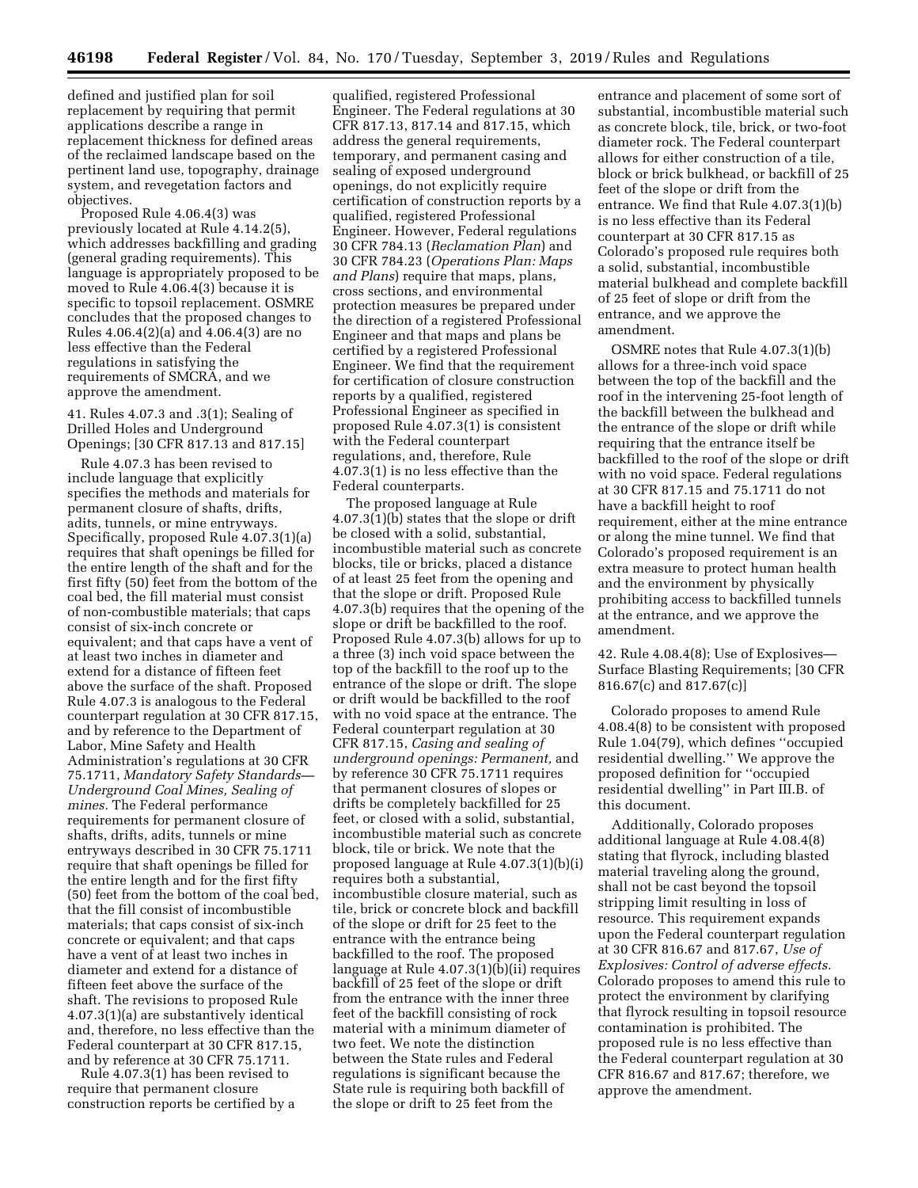defined and justified plan for soil replacement by requiring that permit applications describe a range in replacement thickness for defined areas of the reclaimed landscape based on the pertinent land use, topography, drainage system, and revegetation factors and objectives.

Proposed Rule 4.06.4(3) was previously located at Rule 4.14.2(5), which addresses backfilling and grading (general grading requirements). This language is appropriately proposed to be moved to Rule 4.06.4(3) because it is specific to topsoil replacement. OSMRE concludes that the proposed changes to Rules 4.06.4(2)(a) and 4.06.4(3) are no less effective than the Federal regulations in satisfying the requirements of SMCRA, and we approve the amendment.

41. Rules 4.07.3 and .3(1); Sealing of Drilled Holes and Underground Openings; [30 CFR 817.13 and 817.15]

Rule 4.07.3 has been revised to include language that explicitly specifies the methods and materials for permanent closure of shafts, drifts, adits, tunnels, or mine entryways. Specifically, proposed Rule 4.07.3(1)(a) requires that shaft openings be filled for the entire length of the shaft and for the first fifty (50) feet from the bottom of the coal bed, the fill material must consist of non-combustible materials; that caps consist of six-inch concrete or equivalent; and that caps have a vent of at least two inches in diameter and extend for a distance of fifteen feet above the surface of the shaft. Proposed Rule 4.07.3 is analogous to the Federal counterpart regulation at 30 CFR 817.15, and by reference to the Department of Labor, Mine Safety and Health Administration's regulations at 30 CFR 75.1711, *Mandatory Safety Standards—Underground Coal Mines, Sealing of mines.* The Federal performance requirements for permanent closure of shafts, drifts, adits, tunnels or mine entryways described in 30 CFR 75.1711 require that shaft openings be filled for the entire length and for the first fifty (50) feet from the bottom of the coal bed, that the fill consist of incombustible materials; that caps consist of six-inch concrete or equivalent; and that caps have a vent of at least two inches in diameter and extend for a distance of fifteen feet above the surface of the shaft. The revisions to proposed Rule 4.07.3(1)(a) are substantively identical and, therefore, no less effective than the Federal counterpart at 30 CFR 817.15, and by reference at 30 CFR 75.1711.

Rule 4.07.3(1) has been revised to require that permanent closure construction reports be certified by a qualified, registered Professional Engineer. The Federal regulations at 30 CFR 817.13, 817.14 and 817.15, which address the general requirements, temporary, and permanent casing and sealing of exposed underground openings, do not explicitly require certification of construction reports by a qualified, registered Professional Engineer. However, Federal regulations 30 CFR 784.13 (*Reclamation Plan*) and 30 CFR 784.23 (*Operations Plan: Maps and Plans*) require that maps, plans, cross sections, and environmental protection measures be prepared under the direction of a registered Professional Engineer and that maps and plans be certified by a registered Professional Engineer. We find that the requirement for certification of closure construction reports by a qualified, registered Professional Engineer as specified in proposed Rule 4.07.3(1) is consistent with the Federal counterpart regulations, and, therefore, Rule 4.07.3(1) is no less effective than the Federal counterparts.

The proposed language at Rule 4.07.3(1)(b) states that the slope or drift be closed with a solid, substantial, incombustible material such as concrete blocks, tile or bricks, placed a distance of at least 25 feet from the opening and that the slope or drift. Proposed Rule 4.07.3(b) requires that the opening of the slope or drift be backfilled to the roof. Proposed Rule 4.07.3(b) allows for up to a three (3) inch void space between the top of the backfill to the roof up to the entrance of the slope or drift. The slope or drift would be backfilled to the roof with no void space at the entrance. The Federal counterpart regulation at 30 CFR 817.15, *Casing and sealing of underground openings: Permanent,* and by reference 30 CFR 75.1711 requires that permanent closures of slopes or drifts be completely backfilled for 25 feet, or closed with a solid, substantial, incombustible material such as concrete block, tile or brick. We note that the proposed language at Rule 4.07.3(1)(b)(i) requires both a substantial, incombustible closure material, such as tile, brick or concrete block and backfill of the slope or drift for 25 feet to the entrance with the entrance being backfilled to the roof. The proposed language at Rule 4.07.3(1)(b)(ii) requires backfill of 25 feet of the slope or drift from the entrance with the inner three feet of the backfill consisting of rock material with a minimum diameter of two feet. We note the distinction between the State rules and Federal regulations is significant because the State rule is requiring both backfill of the slope or drift to 25 feet from the entrance and placement of some sort of substantial, incombustible material such as concrete block, tile, brick, or two-foot diameter rock. The Federal counterpart allows for either construction of a tile, block or brick bulkhead, or backfill of 25 feet of the slope or drift from the entrance. We find that Rule 4.07.3(1)(b) is no less effective than its Federal counterpart at 30 CFR 817.15 as Colorado's proposed rule requires both a solid, substantial, incombustible material bulkhead and complete backfill of 25 feet of slope or drift from the entrance, and we approve the amendment.

OSMRE notes that Rule 4.07.3(1)(b) allows for a three-inch void space between the top of the backfill and the roof in the intervening 25-foot length of the backfill between the bulkhead and the entrance of the slope or drift while requiring that the entrance itself be backfilled to the roof of the slope or drift with no void space. Federal regulations at 30 CFR 817.15 and 75.1711 do not have a backfill height to roof requirement, either at the mine entrance or along the mine tunnel. We find that Colorado's proposed requirement is an extra measure to protect human health and the environment by physically prohibiting access to backfilled tunnels at the entrance, and we approve the amendment.

42. Rule 4.08.4(8); Use of Explosives—Surface Blasting Requirements; [30 CFR 816.67(c) and 817.67(c)]

Colorado proposes to amend Rule 4.08.4(8) to be consistent with proposed Rule 1.04(79), which defines ''occupied residential dwelling.'' We approve the proposed definition for ''occupied residential dwelling'' in Part III.B. of this document.

Additionally, Colorado proposes additional language at Rule 4.08.4(8) stating that flyrock, including blasted material traveling along the ground, shall not be cast beyond the topsoil stripping limit resulting in loss of resource. This requirement expands upon the Federal counterpart regulation at 30 CFR 816.67 and 817.67, *Use of Explosives: Control of adverse effects.* Colorado proposes to amend this rule to protect the environment by clarifying that flyrock resulting in topsoil resource contamination is prohibited. The proposed rule is no less effective than the Federal counterpart regulation at 30 CFR 816.67 and 817.67; therefore, we approve the amendment.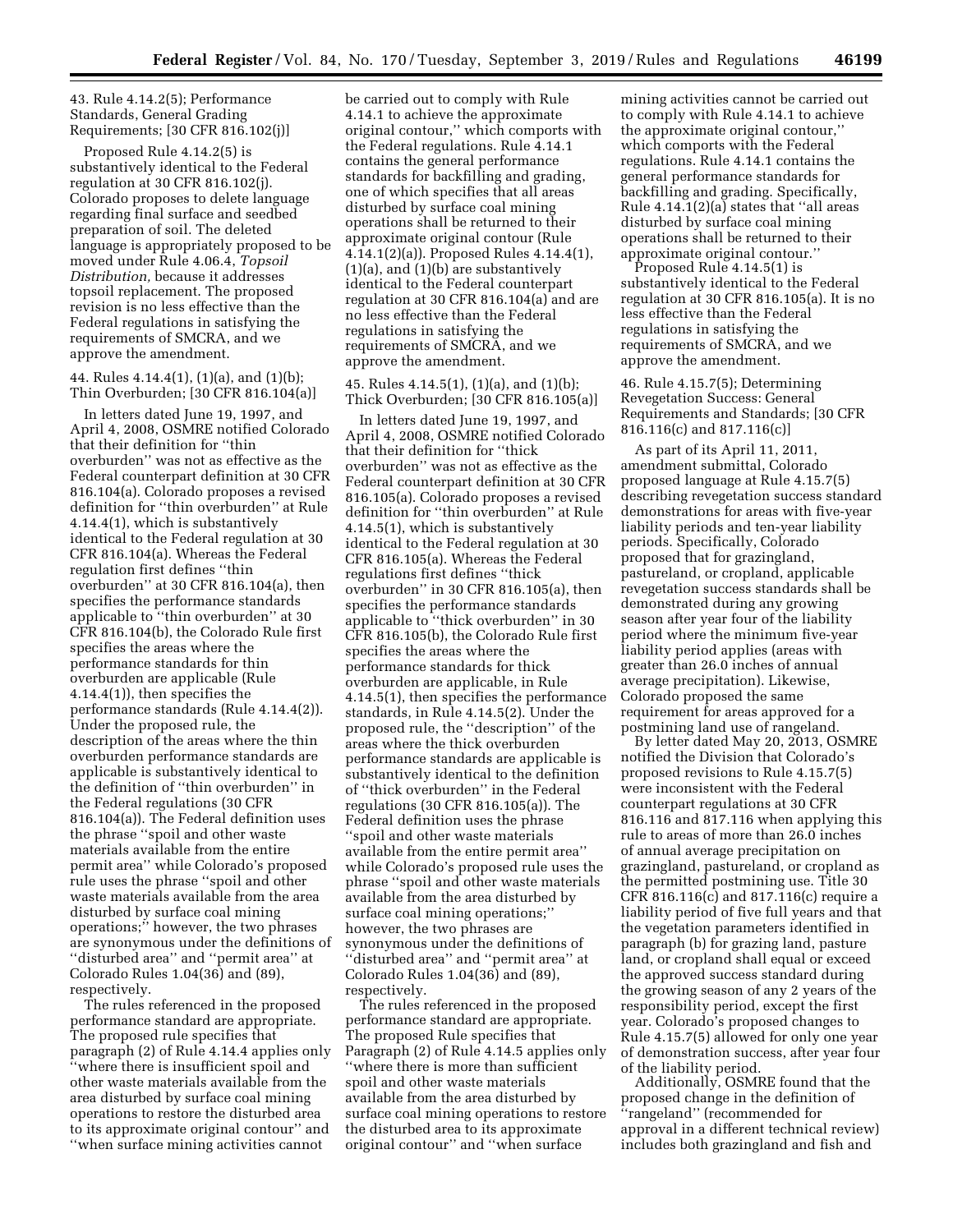43. Rule 4.14.2(5); Performance Standards, General Grading Requirements; [30 CFR 816.102(j)]

Proposed Rule 4.14.2(5) is substantively identical to the Federal regulation at 30 CFR 816.102(j). Colorado proposes to delete language regarding final surface and seedbed preparation of soil. The deleted language is appropriately proposed to be moved under Rule 4.06.4, *Topsoil Distribution,* because it addresses topsoil replacement. The proposed revision is no less effective than the Federal regulations in satisfying the requirements of SMCRA, and we approve the amendment.

44. Rules 4.14.4(1), (1)(a), and (1)(b); Thin Overburden; [30 CFR 816.104(a)]

In letters dated June 19, 1997, and April 4, 2008, OSMRE notified Colorado that their definition for ''thin overburden'' was not as effective as the Federal counterpart definition at 30 CFR 816.104(a). Colorado proposes a revised definition for ''thin overburden'' at Rule 4.14.4(1), which is substantively identical to the Federal regulation at 30 CFR 816.104(a). Whereas the Federal regulation first defines ''thin overburden'' at 30 CFR 816.104(a), then specifies the performance standards applicable to ''thin overburden'' at 30 CFR 816.104(b), the Colorado Rule first specifies the areas where the performance standards for thin overburden are applicable (Rule 4.14.4(1)), then specifies the performance standards (Rule 4.14.4(2)). Under the proposed rule, the description of the areas where the thin overburden performance standards are applicable is substantively identical to the definition of ''thin overburden'' in the Federal regulations (30 CFR 816.104(a)). The Federal definition uses the phrase ''spoil and other waste materials available from the entire permit area'' while Colorado's proposed rule uses the phrase ''spoil and other waste materials available from the area disturbed by surface coal mining operations;'' however, the two phrases are synonymous under the definitions of ''disturbed area'' and ''permit area'' at Colorado Rules 1.04(36) and (89), respectively.

The rules referenced in the proposed performance standard are appropriate. The proposed rule specifies that paragraph (2) of Rule 4.14.4 applies only ''where there is insufficient spoil and other waste materials available from the area disturbed by surface coal mining operations to restore the disturbed area to its approximate original contour'' and ''when surface mining activities cannot be carried out to comply with Rule 4.14.1 to achieve the approximate original contour,'' which comports with the Federal regulations. Rule 4.14.1 contains the general performance standards for backfilling and grading, one of which specifies that all areas disturbed by surface coal mining operations shall be returned to their approximate original contour (Rule 4.14.1(2)(a)). Proposed Rules 4.14.4(1), (1)(a), and (1)(b) are substantively identical to the Federal counterpart regulation at 30 CFR 816.104(a) and are no less effective than the Federal regulations in satisfying the requirements of SMCRA, and we approve the amendment.

45. Rules 4.14.5(1), (1)(a), and (1)(b); Thick Overburden; [30 CFR 816.105(a)]

In letters dated June 19, 1997, and April 4, 2008, OSMRE notified Colorado that their definition for ''thick overburden'' was not as effective as the Federal counterpart definition at 30 CFR 816.105(a). Colorado proposes a revised definition for ''thin overburden'' at Rule 4.14.5(1), which is substantively identical to the Federal regulation at 30 CFR 816.105(a). Whereas the Federal regulations first defines ''thick overburden'' in 30 CFR 816.105(a), then specifies the performance standards applicable to ''thick overburden'' in 30 CFR 816.105(b), the Colorado Rule first specifies the areas where the performance standards for thick overburden are applicable, in Rule 4.14.5(1), then specifies the performance standards, in Rule 4.14.5(2). Under the proposed rule, the ''description'' of the areas where the thick overburden performance standards are applicable is substantively identical to the definition of ''thick overburden'' in the Federal regulations (30 CFR 816.105(a)). The Federal definition uses the phrase ''spoil and other waste materials available from the entire permit area'' while Colorado's proposed rule uses the phrase ''spoil and other waste materials available from the area disturbed by surface coal mining operations;'' however, the two phrases are synonymous under the definitions of ''disturbed area'' and ''permit area'' at Colorado Rules 1.04(36) and (89), respectively.

The rules referenced in the proposed performance standard are appropriate. The proposed Rule specifies that Paragraph (2) of Rule 4.14.5 applies only ''where there is more than sufficient spoil and other waste materials available from the area disturbed by surface coal mining operations to restore the disturbed area to its approximate original contour'' and ''when surface mining activities cannot be carried out to comply with Rule 4.14.1 to achieve the approximate original contour,'' which comports with the Federal regulations. Rule 4.14.1 contains the general performance standards for backfilling and grading. Specifically, Rule 4.14.1(2)(a) states that ''all areas disturbed by surface coal mining operations shall be returned to their approximate original contour.''

Proposed Rule 4.14.5(1) is substantively identical to the Federal regulation at 30 CFR 816.105(a). It is no less effective than the Federal regulations in satisfying the requirements of SMCRA, and we approve the amendment.

46. Rule 4.15.7(5); Determining Revegetation Success: General Requirements and Standards; [30 CFR 816.116(c) and 817.116(c)]

As part of its April 11, 2011, amendment submittal, Colorado proposed language at Rule 4.15.7(5) describing revegetation success standard demonstrations for areas with five-year liability periods and ten-year liability periods. Specifically, Colorado proposed that for grazingland, pastureland, or cropland, applicable revegetation success standards shall be demonstrated during any growing season after year four of the liability period where the minimum five-year liability period applies (areas with greater than 26.0 inches of annual average precipitation). Likewise, Colorado proposed the same requirement for areas approved for a postmining land use of rangeland.

By letter dated May 20, 2013, OSMRE notified the Division that Colorado's proposed revisions to Rule 4.15.7(5) were inconsistent with the Federal counterpart regulations at 30 CFR 816.116 and 817.116 when applying this rule to areas of more than 26.0 inches of annual average precipitation on grazingland, pastureland, or cropland as the permitted postmining use. Title 30 CFR 816.116(c) and 817.116(c) require a liability period of five full years and that the vegetation parameters identified in paragraph (b) for grazing land, pasture land, or cropland shall equal or exceed the approved success standard during the growing season of any 2 years of the responsibility period, except the first year. Colorado's proposed changes to Rule 4.15.7(5) allowed for only one year of demonstration success, after year four of the liability period.

Additionally, OSMRE found that the proposed change in the definition of ''rangeland'' (recommended for approval in a different technical review) includes both grazingland and fish and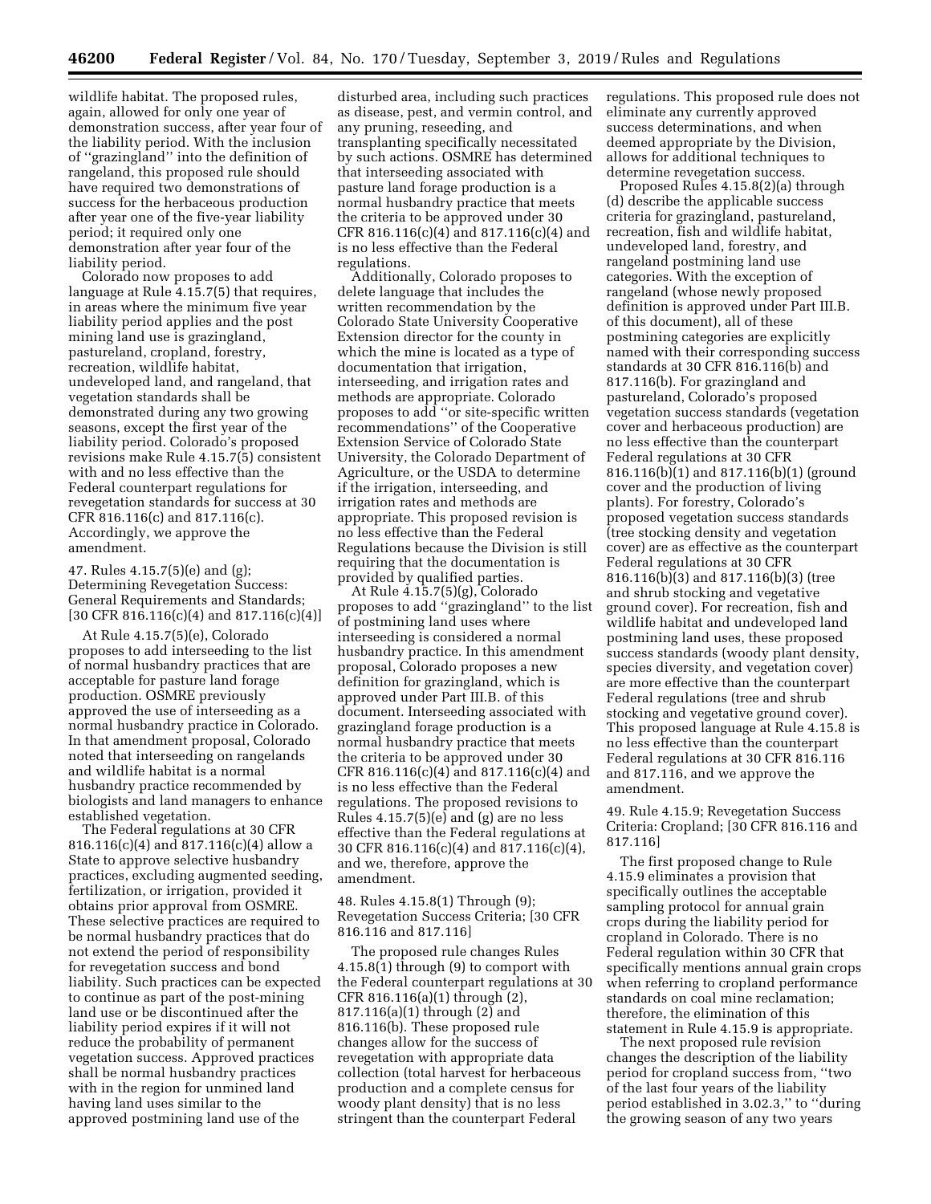wildlife habitat. The proposed rules, again, allowed for only one year of demonstration success, after year four of the liability period. With the inclusion of "grazingland" into the definition of rangeland, this proposed rule should have required two demonstrations of success for the herbaceous production after year one of the five-year liability period; it required only one demonstration after year four of the liability period.

Colorado now proposes to add language at Rule 4.15.7(5) that requires, in areas where the minimum five year liability period applies and the post mining land use is grazingland, pastureland, cropland, forestry, recreation, wildlife habitat, undeveloped land, and rangeland, that vegetation standards shall be demonstrated during any two growing seasons, except the first year of the liability period. Colorado's proposed revisions make Rule 4.15.7(5) consistent with and no less effective than the Federal counterpart regulations for revegetation standards for success at 30 CFR 816.116(c) and 817.116(c). Accordingly, we approve the amendment.

47. Rules 4.15.7(5)(e) and (g); Determining Revegetation Success: General Requirements and Standards; [30 CFR 816.116(c)(4) and 817.116(c)(4)]

At Rule 4.15.7(5)(e), Colorado proposes to add interseeding to the list of normal husbandry practices that are acceptable for pasture land forage production. OSMRE previously approved the use of interseeding as a normal husbandry practice in Colorado. In that amendment proposal, Colorado noted that interseeding on rangelands and wildlife habitat is a normal husbandry practice recommended by biologists and land managers to enhance established vegetation.

The Federal regulations at 30 CFR 816.116(c)(4) and 817.116(c)(4) allow a State to approve selective husbandry practices, excluding augmented seeding, fertilization, or irrigation, provided it obtains prior approval from OSMRE. These selective practices are required to be normal husbandry practices that do not extend the period of responsibility for revegetation success and bond liability. Such practices can be expected to continue as part of the post-mining land use or be discontinued after the liability period expires if it will not reduce the probability of permanent vegetation success. Approved practices shall be normal husbandry practices with in the region for unmined land having land uses similar to the approved postmining land use of the disturbed area, including such practices as disease, pest, and vermin control, and any pruning, reseeding, and transplanting specifically necessitated by such actions. OSMRE has determined that interseeding associated with pasture land forage production is a normal husbandry practice that meets the criteria to be approved under 30 CFR 816.116(c)(4) and 817.116(c)(4) and is no less effective than the Federal regulations.

Additionally, Colorado proposes to delete language that includes the written recommendation by the Colorado State University Cooperative Extension director for the county in which the mine is located as a type of documentation that irrigation, interseeding, and irrigation rates and methods are appropriate. Colorado proposes to add "or site-specific written recommendations" of the Cooperative Extension Service of Colorado State University, the Colorado Department of Agriculture, or the USDA to determine if the irrigation, interseeding, and irrigation rates and methods are appropriate. This proposed revision is no less effective than the Federal Regulations because the Division is still requiring that the documentation is provided by qualified parties.

At Rule 4.15.7(5)(g), Colorado proposes to add "grazingland" to the list of postmining land uses where interseeding is considered a normal husbandry practice. In this amendment proposal, Colorado proposes a new definition for grazingland, which is approved under Part III.B. of this document. Interseeding associated with grazingland forage production is a normal husbandry practice that meets the criteria to be approved under 30 CFR 816.116(c)(4) and 817.116(c)(4) and is no less effective than the Federal regulations. The proposed revisions to Rules 4.15.7(5)(e) and (g) are no less effective than the Federal regulations at 30 CFR 816.116(c)(4) and 817.116(c)(4), and we, therefore, approve the amendment.

48. Rules 4.15.8(1) Through (9); Revegetation Success Criteria; [30 CFR 816.116 and 817.116]

The proposed rule changes Rules 4.15.8(1) through (9) to comport with the Federal counterpart regulations at 30 CFR 816.116(a)(1) through (2), 817.116(a)(1) through (2) and 816.116(b). These proposed rule changes allow for the success of revegetation with appropriate data collection (total harvest for herbaceous production and a complete census for woody plant density) that is no less stringent than the counterpart Federal regulations. This proposed rule does not eliminate any currently approved success determinations, and when deemed appropriate by the Division, allows for additional techniques to determine revegetation success.

Proposed Rules 4.15.8(2)(a) through (d) describe the applicable success criteria for grazingland, pastureland, recreation, fish and wildlife habitat, undeveloped land, forestry, and rangeland postmining land use categories. With the exception of rangeland (whose newly proposed definition is approved under Part III.B. of this document), all of these postmining categories are explicitly named with their corresponding success standards at 30 CFR 816.116(b) and 817.116(b). For grazingland and pastureland, Colorado's proposed vegetation success standards (vegetation cover and herbaceous production) are no less effective than the counterpart Federal regulations at 30 CFR 816.116(b)(1) and 817.116(b)(1) (ground cover and the production of living plants). For forestry, Colorado's proposed vegetation success standards (tree stocking density and vegetation cover) are as effective as the counterpart Federal regulations at 30 CFR 816.116(b)(3) and 817.116(b)(3) (tree and shrub stocking and vegetative ground cover). For recreation, fish and wildlife habitat and undeveloped land postmining land uses, these proposed success standards (woody plant density, species diversity, and vegetation cover) are more effective than the counterpart Federal regulations (tree and shrub stocking and vegetative ground cover). This proposed language at Rule 4.15.8 is no less effective than the counterpart Federal regulations at 30 CFR 816.116 and 817.116, and we approve the amendment.

49. Rule 4.15.9; Revegetation Success Criteria: Cropland; [30 CFR 816.116 and 817.116]

The first proposed change to Rule 4.15.9 eliminates a provision that specifically outlines the acceptable sampling protocol for annual grain crops during the liability period for cropland in Colorado. There is no Federal regulation within 30 CFR that specifically mentions annual grain crops when referring to cropland performance standards on coal mine reclamation; therefore, the elimination of this statement in Rule 4.15.9 is appropriate.

The next proposed rule revision changes the description of the liability period for cropland success from, "two of the last four years of the liability period established in 3.02.3," to "during the growing season of any two years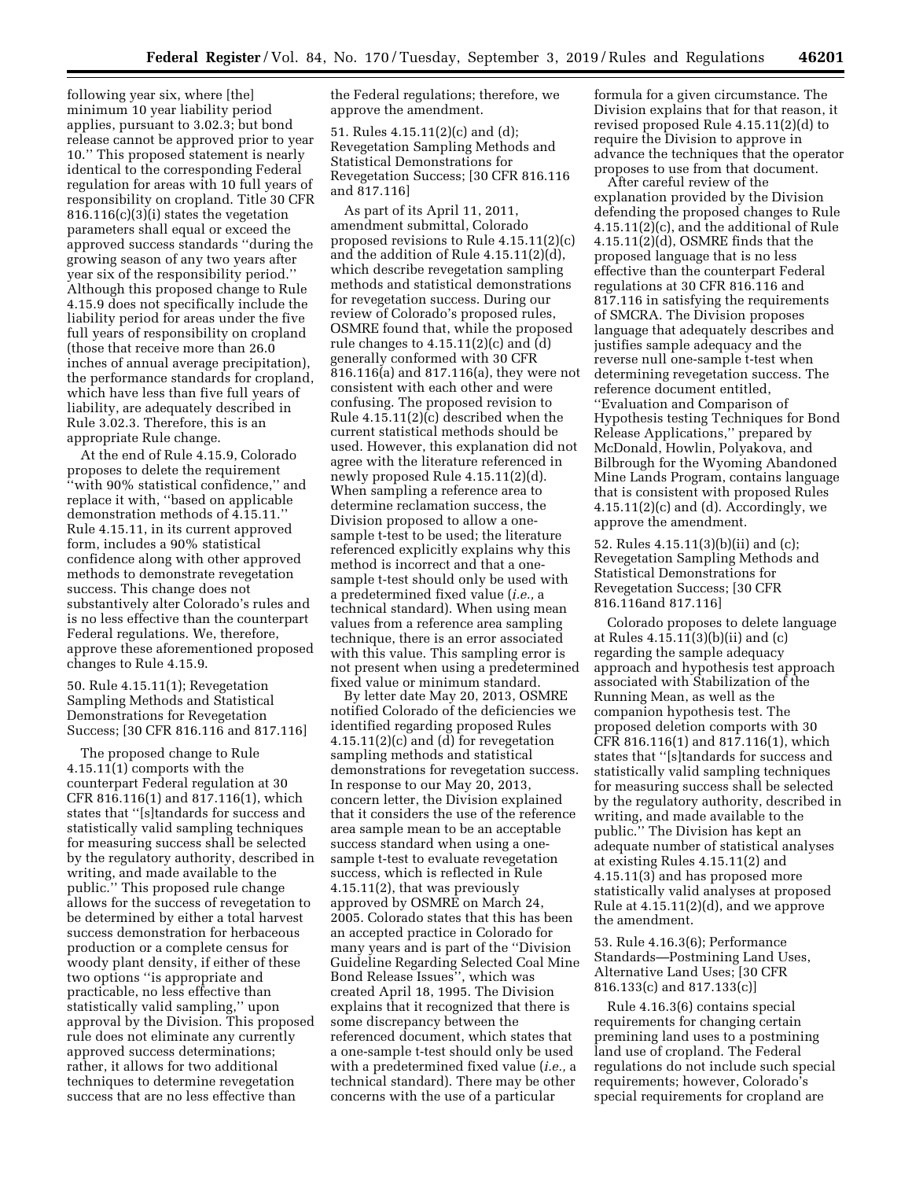following year six, where [the] minimum 10 year liability period applies, pursuant to 3.02.3; but bond release cannot be approved prior to year 10.'' This proposed statement is nearly identical to the corresponding Federal regulation for areas with 10 full years of responsibility on cropland. Title 30 CFR 816.116(c)(3)(i) states the vegetation parameters shall equal or exceed the approved success standards ''during the growing season of any two years after year six of the responsibility period.'' Although this proposed change to Rule 4.15.9 does not specifically include the liability period for areas under the five full years of responsibility on cropland (those that receive more than 26.0 inches of annual average precipitation), the performance standards for cropland, which have less than five full years of liability, are adequately described in Rule 3.02.3. Therefore, this is an appropriate Rule change.

At the end of Rule 4.15.9, Colorado proposes to delete the requirement ''with 90% statistical confidence,'' and replace it with, ''based on applicable demonstration methods of 4.15.11.'' Rule 4.15.11, in its current approved form, includes a 90% statistical confidence along with other approved methods to demonstrate revegetation success. This change does not substantively alter Colorado's rules and is no less effective than the counterpart Federal regulations. We, therefore, approve these aforementioned proposed changes to Rule 4.15.9.

50. Rule 4.15.11(1); Revegetation Sampling Methods and Statistical Demonstrations for Revegetation Success; [30 CFR 816.116 and 817.116]

The proposed change to Rule 4.15.11(1) comports with the counterpart Federal regulation at 30 CFR 816.116(1) and 817.116(1), which states that ''[s]tandards for success and statistically valid sampling techniques for measuring success shall be selected by the regulatory authority, described in writing, and made available to the public.'' This proposed rule change allows for the success of revegetation to be determined by either a total harvest success demonstration for herbaceous production or a complete census for woody plant density, if either of these two options ''is appropriate and practicable, no less effective than statistically valid sampling,'' upon approval by the Division. This proposed rule does not eliminate any currently approved success determinations; rather, it allows for two additional techniques to determine revegetation success that are no less effective than the Federal regulations; therefore, we approve the amendment.

51. Rules 4.15.11(2)(c) and (d); Revegetation Sampling Methods and Statistical Demonstrations for Revegetation Success; [30 CFR 816.116 and 817.116]

As part of its April 11, 2011, amendment submittal, Colorado proposed revisions to Rule 4.15.11(2)(c) and the addition of Rule 4.15.11(2)(d), which describe revegetation sampling methods and statistical demonstrations for revegetation success. During our review of Colorado's proposed rules, OSMRE found that, while the proposed rule changes to 4.15.11(2)(c) and (d) generally conformed with 30 CFR 816.116(a) and 817.116(a), they were not consistent with each other and were confusing. The proposed revision to Rule 4.15.11(2)(c) described when the current statistical methods should be used. However, this explanation did not agree with the literature referenced in newly proposed Rule 4.15.11(2)(d). When sampling a reference area to determine reclamation success, the Division proposed to allow a one-sample t-test to be used; the literature referenced explicitly explains why this method is incorrect and that a one-sample t-test should only be used with a predetermined fixed value (*i.e.,* a technical standard). When using mean values from a reference area sampling technique, there is an error associated with this value. This sampling error is not present when using a predetermined fixed value or minimum standard.

By letter date May 20, 2013, OSMRE notified Colorado of the deficiencies we identified regarding proposed Rules 4.15.11(2)(c) and (d) for revegetation sampling methods and statistical demonstrations for revegetation success. In response to our May 20, 2013, concern letter, the Division explained that it considers the use of the reference area sample mean to be an acceptable success standard when using a one-sample t-test to evaluate revegetation success, which is reflected in Rule 4.15.11(2), that was previously approved by OSMRE on March 24, 2005. Colorado states that this has been an accepted practice in Colorado for many years and is part of the ''Division Guideline Regarding Selected Coal Mine Bond Release Issues'', which was created April 18, 1995. The Division explains that it recognized that there is some discrepancy between the referenced document, which states that a one-sample t-test should only be used with a predetermined fixed value (*i.e.,* a technical standard). There may be other concerns with the use of a particular formula for a given circumstance. The Division explains that for that reason, it revised proposed Rule 4.15.11(2)(d) to require the Division to approve in advance the techniques that the operator proposes to use from that document.

After careful review of the explanation provided by the Division defending the proposed changes to Rule 4.15.11(2)(c), and the additional of Rule 4.15.11(2)(d), OSMRE finds that the proposed language that is no less effective than the counterpart Federal regulations at 30 CFR 816.116 and 817.116 in satisfying the requirements of SMCRA. The Division proposes language that adequately describes and justifies sample adequacy and the reverse null one-sample t-test when determining revegetation success. The reference document entitled, ''Evaluation and Comparison of Hypothesis testing Techniques for Bond Release Applications,'' prepared by McDonald, Howlin, Polyakova, and Bilbrough for the Wyoming Abandoned Mine Lands Program, contains language that is consistent with proposed Rules 4.15.11(2)(c) and (d). Accordingly, we approve the amendment.

52. Rules 4.15.11(3)(b)(ii) and (c); Revegetation Sampling Methods and Statistical Demonstrations for Revegetation Success; [30 CFR 816.116and 817.116]

Colorado proposes to delete language at Rules 4.15.11(3)(b)(ii) and (c) regarding the sample adequacy approach and hypothesis test approach associated with Stabilization of the Running Mean, as well as the companion hypothesis test. The proposed deletion comports with 30 CFR 816.116(1) and 817.116(1), which states that ''[s]tandards for success and statistically valid sampling techniques for measuring success shall be selected by the regulatory authority, described in writing, and made available to the public.'' The Division has kept an adequate number of statistical analyses at existing Rules 4.15.11(2) and 4.15.11(3) and has proposed more statistically valid analyses at proposed Rule at 4.15.11(2)(d), and we approve the amendment.

53. Rule 4.16.3(6); Performance Standards—Postmining Land Uses, Alternative Land Uses; [30 CFR 816.133(c) and 817.133(c)]

Rule 4.16.3(6) contains special requirements for changing certain premining land uses to a postmining land use of cropland. The Federal regulations do not include such special requirements; however, Colorado's special requirements for cropland are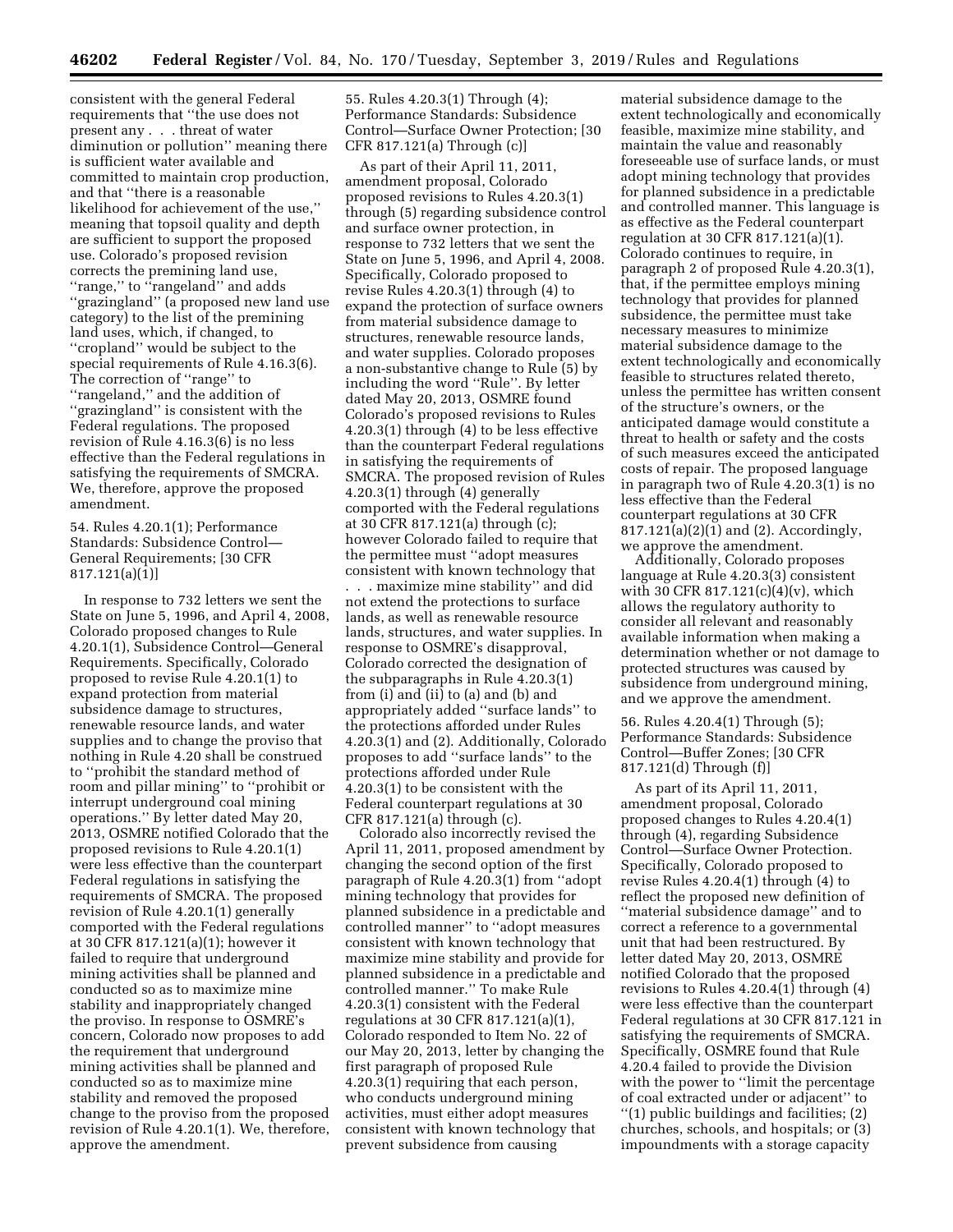consistent with the general Federal requirements that ''the use does not present any . . . threat of water diminution or pollution'' meaning there is sufficient water available and committed to maintain crop production, and that ''there is a reasonable likelihood for achievement of the use,'' meaning that topsoil quality and depth are sufficient to support the proposed use. Colorado's proposed revision corrects the premining land use, ''range,'' to ''rangeland'' and adds ''grazingland'' (a proposed new land use category) to the list of the premining land uses, which, if changed, to ''cropland'' would be subject to the special requirements of Rule 4.16.3(6). The correction of ''range'' to ''rangeland,'' and the addition of ''grazingland'' is consistent with the Federal regulations. The proposed revision of Rule 4.16.3(6) is no less effective than the Federal regulations in satisfying the requirements of SMCRA. We, therefore, approve the proposed amendment.

54. Rules 4.20.1(1); Performance Standards: Subsidence Control— General Requirements; [30 CFR 817.121(a)(1)]

In response to 732 letters we sent the State on June 5, 1996, and April 4, 2008, Colorado proposed changes to Rule 4.20.1(1), Subsidence Control—General Requirements. Specifically, Colorado proposed to revise Rule 4.20.1(1) to expand protection from material subsidence damage to structures, renewable resource lands, and water supplies and to change the proviso that nothing in Rule 4.20 shall be construed to ''prohibit the standard method of room and pillar mining'' to ''prohibit or interrupt underground coal mining operations.'' By letter dated May 20, 2013, OSMRE notified Colorado that the proposed revisions to Rule 4.20.1(1) were less effective than the counterpart Federal regulations in satisfying the requirements of SMCRA. The proposed revision of Rule 4.20.1(1) generally comported with the Federal regulations at 30 CFR 817.121(a)(1); however it failed to require that underground mining activities shall be planned and conducted so as to maximize mine stability and inappropriately changed the proviso. In response to OSMRE's concern, Colorado now proposes to add the requirement that underground mining activities shall be planned and conducted so as to maximize mine stability and removed the proposed change to the proviso from the proposed revision of Rule 4.20.1(1). We, therefore, approve the amendment.

55. Rules 4.20.3(1) Through (4); Performance Standards: Subsidence Control—Surface Owner Protection; [30 CFR 817.121(a) Through (c)]

As part of their April 11, 2011, amendment proposal, Colorado proposed revisions to Rules 4.20.3(1) through (5) regarding subsidence control and surface owner protection, in response to 732 letters that we sent the State on June 5, 1996, and April 4, 2008. Specifically, Colorado proposed to revise Rules 4.20.3(1) through (4) to expand the protection of surface owners from material subsidence damage to structures, renewable resource lands, and water supplies. Colorado proposes a non-substantive change to Rule (5) by including the word ''Rule''. By letter dated May 20, 2013, OSMRE found Colorado's proposed revisions to Rules 4.20.3(1) through (4) to be less effective than the counterpart Federal regulations in satisfying the requirements of SMCRA. The proposed revision of Rules 4.20.3(1) through (4) generally comported with the Federal regulations at 30 CFR 817.121(a) through (c); however Colorado failed to require that the permittee must ''adopt measures consistent with known technology that . . . maximize mine stability'' and did not extend the protections to surface lands, as well as renewable resource lands, structures, and water supplies. In response to OSMRE's disapproval, Colorado corrected the designation of the subparagraphs in Rule 4.20.3(1) from (i) and (ii) to (a) and (b) and appropriately added ''surface lands'' to the protections afforded under Rules 4.20.3(1) and (2). Additionally, Colorado proposes to add ''surface lands'' to the protections afforded under Rule 4.20.3(1) to be consistent with the Federal counterpart regulations at 30 CFR 817.121(a) through (c).

Colorado also incorrectly revised the April 11, 2011, proposed amendment by changing the second option of the first paragraph of Rule 4.20.3(1) from ''adopt mining technology that provides for planned subsidence in a predictable and controlled manner'' to ''adopt measures consistent with known technology that maximize mine stability and provide for planned subsidence in a predictable and controlled manner.'' To make Rule 4.20.3(1) consistent with the Federal regulations at 30 CFR 817.121(a)(1), Colorado responded to Item No. 22 of our May 20, 2013, letter by changing the first paragraph of proposed Rule 4.20.3(1) requiring that each person, who conducts underground mining activities, must either adopt measures consistent with known technology that prevent subsidence from causing material subsidence damage to the extent technologically and economically feasible, maximize mine stability, and maintain the value and reasonably foreseeable use of surface lands, or must adopt mining technology that provides for planned subsidence in a predictable and controlled manner. This language is as effective as the Federal counterpart regulation at 30 CFR 817.121(a)(1). Colorado continues to require, in paragraph 2 of proposed Rule 4.20.3(1), that, if the permittee employs mining technology that provides for planned subsidence, the permittee must take necessary measures to minimize material subsidence damage to the extent technologically and economically feasible to structures related thereto, unless the permittee has written consent of the structure's owners, or the anticipated damage would constitute a threat to health or safety and the costs of such measures exceed the anticipated costs of repair. The proposed language in paragraph two of Rule 4.20.3(1) is no less effective than the Federal counterpart regulations at 30 CFR 817.121(a)(2)(1) and (2). Accordingly, we approve the amendment.

Additionally, Colorado proposes language at Rule 4.20.3(3) consistent with 30 CFR 817.121(c)(4)(v), which allows the regulatory authority to consider all relevant and reasonably available information when making a determination whether or not damage to protected structures was caused by subsidence from underground mining, and we approve the amendment.

56. Rules 4.20.4(1) Through (5); Performance Standards: Subsidence Control—Buffer Zones; [30 CFR 817.121(d) Through (f)]

As part of its April 11, 2011, amendment proposal, Colorado proposed changes to Rules 4.20.4(1) through (4), regarding Subsidence Control—Surface Owner Protection. Specifically, Colorado proposed to revise Rules 4.20.4(1) through (4) to reflect the proposed new definition of ''material subsidence damage'' and to correct a reference to a governmental unit that had been restructured. By letter dated May 20, 2013, OSMRE notified Colorado that the proposed revisions to Rules 4.20.4(1) through (4) were less effective than the counterpart Federal regulations at 30 CFR 817.121 in satisfying the requirements of SMCRA. Specifically, OSMRE found that Rule 4.20.4 failed to provide the Division with the power to ''limit the percentage of coal extracted under or adjacent'' to ''(1) public buildings and facilities; (2) churches, schools, and hospitals; or (3) impoundments with a storage capacity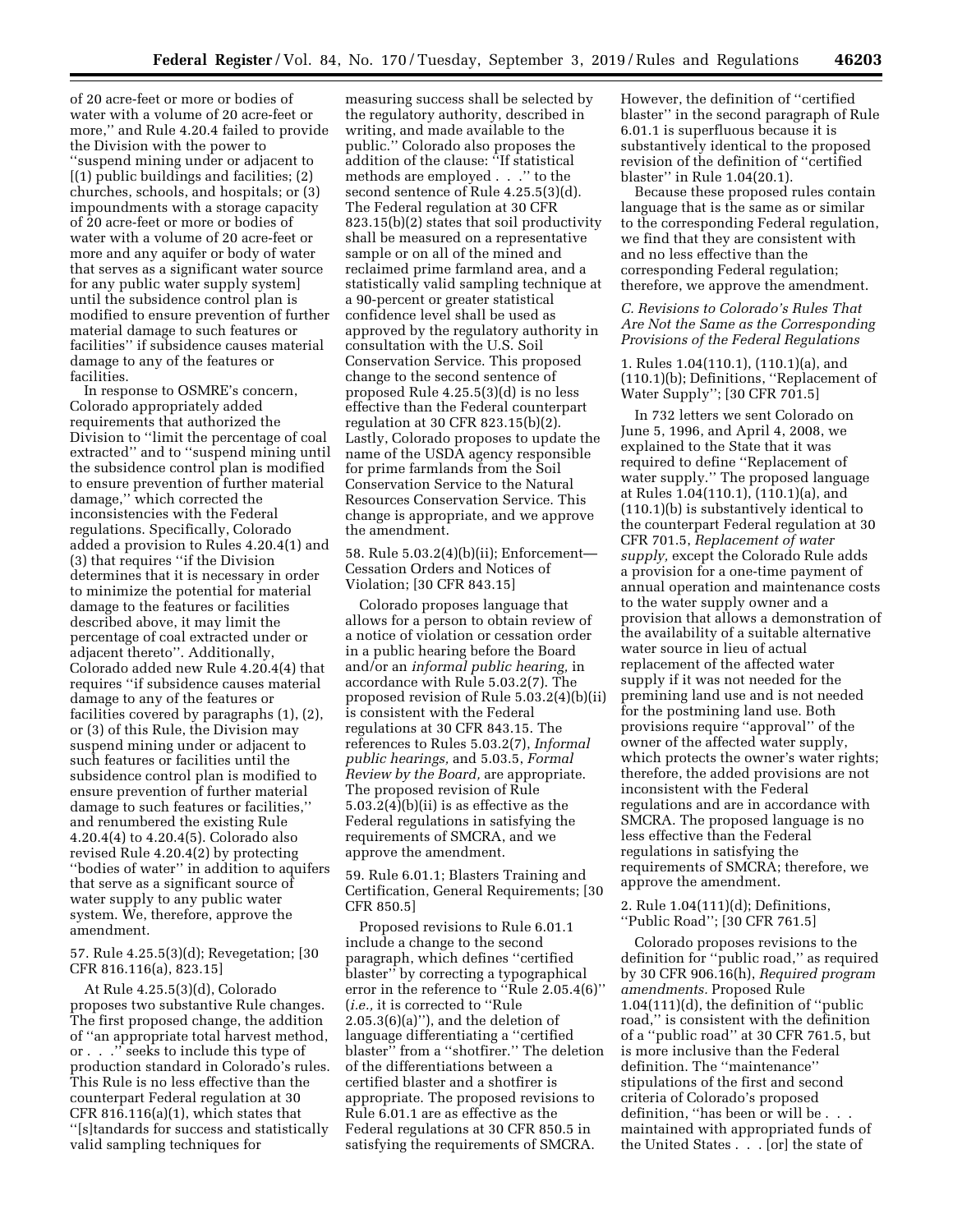of 20 acre-feet or more or bodies of water with a volume of 20 acre-feet or more,'' and Rule 4.20.4 failed to provide the Division with the power to ''suspend mining under or adjacent to [(1) public buildings and facilities; (2) churches, schools, and hospitals; or (3) impoundments with a storage capacity of 20 acre-feet or more or bodies of water with a volume of 20 acre-feet or more and any aquifer or body of water that serves as a significant water source for any public water supply system] until the subsidence control plan is modified to ensure prevention of further material damage to such features or facilities'' if subsidence causes material damage to any of the features or facilities.

In response to OSMRE's concern, Colorado appropriately added requirements that authorized the Division to ''limit the percentage of coal extracted'' and to ''suspend mining until the subsidence control plan is modified to ensure prevention of further material damage,'' which corrected the inconsistencies with the Federal regulations. Specifically, Colorado added a provision to Rules 4.20.4(1) and (3) that requires ''if the Division determines that it is necessary in order to minimize the potential for material damage to the features or facilities described above, it may limit the percentage of coal extracted under or adjacent thereto''. Additionally, Colorado added new Rule 4.20.4(4) that requires ''if subsidence causes material damage to any of the features or facilities covered by paragraphs (1), (2), or (3) of this Rule, the Division may suspend mining under or adjacent to such features or facilities until the subsidence control plan is modified to ensure prevention of further material damage to such features or facilities,'' and renumbered the existing Rule 4.20.4(4) to 4.20.4(5). Colorado also revised Rule 4.20.4(2) by protecting ''bodies of water'' in addition to aquifers that serve as a significant source of water supply to any public water system. We, therefore, approve the amendment.

57. Rule 4.25.5(3)(d); Revegetation; [30 CFR 816.116(a), 823.15]

At Rule 4.25.5(3)(d), Colorado proposes two substantive Rule changes. The first proposed change, the addition of ''an appropriate total harvest method, or . . .'' seeks to include this type of production standard in Colorado's rules. This Rule is no less effective than the counterpart Federal regulation at 30 CFR 816.116(a)(1), which states that ''[s]tandards for success and statistically valid sampling techniques for measuring success shall be selected by the regulatory authority, described in writing, and made available to the public.'' Colorado also proposes the addition of the clause: ''If statistical methods are employed . . .'' to the second sentence of Rule 4.25.5(3)(d). The Federal regulation at 30 CFR 823.15(b)(2) states that soil productivity shall be measured on a representative sample or on all of the mined and reclaimed prime farmland area, and a statistically valid sampling technique at a 90-percent or greater statistical confidence level shall be used as approved by the regulatory authority in consultation with the U.S. Soil Conservation Service. This proposed change to the second sentence of proposed Rule 4.25.5(3)(d) is no less effective than the Federal counterpart regulation at 30 CFR 823.15(b)(2). Lastly, Colorado proposes to update the name of the USDA agency responsible for prime farmlands from the Soil Conservation Service to the Natural Resources Conservation Service. This change is appropriate, and we approve the amendment.

58. Rule 5.03.2(4)(b)(ii); Enforcement—Cessation Orders and Notices of Violation; [30 CFR 843.15]

Colorado proposes language that allows for a person to obtain review of a notice of violation or cessation order in a public hearing before the Board and/or an *informal public hearing,* in accordance with Rule 5.03.2(7). The proposed revision of Rule 5.03.2(4)(b)(ii) is consistent with the Federal regulations at 30 CFR 843.15. The references to Rules 5.03.2(7), *Informal public hearings,* and 5.03.5, *Formal Review by the Board,* are appropriate. The proposed revision of Rule 5.03.2(4)(b)(ii) is as effective as the Federal regulations in satisfying the requirements of SMCRA, and we approve the amendment.

59. Rule 6.01.1; Blasters Training and Certification, General Requirements; [30 CFR 850.5]

Proposed revisions to Rule 6.01.1 include a change to the second paragraph, which defines ''certified blaster'' by correcting a typographical error in the reference to ''Rule 2.05.4(6)'' (*i.e.,* it is corrected to ''Rule 2.05.3(6)(a)''), and the deletion of language differentiating a ''certified blaster'' from a ''shotfirer.'' The deletion of the differentiations between a certified blaster and a shotfirer is appropriate. The proposed revisions to Rule 6.01.1 are as effective as the Federal regulations at 30 CFR 850.5 in satisfying the requirements of SMCRA. However, the definition of ''certified blaster'' in the second paragraph of Rule 6.01.1 is superfluous because it is substantively identical to the proposed revision of the definition of ''certified blaster'' in Rule 1.04(20.1).

Because these proposed rules contain language that is the same as or similar to the corresponding Federal regulation, we find that they are consistent with and no less effective than the corresponding Federal regulation; therefore, we approve the amendment.

### *C. Revisions to Colorado's Rules That Are Not the Same as the Corresponding Provisions of the Federal Regulations*

1. Rules 1.04(110.1), (110.1)(a), and (110.1)(b); Definitions, ''Replacement of Water Supply''; [30 CFR 701.5]

In 732 letters we sent Colorado on June 5, 1996, and April 4, 2008, we explained to the State that it was required to define ''Replacement of water supply.'' The proposed language at Rules 1.04(110.1), (110.1)(a), and (110.1)(b) is substantively identical to the counterpart Federal regulation at 30 CFR 701.5, *Replacement of water supply,* except the Colorado Rule adds a provision for a one-time payment of annual operation and maintenance costs to the water supply owner and a provision that allows a demonstration of the availability of a suitable alternative water source in lieu of actual replacement of the affected water supply if it was not needed for the premining land use and is not needed for the postmining land use. Both provisions require ''approval'' of the owner of the affected water supply, which protects the owner's water rights; therefore, the added provisions are not inconsistent with the Federal regulations and are in accordance with SMCRA. The proposed language is no less effective than the Federal regulations in satisfying the requirements of SMCRA; therefore, we approve the amendment.

2. Rule 1.04(111)(d); Definitions, ''Public Road''; [30 CFR 761.5]

Colorado proposes revisions to the definition for ''public road,'' as required by 30 CFR 906.16(h), *Required program amendments.* Proposed Rule 1.04(111)(d), the definition of ''public road,'' is consistent with the definition of a ''public road'' at 30 CFR 761.5, but is more inclusive than the Federal definition. The ''maintenance'' stipulations of the first and second criteria of Colorado's proposed definition, ''has been or will be . . . maintained with appropriated funds of the United States . . . [or] the state of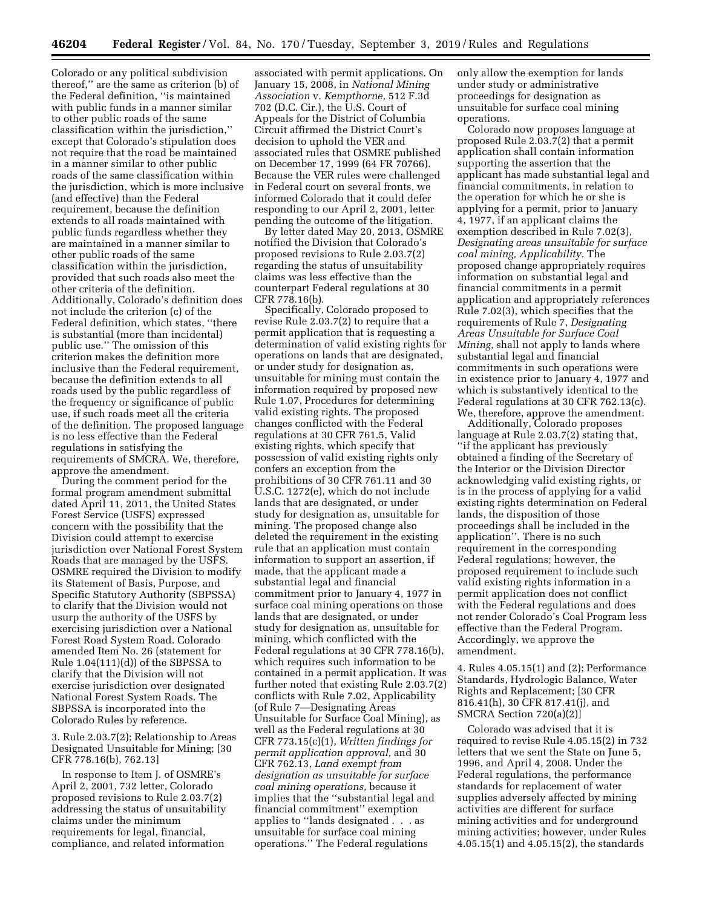Colorado or any political subdivision thereof,'' are the same as criterion (b) of the Federal definition, ''is maintained with public funds in a manner similar to other public roads of the same classification within the jurisdiction,'' except that Colorado's stipulation does not require that the road be maintained in a manner similar to other public roads of the same classification within the jurisdiction, which is more inclusive (and effective) than the Federal requirement, because the definition extends to all roads maintained with public funds regardless whether they are maintained in a manner similar to other public roads of the same classification within the jurisdiction, provided that such roads also meet the other criteria of the definition. Additionally, Colorado's definition does not include the criterion (c) of the Federal definition, which states, ''there is substantial (more than incidental) public use.'' The omission of this criterion makes the definition more inclusive than the Federal requirement, because the definition extends to all roads used by the public regardless of the frequency or significance of public use, if such roads meet all the criteria of the definition. The proposed language is no less effective than the Federal regulations in satisfying the requirements of SMCRA. We, therefore, approve the amendment.

During the comment period for the formal program amendment submittal dated April 11, 2011, the United States Forest Service (USFS) expressed concern with the possibility that the Division could attempt to exercise jurisdiction over National Forest System Roads that are managed by the USFS. OSMRE required the Division to modify its Statement of Basis, Purpose, and Specific Statutory Authority (SBPSSA) to clarify that the Division would not usurp the authority of the USFS by exercising jurisdiction over a National Forest Road System Road. Colorado amended Item No. 26 (statement for Rule 1.04(111)(d)) of the SBPSSA to clarify that the Division will not exercise jurisdiction over designated National Forest System Roads. The SBPSSA is incorporated into the Colorado Rules by reference.

3. Rule 2.03.7(2); Relationship to Areas Designated Unsuitable for Mining; [30 CFR 778.16(b), 762.13]

In response to Item J. of OSMRE's April 2, 2001, 732 letter, Colorado proposed revisions to Rule 2.03.7(2) addressing the status of unsuitability claims under the minimum requirements for legal, financial, compliance, and related information associated with permit applications. On January 15, 2008, in *National Mining Association* v. *Kempthorne,* 512 F.3d 702 (D.C. Cir.), the U.S. Court of Appeals for the District of Columbia Circuit affirmed the District Court's decision to uphold the VER and associated rules that OSMRE published on December 17, 1999 (64 FR 70766). Because the VER rules were challenged in Federal court on several fronts, we informed Colorado that it could defer responding to our April 2, 2001, letter pending the outcome of the litigation.

By letter dated May 20, 2013, OSMRE notified the Division that Colorado's proposed revisions to Rule 2.03.7(2) regarding the status of unsuitability claims was less effective than the counterpart Federal regulations at 30 CFR 778.16(b).

Specifically, Colorado proposed to revise Rule 2.03.7(2) to require that a permit application that is requesting a determination of valid existing rights for operations on lands that are designated, or under study for designation as, unsuitable for mining must contain the information required by proposed new Rule 1.07, Procedures for determining valid existing rights. The proposed changes conflicted with the Federal regulations at 30 CFR 761.5, Valid existing rights, which specify that possession of valid existing rights only confers an exception from the prohibitions of 30 CFR 761.11 and 30 U.S.C. 1272(e), which do not include lands that are designated, or under study for designation as, unsuitable for mining. The proposed change also deleted the requirement in the existing rule that an application must contain information to support an assertion, if made, that the applicant made a substantial legal and financial commitment prior to January 4, 1977 in surface coal mining operations on those lands that are designated, or under study for designation as, unsuitable for mining, which conflicted with the Federal regulations at 30 CFR 778.16(b), which requires such information to be contained in a permit application. It was further noted that existing Rule 2.03.7(2) conflicts with Rule 7.02, Applicability (of Rule 7—Designating Areas Unsuitable for Surface Coal Mining), as well as the Federal regulations at 30 CFR 773.15(c)(1), *Written findings for permit application approval,* and 30 CFR 762.13, *Land exempt from designation as unsuitable for surface coal mining operations,* because it implies that the ''substantial legal and financial commitment'' exemption applies to ''lands designated . . . as unsuitable for surface coal mining operations.'' The Federal regulations only allow the exemption for lands under study or administrative proceedings for designation as unsuitable for surface coal mining operations.

Colorado now proposes language at proposed Rule 2.03.7(2) that a permit application shall contain information supporting the assertion that the applicant has made substantial legal and financial commitments, in relation to the operation for which he or she is applying for a permit, prior to January 4, 1977, if an applicant claims the exemption described in Rule 7.02(3), *Designating areas unsuitable for surface coal mining, Applicability.* The proposed change appropriately requires information on substantial legal and financial commitments in a permit application and appropriately references Rule 7.02(3), which specifies that the requirements of Rule 7, *Designating Areas Unsuitable for Surface Coal Mining,* shall not apply to lands where substantial legal and financial commitments in such operations were in existence prior to January 4, 1977 and which is substantively identical to the Federal regulations at 30 CFR 762.13(c). We, therefore, approve the amendment.

Additionally, Colorado proposes language at Rule 2.03.7(2) stating that, ''if the applicant has previously obtained a finding of the Secretary of the Interior or the Division Director acknowledging valid existing rights, or is in the process of applying for a valid existing rights determination on Federal lands, the disposition of those proceedings shall be included in the application''. There is no such requirement in the corresponding Federal regulations; however, the proposed requirement to include such valid existing rights information in a permit application does not conflict with the Federal regulations and does not render Colorado's Coal Program less effective than the Federal Program. Accordingly, we approve the amendment.

4. Rules 4.05.15(1) and (2); Performance Standards, Hydrologic Balance, Water Rights and Replacement; [30 CFR 816.41(h), 30 CFR 817.41(j), and SMCRA Section 720(a)(2)]

Colorado was advised that it is required to revise Rule 4.05.15(2) in 732 letters that we sent the State on June 5, 1996, and April 4, 2008. Under the Federal regulations, the performance standards for replacement of water supplies adversely affected by mining activities are different for surface mining activities and for underground mining activities; however, under Rules 4.05.15(1) and 4.05.15(2), the standards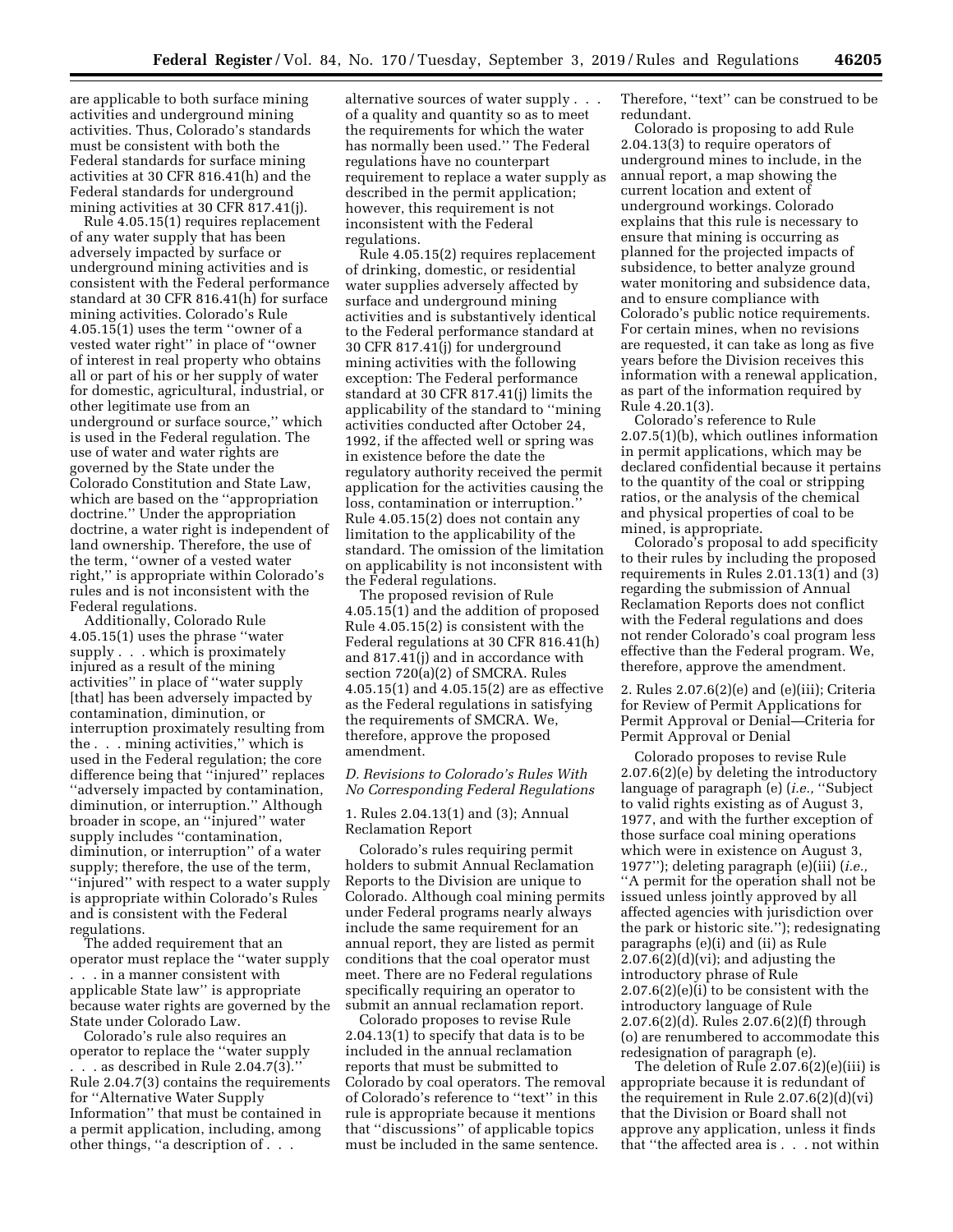are applicable to both surface mining activities and underground mining activities. Thus, Colorado's standards must be consistent with both the Federal standards for surface mining activities at 30 CFR 816.41(h) and the Federal standards for underground mining activities at 30 CFR 817.41(j).

Rule 4.05.15(1) requires replacement of any water supply that has been adversely impacted by surface or underground mining activities and is consistent with the Federal performance standard at 30 CFR 816.41(h) for surface mining activities. Colorado's Rule 4.05.15(1) uses the term ''owner of a vested water right'' in place of ''owner of interest in real property who obtains all or part of his or her supply of water for domestic, agricultural, industrial, or other legitimate use from an underground or surface source,'' which is used in the Federal regulation. The use of water and water rights are governed by the State under the Colorado Constitution and State Law, which are based on the ''appropriation doctrine.'' Under the appropriation doctrine, a water right is independent of land ownership. Therefore, the use of the term, ''owner of a vested water right,'' is appropriate within Colorado's rules and is not inconsistent with the Federal regulations.

Additionally, Colorado Rule 4.05.15(1) uses the phrase ''water supply . . . which is proximately injured as a result of the mining activities'' in place of ''water supply [that] has been adversely impacted by contamination, diminution, or interruption proximately resulting from the . . . mining activities,'' which is used in the Federal regulation; the core difference being that ''injured'' replaces ''adversely impacted by contamination, diminution, or interruption.'' Although broader in scope, an ''injured'' water supply includes ''contamination, diminution, or interruption'' of a water supply; therefore, the use of the term, ''injured'' with respect to a water supply is appropriate within Colorado's Rules and is consistent with the Federal regulations.

The added requirement that an operator must replace the ''water supply . . . in a manner consistent with applicable State law'' is appropriate because water rights are governed by the State under Colorado Law.

Colorado's rule also requires an operator to replace the ''water supply . . . as described in Rule 2.04.7(3).'' Rule 2.04.7(3) contains the requirements for ''Alternative Water Supply Information'' that must be contained in a permit application, including, among other things, ''a description of . . . alternative sources of water supply . . . of a quality and quantity so as to meet the requirements for which the water has normally been used.'' The Federal regulations have no counterpart requirement to replace a water supply as described in the permit application; however, this requirement is not inconsistent with the Federal regulations.

Rule 4.05.15(2) requires replacement of drinking, domestic, or residential water supplies adversely affected by surface and underground mining activities and is substantively identical to the Federal performance standard at 30 CFR 817.41(j) for underground mining activities with the following exception: The Federal performance standard at 30 CFR 817.41(j) limits the applicability of the standard to ''mining activities conducted after October 24, 1992, if the affected well or spring was in existence before the date the regulatory authority received the permit application for the activities causing the loss, contamination or interruption.'' Rule 4.05.15(2) does not contain any limitation to the applicability of the standard. The omission of the limitation on applicability is not inconsistent with the Federal regulations.

The proposed revision of Rule 4.05.15(1) and the addition of proposed Rule 4.05.15(2) is consistent with the Federal regulations at 30 CFR 816.41(h) and 817.41(j) and in accordance with section 720(a)(2) of SMCRA. Rules 4.05.15(1) and 4.05.15(2) are as effective as the Federal regulations in satisfying the requirements of SMCRA. We, therefore, approve the proposed amendment.

*D. Revisions to Colorado's Rules With No Corresponding Federal Regulations*

1. Rules 2.04.13(1) and (3); Annual Reclamation Report

Colorado's rules requiring permit holders to submit Annual Reclamation Reports to the Division are unique to Colorado. Although coal mining permits under Federal programs nearly always include the same requirement for an annual report, they are listed as permit conditions that the coal operator must meet. There are no Federal regulations specifically requiring an operator to submit an annual reclamation report.

Colorado proposes to revise Rule 2.04.13(1) to specify that data is to be included in the annual reclamation reports that must be submitted to Colorado by coal operators. The removal of Colorado's reference to ''text'' in this rule is appropriate because it mentions that ''discussions'' of applicable topics must be included in the same sentence. Therefore, ''text'' can be construed to be redundant.

Colorado is proposing to add Rule 2.04.13(3) to require operators of underground mines to include, in the annual report, a map showing the current location and extent of underground workings. Colorado explains that this rule is necessary to ensure that mining is occurring as planned for the projected impacts of subsidence, to better analyze ground water monitoring and subsidence data, and to ensure compliance with Colorado's public notice requirements. For certain mines, when no revisions are requested, it can take as long as five years before the Division receives this information with a renewal application, as part of the information required by Rule 4.20.1(3).

Colorado's reference to Rule 2.07.5(1)(b), which outlines information in permit applications, which may be declared confidential because it pertains to the quantity of the coal or stripping ratios, or the analysis of the chemical and physical properties of coal to be mined, is appropriate.

Colorado's proposal to add specificity to their rules by including the proposed requirements in Rules 2.01.13(1) and (3) regarding the submission of Annual Reclamation Reports does not conflict with the Federal regulations and does not render Colorado's coal program less effective than the Federal program. We, therefore, approve the amendment.

2. Rules 2.07.6(2)(e) and (e)(iii); Criteria for Review of Permit Applications for Permit Approval or Denial—Criteria for Permit Approval or Denial

Colorado proposes to revise Rule 2.07.6(2)(e) by deleting the introductory language of paragraph (e) (*i.e.,* ''Subject to valid rights existing as of August 3, 1977, and with the further exception of those surface coal mining operations which were in existence on August 3, 1977''); deleting paragraph (e)(iii) (*i.e.,* ''A permit for the operation shall not be issued unless jointly approved by all affected agencies with jurisdiction over the park or historic site.''); redesignating paragraphs (e)(i) and (ii) as Rule 2.07.6(2)(d)(vi); and adjusting the introductory phrase of Rule 2.07.6(2)(e)(i) to be consistent with the introductory language of Rule 2.07.6(2)(d). Rules 2.07.6(2)(f) through (o) are renumbered to accommodate this redesignation of paragraph (e).

The deletion of Rule 2.07.6(2)(e)(iii) is appropriate because it is redundant of the requirement in Rule 2.07.6(2)(d)(vi) that the Division or Board shall not approve any application, unless it finds that ''the affected area is . . . not within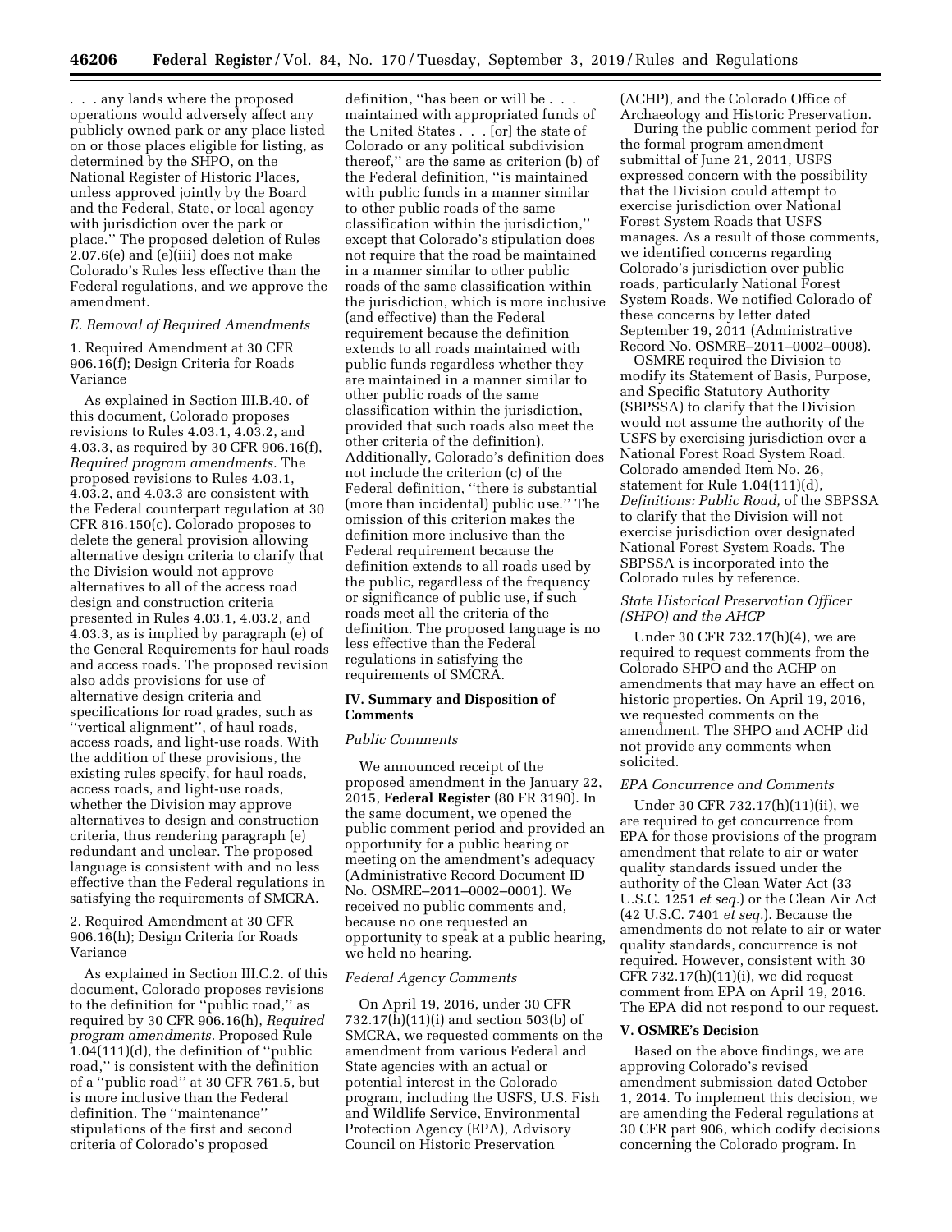. . . any lands where the proposed operations would adversely affect any publicly owned park or any place listed on or those places eligible for listing, as determined by the SHPO, on the National Register of Historic Places, unless approved jointly by the Board and the Federal, State, or local agency with jurisdiction over the park or place.'' The proposed deletion of Rules 2.07.6(e) and (e)(iii) does not make Colorado's Rules less effective than the Federal regulations, and we approve the amendment.

### *E. Removal of Required Amendments*

1. Required Amendment at 30 CFR 906.16(f); Design Criteria for Roads Variance

As explained in Section III.B.40. of this document, Colorado proposes revisions to Rules 4.03.1, 4.03.2, and 4.03.3, as required by 30 CFR 906.16(f), *Required program amendments.* The proposed revisions to Rules 4.03.1, 4.03.2, and 4.03.3 are consistent with the Federal counterpart regulation at 30 CFR 816.150(c). Colorado proposes to delete the general provision allowing alternative design criteria to clarify that the Division would not approve alternatives to all of the access road design and construction criteria presented in Rules 4.03.1, 4.03.2, and 4.03.3, as is implied by paragraph (e) of the General Requirements for haul roads and access roads. The proposed revision also adds provisions for use of alternative design criteria and specifications for road grades, such as ''vertical alignment'', of haul roads, access roads, and light-use roads. With the addition of these provisions, the existing rules specify, for haul roads, access roads, and light-use roads, whether the Division may approve alternatives to design and construction criteria, thus rendering paragraph (e) redundant and unclear. The proposed language is consistent with and no less effective than the Federal regulations in satisfying the requirements of SMCRA.

2. Required Amendment at 30 CFR 906.16(h); Design Criteria for Roads Variance

As explained in Section III.C.2. of this document, Colorado proposes revisions to the definition for ''public road,'' as required by 30 CFR 906.16(h), *Required program amendments.* Proposed Rule 1.04(111)(d), the definition of ''public road,'' is consistent with the definition of a ''public road'' at 30 CFR 761.5, but is more inclusive than the Federal definition. The ''maintenance'' stipulations of the first and second criteria of Colorado's proposed definition, ''has been or will be . . . maintained with appropriated funds of the United States . . . [or] the state of Colorado or any political subdivision thereof,'' are the same as criterion (b) of the Federal definition, ''is maintained with public funds in a manner similar to other public roads of the same classification within the jurisdiction,'' except that Colorado's stipulation does not require that the road be maintained in a manner similar to other public roads of the same classification within the jurisdiction, which is more inclusive (and effective) than the Federal requirement because the definition extends to all roads maintained with public funds regardless whether they are maintained in a manner similar to other public roads of the same classification within the jurisdiction, provided that such roads also meet the other criteria of the definition). Additionally, Colorado's definition does not include the criterion (c) of the Federal definition, ''there is substantial (more than incidental) public use.'' The omission of this criterion makes the definition more inclusive than the Federal requirement because the definition extends to all roads used by the public, regardless of the frequency or significance of public use, if such roads meet all the criteria of the definition. The proposed language is no less effective than the Federal regulations in satisfying the requirements of SMCRA.

## IV. Summary and Disposition of Comments

### *Public Comments*

We announced receipt of the proposed amendment in the January 22, 2015, **Federal Register** (80 FR 3190). In the same document, we opened the public comment period and provided an opportunity for a public hearing or meeting on the amendment's adequacy (Administrative Record Document ID No. OSMRE–2011–0002–0001). We received no public comments and, because no one requested an opportunity to speak at a public hearing, we held no hearing.

### *Federal Agency Comments*

On April 19, 2016, under 30 CFR 732.17(h)(11)(i) and section 503(b) of SMCRA, we requested comments on the amendment from various Federal and State agencies with an actual or potential interest in the Colorado program, including the USFS, U.S. Fish and Wildlife Service, Environmental Protection Agency (EPA), Advisory Council on Historic Preservation (ACHP), and the Colorado Office of Archaeology and Historic Preservation.

During the public comment period for the formal program amendment submittal of June 21, 2011, USFS expressed concern with the possibility that the Division could attempt to exercise jurisdiction over National Forest System Roads that USFS manages. As a result of those comments, we identified concerns regarding Colorado's jurisdiction over public roads, particularly National Forest System Roads. We notified Colorado of these concerns by letter dated September 19, 2011 (Administrative Record No. OSMRE–2011–0002–0008).

OSMRE required the Division to modify its Statement of Basis, Purpose, and Specific Statutory Authority (SBPSSA) to clarify that the Division would not assume the authority of the USFS by exercising jurisdiction over a National Forest Road System Road. Colorado amended Item No. 26, statement for Rule 1.04(111)(d), *Definitions: Public Road,* of the SBPSSA to clarify that the Division will not exercise jurisdiction over designated National Forest System Roads. The SBPSSA is incorporated into the Colorado rules by reference.

### *State Historical Preservation Officer (SHPO) and the AHCP*

Under 30 CFR 732.17(h)(4), we are required to request comments from the Colorado SHPO and the ACHP on amendments that may have an effect on historic properties. On April 19, 2016, we requested comments on the amendment. The SHPO and ACHP did not provide any comments when solicited.

### *EPA Concurrence and Comments*

Under 30 CFR 732.17(h)(11)(ii), we are required to get concurrence from EPA for those provisions of the program amendment that relate to air or water quality standards issued under the authority of the Clean Water Act (33 U.S.C. 1251 *et seq.*) or the Clean Air Act (42 U.S.C. 7401 *et seq.*). Because the amendments do not relate to air or water quality standards, concurrence is not required. However, consistent with 30 CFR 732.17(h)(11)(i), we did request comment from EPA on April 19, 2016. The EPA did not respond to our request.

## V. OSMRE's Decision

Based on the above findings, we are approving Colorado's revised amendment submission dated October 1, 2014. To implement this decision, we are amending the Federal regulations at 30 CFR part 906, which codify decisions concerning the Colorado program. In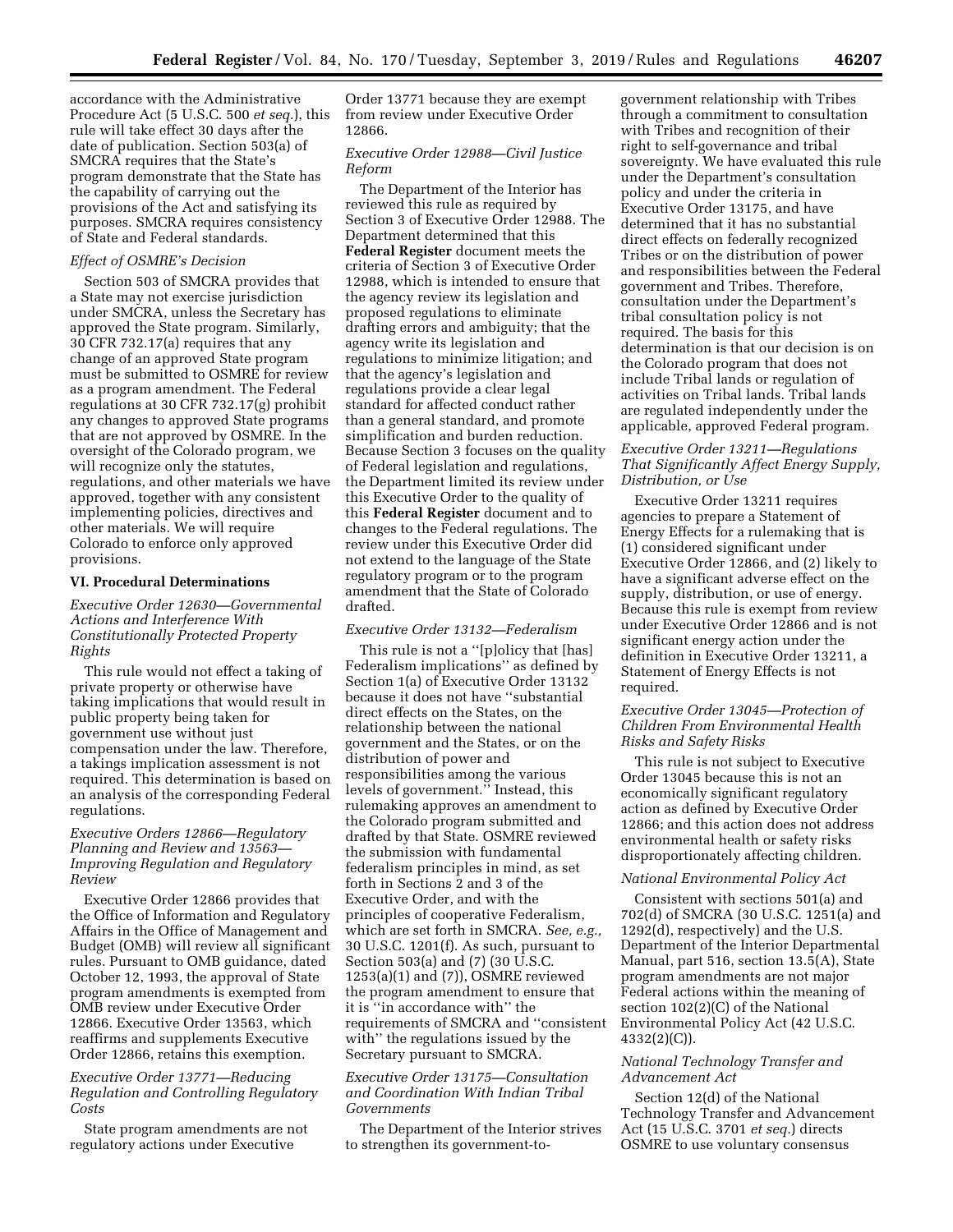accordance with the Administrative Procedure Act (5 U.S.C. 500 *et seq.*), this rule will take effect 30 days after the date of publication. Section 503(a) of SMCRA requires that the State's program demonstrate that the State has the capability of carrying out the provisions of the Act and satisfying its purposes. SMCRA requires consistency of State and Federal standards.

*Effect of OSMRE's Decision*

Section 503 of SMCRA provides that a State may not exercise jurisdiction under SMCRA, unless the Secretary has approved the State program. Similarly, 30 CFR 732.17(a) requires that any change of an approved State program must be submitted to OSMRE for review as a program amendment. The Federal regulations at 30 CFR 732.17(g) prohibit any changes to approved State programs that are not approved by OSMRE. In the oversight of the Colorado program, we will recognize only the statutes, regulations, and other materials we have approved, together with any consistent implementing policies, directives and other materials. We will require Colorado to enforce only approved provisions.

## VI. Procedural Determinations

*Executive Order 12630—Governmental Actions and Interference With Constitutionally Protected Property Rights*

This rule would not effect a taking of private property or otherwise have taking implications that would result in public property being taken for government use without just compensation under the law. Therefore, a takings implication assessment is not required. This determination is based on an analysis of the corresponding Federal regulations.

*Executive Orders 12866—Regulatory Planning and Review and 13563—Improving Regulation and Regulatory Review*

Executive Order 12866 provides that the Office of Information and Regulatory Affairs in the Office of Management and Budget (OMB) will review all significant rules. Pursuant to OMB guidance, dated October 12, 1993, the approval of State program amendments is exempted from OMB review under Executive Order 12866. Executive Order 13563, which reaffirms and supplements Executive Order 12866, retains this exemption.

*Executive Order 13771—Reducing Regulation and Controlling Regulatory Costs*

State program amendments are not regulatory actions under Executive Order 13771 because they are exempt from review under Executive Order 12866.

*Executive Order 12988—Civil Justice Reform*

The Department of the Interior has reviewed this rule as required by Section 3 of Executive Order 12988. The Department determined that this **Federal Register** document meets the criteria of Section 3 of Executive Order 12988, which is intended to ensure that the agency review its legislation and proposed regulations to eliminate drafting errors and ambiguity; that the agency write its legislation and regulations to minimize litigation; and that the agency's legislation and regulations provide a clear legal standard for affected conduct rather than a general standard, and promote simplification and burden reduction. Because Section 3 focuses on the quality of Federal legislation and regulations, the Department limited its review under this Executive Order to the quality of this **Federal Register** document and to changes to the Federal regulations. The review under this Executive Order did not extend to the language of the State regulatory program or to the program amendment that the State of Colorado drafted.

*Executive Order 13132—Federalism*

This rule is not a ''[p]olicy that [has] Federalism implications'' as defined by Section 1(a) of Executive Order 13132 because it does not have ''substantial direct effects on the States, on the relationship between the national government and the States, or on the distribution of power and responsibilities among the various levels of government.'' Instead, this rulemaking approves an amendment to the Colorado program submitted and drafted by that State. OSMRE reviewed the submission with fundamental federalism principles in mind, as set forth in Sections 2 and 3 of the Executive Order, and with the principles of cooperative Federalism, which are set forth in SMCRA. *See, e.g.,* 30 U.S.C. 1201(f). As such, pursuant to Section 503(a) and (7) (30 U.S.C. 1253(a)(1) and (7)), OSMRE reviewed the program amendment to ensure that it is ''in accordance with'' the requirements of SMCRA and ''consistent with'' the regulations issued by the Secretary pursuant to SMCRA.

*Executive Order 13175—Consultation and Coordination With Indian Tribal Governments*

The Department of the Interior strives to strengthen its government-to-government relationship with Tribes through a commitment to consultation with Tribes and recognition of their right to self-governance and tribal sovereignty. We have evaluated this rule under the Department's consultation policy and under the criteria in Executive Order 13175, and have determined that it has no substantial direct effects on federally recognized Tribes or on the distribution of power and responsibilities between the Federal government and Tribes. Therefore, consultation under the Department's tribal consultation policy is not required. The basis for this determination is that our decision is on the Colorado program that does not include Tribal lands or regulation of activities on Tribal lands. Tribal lands are regulated independently under the applicable, approved Federal program.

*Executive Order 13211—Regulations That Significantly Affect Energy Supply, Distribution, or Use*

Executive Order 13211 requires agencies to prepare a Statement of Energy Effects for a rulemaking that is (1) considered significant under Executive Order 12866, and (2) likely to have a significant adverse effect on the supply, distribution, or use of energy. Because this rule is exempt from review under Executive Order 12866 and is not significant energy action under the definition in Executive Order 13211, a Statement of Energy Effects is not required.

*Executive Order 13045—Protection of Children From Environmental Health Risks and Safety Risks*

This rule is not subject to Executive Order 13045 because this is not an economically significant regulatory action as defined by Executive Order 12866; and this action does not address environmental health or safety risks disproportionately affecting children.

*National Environmental Policy Act*

Consistent with sections 501(a) and 702(d) of SMCRA (30 U.S.C. 1251(a) and 1292(d), respectively) and the U.S. Department of the Interior Departmental Manual, part 516, section 13.5(A), State program amendments are not major Federal actions within the meaning of section 102(2)(C) of the National Environmental Policy Act (42 U.S.C. 4332(2)(C)).

*National Technology Transfer and Advancement Act*

Section 12(d) of the National Technology Transfer and Advancement Act (15 U.S.C. 3701 *et seq.*) directs OSMRE to use voluntary consensus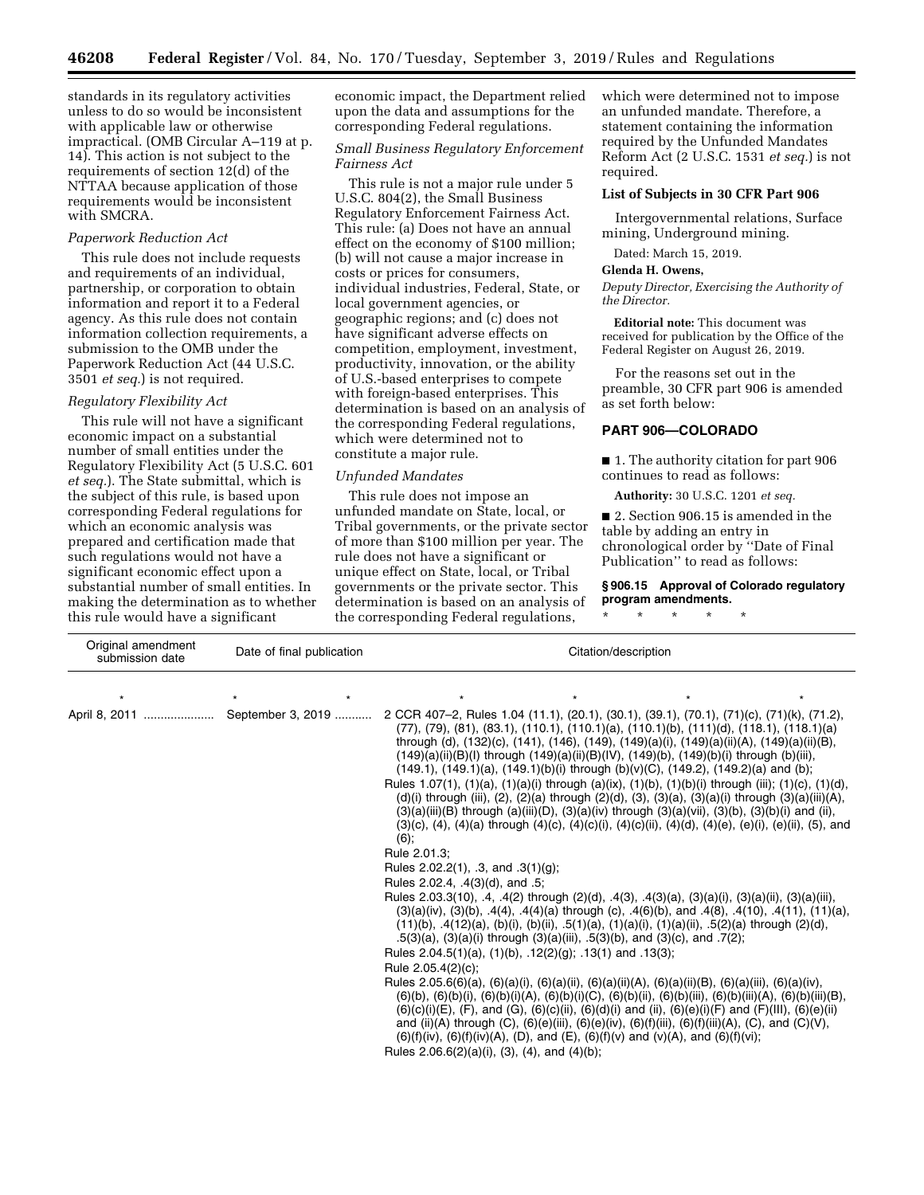standards in its regulatory activities unless to do so would be inconsistent with applicable law or otherwise impractical. (OMB Circular A–119 at p. 14). This action is not subject to the requirements of section 12(d) of the NTTAA because application of those requirements would be inconsistent with SMCRA.

*Paperwork Reduction Act*

This rule does not include requests and requirements of an individual, partnership, or corporation to obtain information and report it to a Federal agency. As this rule does not contain information collection requirements, a submission to the OMB under the Paperwork Reduction Act (44 U.S.C. 3501 *et seq.*) is not required.

*Regulatory Flexibility Act*

This rule will not have a significant economic impact on a substantial number of small entities under the Regulatory Flexibility Act (5 U.S.C. 601 *et seq.*). The State submittal, which is the subject of this rule, is based upon corresponding Federal regulations for which an economic analysis was prepared and certification made that such regulations would not have a significant economic effect upon a substantial number of small entities. In making the determination as to whether this rule would have a significant economic impact, the Department relied upon the data and assumptions for the corresponding Federal regulations.

*Small Business Regulatory Enforcement Fairness Act*

This rule is not a major rule under 5 U.S.C. 804(2), the Small Business Regulatory Enforcement Fairness Act. This rule: (a) Does not have an annual effect on the economy of $100 million; (b) will not cause a major increase in costs or prices for consumers, individual industries, Federal, State, or local government agencies, or geographic regions; and (c) does not have significant adverse effects on competition, employment, investment, productivity, innovation, or the ability of U.S.-based enterprises to compete with foreign-based enterprises. This determination is based on an analysis of the corresponding Federal regulations, which were determined not to constitute a major rule.

*Unfunded Mandates*

This rule does not impose an unfunded mandate on State, local, or Tribal governments, or the private sector of more than $100 million per year. The rule does not have a significant or unique effect on State, local, or Tribal governments or the private sector. This determination is based on an analysis of the corresponding Federal regulations, which were determined not to impose an unfunded mandate. Therefore, a statement containing the information required by the Unfunded Mandates Reform Act (2 U.S.C. 1531 *et seq.*) is not required.

**List of Subjects in 30 CFR Part 906**

Intergovernmental relations, Surface mining, Underground mining.

Dated: March 15, 2019.

**Glenda H. Owens,**

*Deputy Director, Exercising the Authority of the Director.*

**Editorial note:** This document was received for publication by the Office of the Federal Register on August 26, 2019.

For the reasons set out in the preamble, 30 CFR part 906 is amended as set forth below:

## PART 906—COLORADO

■ 1. The authority citation for part 906 continues to read as follows:

**Authority:** 30 U.S.C. 1201 *et seq.*

■ 2. Section 906.15 is amended in the table by adding an entry in chronological order by "Date of Final Publication" to read as follows:

**§ 906.15 Approval of Colorado regulatory program amendments.**

\* \* \* \* \*

| Original amendment submission date | Date of final publication | Citation/description |
|---|---|---|
| \* | \* | \* \* \* \* \* |
| April 8, 2011 | September 3, 2019 | 2 CCR 407–2, Rules 1.04 (11.1), (20.1), (30.1), (39.1), (70.1), (71)(c), (71)(k), (71.2), (77), (79), (81), (83.1), (110.1), (110.1)(a), (110.1)(b), (111)(d), (118.1), (118.1)(a) through (d), (132)(c), (141), (146), (149), (149)(a)(i), (149)(a)(ii)(A), (149)(a)(ii)(B), (149)(a)(ii)(B)(I) through (149)(a)(ii)(B)(IV), (149)(b), (149)(b)(i) through (b)(iii), (149.1), (149.1)(a), (149.1)(b)(i) through (b)(v)(C), (149.2), (149.2)(a) and (b);<br>Rules 1.07(1), (1)(a), (1)(a)(i) through (a)(ix), (1)(b), (1)(b)(i) through (iii); (1)(c), (1)(d), (d)(i) through (iii), (2), (2)(a) through (2)(d), (3), (3)(a), (3)(a)(i) through (3)(a)(iii)(A), (3)(a)(iii)(B) through (a)(iii)(D), (3)(a)(iv) through (3)(a)(vii), (3)(b), (3)(b)(i) and (ii), (3)(c), (4), (4)(a) through (4)(c), (4)(c)(i), (4)(c)(ii), (4)(d), (4)(e), (e)(i), (e)(ii), (5), and (6);<br>Rule 2.01.3;<br>Rules 2.02.2(1), .3, and .3(1)(g);<br>Rules 2.02.4, .4(3)(d), and .5;<br>Rules 2.03.3(10), .4, .4(2) through (2)(d), .4(3), .4(3)(a), (3)(a)(i), (3)(a)(ii), (3)(a)(iii), (3)(a)(iv), (3)(b), .4(4), .4(4)(a) through (c), .4(6)(b), and .4(8), .4(10), .4(11), (11)(a), (11)(b), .4(12)(a), (b)(i), (b)(ii), .5(1)(a), (1)(a)(i), (1)(a)(ii), .5(2)(a) through (2)(d), .5(3)(a), (3)(a)(i) through (3)(a)(iii), .5(3)(b), and (3)(c), and .7(2);<br>Rules 2.04.5(1)(a), (1)(b), .12(2)(g); .13(1) and .13(3);<br>Rule 2.05.4(2)(c);<br>Rules 2.05.6(6)(a), (6)(a)(i), (6)(a)(ii), (6)(a)(ii)(A), (6)(a)(ii)(B), (6)(a)(iii), (6)(a)(iv), (6)(b), (6)(b)(i), (6)(b)(i)(A), (6)(b)(i)(C), (6)(b)(ii), (6)(b)(iii), (6)(b)(iii)(A), (6)(b)(iii)(B), (6)(c)(i)(E), (F), and (G), (6)(c)(ii), (6)(d)(i) and (ii), (6)(e)(i)(F) and (F)(III), (6)(e)(ii) and (ii)(A) through (C), (6)(e)(iii), (6)(e)(iv), (6)(f)(iii), (6)(f)(iii)(A), (C), and (C)(V), (6)(f)(iv), (6)(f)(iv)(A), (D), and (E), (6)(f)(v) and (v)(A), and (6)(f)(vi);<br>Rules 2.06.6(2)(a)(i), (3), (4), and (4)(b); |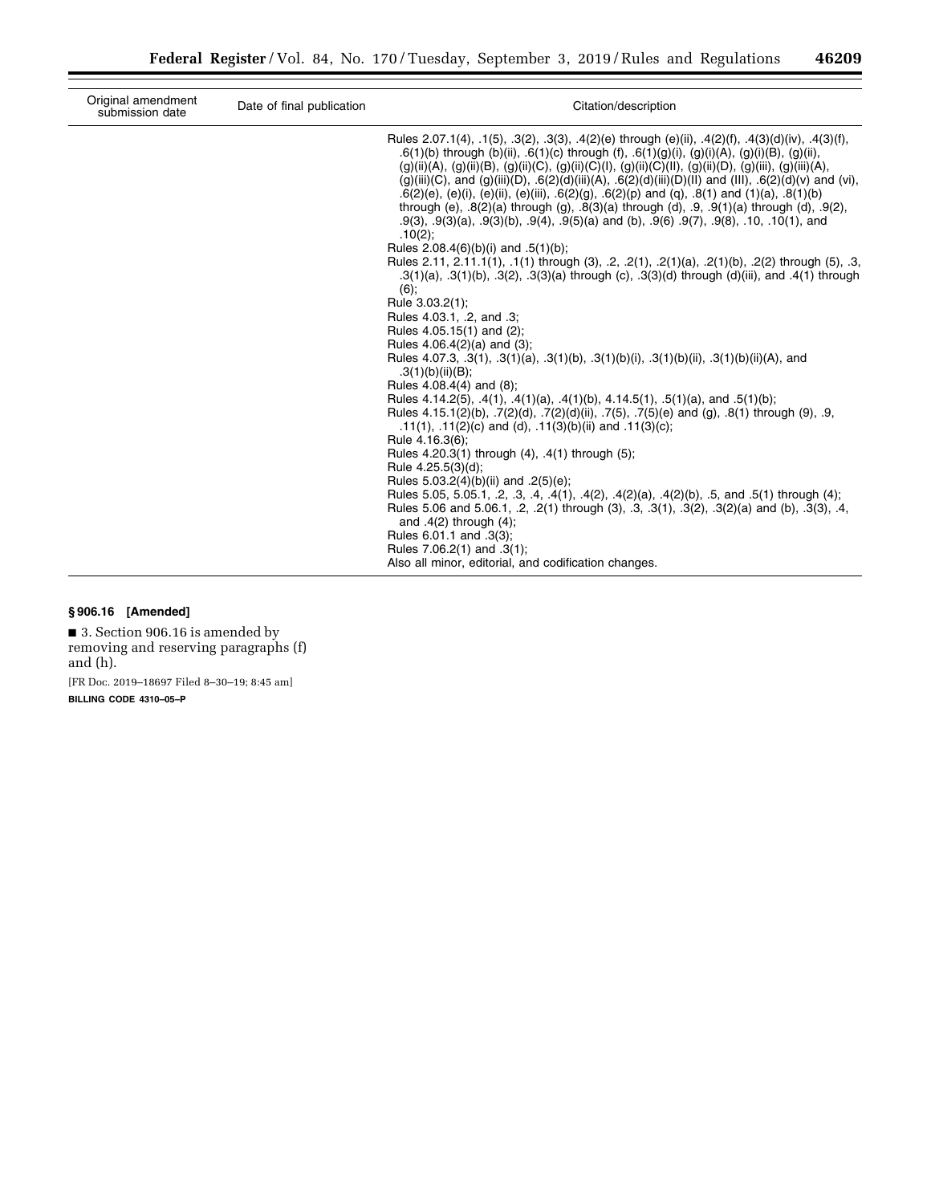| Original amendment submission date | Date of final publication | Citation/description |
|---|---|---|
| | | Rules 2.07.1(4), .1(5), .3(2), .3(3), .4(2)(e) through (e)(ii), .4(2)(f), .4(3)(d)(iv), .4(3)(f), .6(1)(b) through (b)(ii), .6(1)(c) through (f), .6(1)(g)(i), (g)(i)(A), (g)(i)(B), (g)(ii), (g)(ii)(A), (g)(ii)(B), (g)(ii)(C), (g)(ii)(C)(I), (g)(ii)(C)(II), (g)(ii)(D), (g)(iii), (g)(iii)(A), (g)(iii)(C), and (g)(iii)(D), .6(2)(d)(iii)(A), .6(2)(d)(iii)(D)(II) and (III), .6(2)(d)(v) and (vi), .6(2)(e), (e)(i), (e)(ii), (e)(iii), .6(2)(g), .6(2)(p) and (q), .8(1) and (1)(a), .8(1)(b) through (e), .8(2)(a) through (g), .8(3)(a) through (d), .9, .9(1)(a) through (d), .9(2), .9(3), .9(3)(a), .9(3)(b), .9(4), .9(5)(a) and (b), .9(6) .9(7), .9(8), .10, .10(1), and .10(2);<br>Rules 2.08.4(6)(b)(i) and .5(1)(b);<br>Rules 2.11, 2.11.1(1), .1(1) through (3), .2, .2(1), .2(1)(a), .2(1)(b), .2(2) through (5), .3, .3(1)(a), .3(1)(b), .3(2), .3(3)(a) through (c), .3(3)(d) through (d)(iii), and .4(1) through (6);<br>Rule 3.03.2(1);<br>Rules 4.03.1, .2, and .3;<br>Rules 4.05.15(1) and (2);<br>Rules 4.06.4(2)(a) and (3);<br>Rules 4.07.3, .3(1), .3(1)(a), .3(1)(b), .3(1)(b)(i), .3(1)(b)(ii), .3(1)(b)(ii)(A), and .3(1)(b)(ii)(B);<br>Rules 4.08.4(4) and (8);<br>Rules 4.14.2(5), .4(1), .4(1)(a), .4(1)(b), 4.14.5(1), .5(1)(a), and .5(1)(b);<br>Rules 4.15.1(2)(b), .7(2)(d), .7(2)(d)(ii), .7(5), .7(5)(e) and (g), .8(1) through (9), .9, .11(1), .11(2)(c) and (d), .11(3)(b)(ii) and .11(3)(c);<br>Rule 4.16.3(6);<br>Rules 4.20.3(1) through (4), .4(1) through (5);<br>Rule 4.25.5(3)(d);<br>Rules 5.03.2(4)(b)(ii) and .2(5)(e);<br>Rules 5.05, 5.05.1, .2, .3, .4, .4(1), .4(2), .4(2)(a), .4(2)(b), .5, and .5(1) through (4);<br>Rules 5.06 and 5.06.1, .2, .2(1) through (3), .3, .3(1), .3(2), .3(2)(a) and (b), .3(3), .4, and .4(2) through (4);<br>Rules 6.01.1 and .3(3);<br>Rules 7.06.2(1) and .3(1);<br>Also all minor, editorial, and codification changes. |

**§ 906.16 [Amended]**

■ 3. Section 906.16 is amended by removing and reserving paragraphs (f) and (h).

[FR Doc. 2019–18697 Filed 8–30–19; 8:45 am]

**BILLING CODE 4310–05–P**